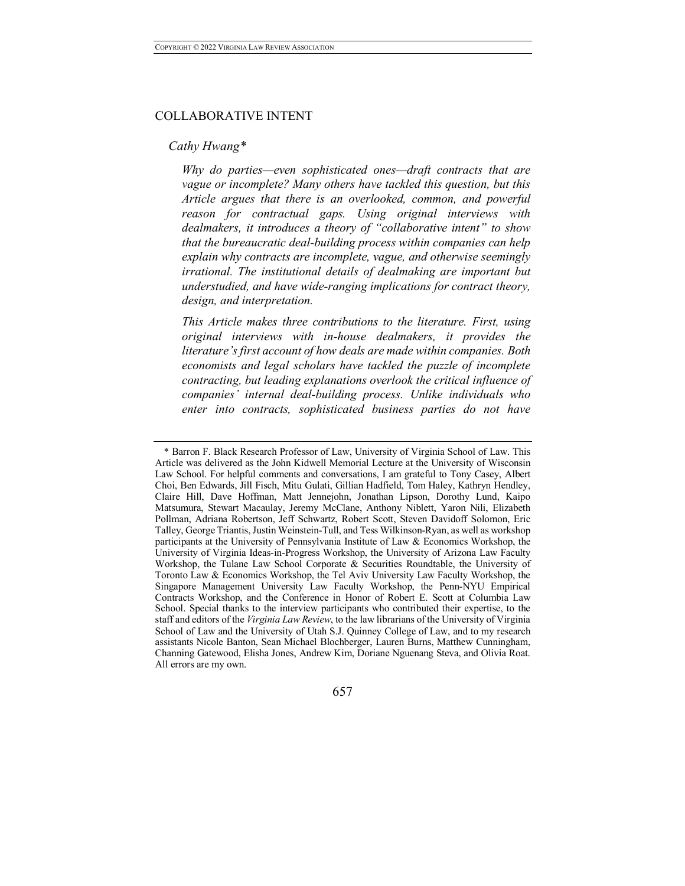# COLLABORATIVE INTENT

*Cathy Hwang\**

*Why do parties—even sophisticated ones—draft contracts that are vague or incomplete? Many others have tackled this question, but this Article argues that there is an overlooked, common, and powerful reason for contractual gaps. Using original interviews with dealmakers, it introduces a theory of "collaborative intent" to show that the bureaucratic deal-building process within companies can help explain why contracts are incomplete, vague, and otherwise seemingly irrational. The institutional details of dealmaking are important but understudied, and have wide-ranging implications for contract theory, design, and interpretation.*

*This Article makes three contributions to the literature. First, using original interviews with in-house dealmakers, it provides the literature's first account of how deals are made within companies. Both economists and legal scholars have tackled the puzzle of incomplete contracting, but leading explanations overlook the critical influence of companies' internal deal-building process. Unlike individuals who enter into contracts, sophisticated business parties do not have*

\* Barron F. Black Research Professor of Law, University of Virginia School of Law. This Article was delivered as the John Kidwell Memorial Lecture at the University of Wisconsin Law School. For helpful comments and conversations, I am grateful to Tony Casey, Albert Choi, Ben Edwards, Jill Fisch, Mitu Gulati, Gillian Hadfield, Tom Haley, Kathryn Hendley, Claire Hill, Dave Hoffman, Matt Jennejohn, Jonathan Lipson, Dorothy Lund, Kaipo Matsumura, Stewart Macaulay, Jeremy McClane, Anthony Niblett, Yaron Nili, Elizabeth Pollman, Adriana Robertson, Jeff Schwartz, Robert Scott, Steven Davidoff Solomon, Eric Talley, George Triantis, Justin Weinstein-Tull, and Tess Wilkinson-Ryan, as well as workshop participants at the University of Pennsylvania Institute of Law & Economics Workshop, the University of Virginia Ideas-in-Progress Workshop, the University of Arizona Law Faculty Workshop, the Tulane Law School Corporate & Securities Roundtable, the University of Toronto Law & Economics Workshop, the Tel Aviv University Law Faculty Workshop, the Singapore Management University Law Faculty Workshop, the Penn-NYU Empirical Contracts Workshop, and the Conference in Honor of Robert E. Scott at Columbia Law School. Special thanks to the interview participants who contributed their expertise, to the staff and editors of the *Virginia Law Review*, to the law librarians of the University of Virginia School of Law and the University of Utah S.J. Quinney College of Law, and to my research assistants Nicole Banton, Sean Michael Blochberger, Lauren Burns, Matthew Cunningham, Channing Gatewood, Elisha Jones, Andrew Kim, Doriane Nguenang Steva, and Olivia Roat. All errors are my own.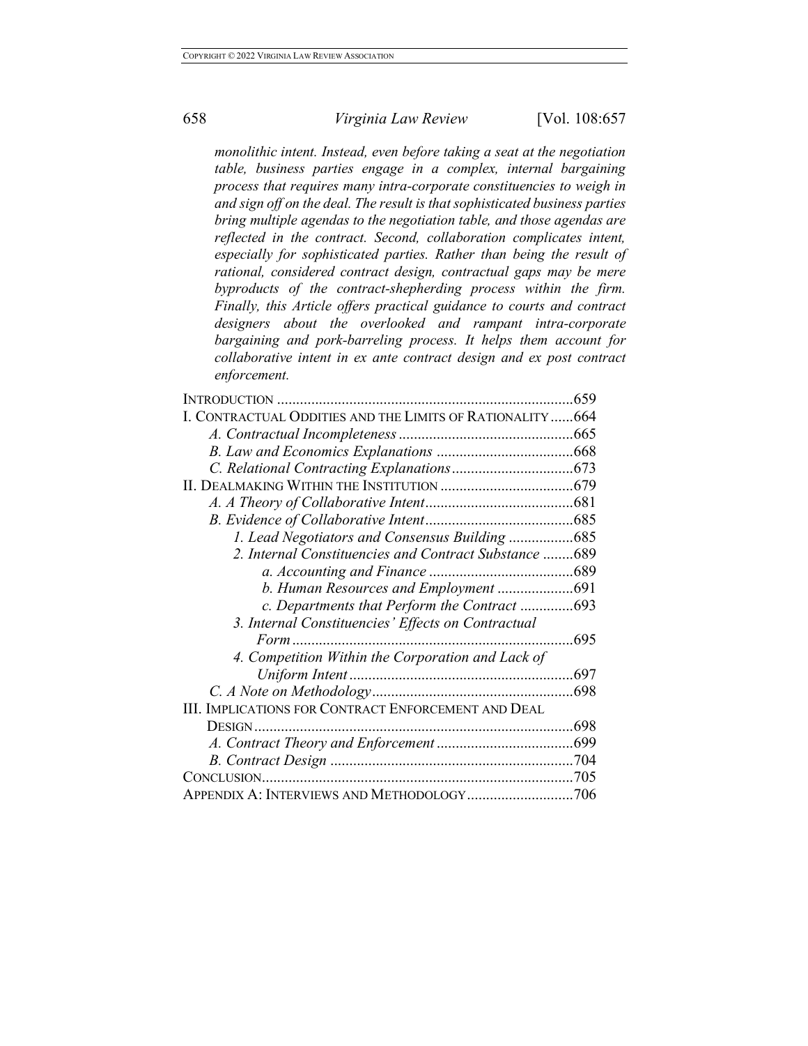*monolithic intent. Instead, even before taking a seat at the negotiation table, business parties engage in a complex, internal bargaining process that requires many intra-corporate constituencies to weigh in and sign off on the deal. The result is that sophisticated business parties bring multiple agendas to the negotiation table, and those agendas are reflected in the contract. Second, collaboration complicates intent, especially for sophisticated parties. Rather than being the result of rational, considered contract design, contractual gaps may be mere byproducts of the contract-shepherding process within the firm. Finally, this Article offers practical guidance to courts and contract designers about the overlooked and rampant intra-corporate bargaining and pork-barreling process. It helps them account for collaborative intent in ex ante contract design and ex post contract enforcement.*

INTRODUCTION ............................................................................659
I. CONTRACTUAL ODDITIES AND THE LIMITS OF RATIONALITY ......664
*A. Contractual Incompleteness* ..............................................665
*B. Law and Economics Explanations* ....................................668
*C. Relational Contracting Explanations* ................................673
II. DEALMAKING WITHIN THE INSTITUTION ...................................679
*A. A Theory of Collaborative Intent* .......................................681
*B. Evidence of Collaborative Intent* .......................................685
*1. Lead Negotiators and Consensus Building* .................685
*2. Internal Constituencies and Contract Substance* ........689
*a. Accounting and Finance* ......................................689
*b. Human Resources and Employment* ....................691
*c. Departments that Perform the Contract* ..............693
*3. Internal Constituencies' Effects on Contractual Form* ..........................................................................695
*4. Competition Within the Corporation and Lack of Uniform Intent* ............................................................697
*C. A Note on Methodology* .....................................................698
III. IMPLICATIONS FOR CONTRACT ENFORCEMENT AND DEAL DESIGN ....................................................................................698
*A. Contract Theory and Enforcement* ....................................699
*B. Contract Design* ................................................................704
CONCLUSION..................................................................................705
APPENDIX A: INTERVIEWS AND METHODOLOGY............................706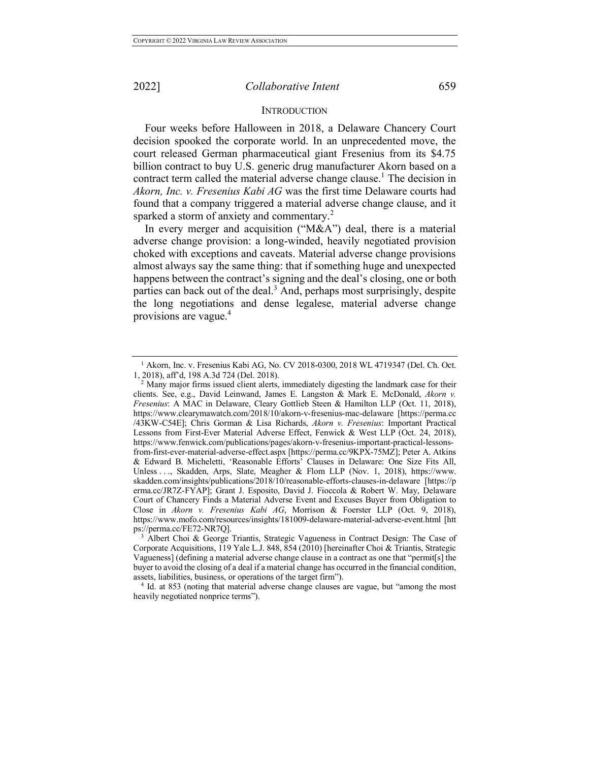## INTRODUCTION

Four weeks before Halloween in 2018, a Delaware Chancery Court decision spooked the corporate world. In an unprecedented move, the court released German pharmaceutical giant Fresenius from its $4.75 billion contract to buy U.S. generic drug manufacturer Akorn based on a contract term called the material adverse change clause.[1] The decision in *Akorn, Inc. v. Fresenius Kabi AG* was the first time Delaware courts had found that a company triggered a material adverse change clause, and it sparked a storm of anxiety and commentary.[2]

In every merger and acquisition ("M&A") deal, there is a material adverse change provision: a long-winded, heavily negotiated provision choked with exceptions and caveats. Material adverse change provisions almost always say the same thing: that if something huge and unexpected happens between the contract's signing and the deal's closing, one or both parties can back out of the deal.[3] And, perhaps most surprisingly, despite the long negotiations and dense legalese, material adverse change provisions are vague.[4]

---

[1] Akorn, Inc. v. Fresenius Kabi AG, No. CV 2018-0300, 2018 WL 4719347 (Del. Ch. Oct. 1, 2018), aff'd, 198 A.3d 724 (Del. 2018).

[2] Many major firms issued client alerts, immediately digesting the landmark case for their clients. See, e.g., David Leinwand, James E. Langston & Mark E. McDonald, *Akorn v. Fresenius*: A MAC in Delaware, Cleary Gottlieb Steen & Hamilton LLP (Oct. 11, 2018), https://www.clearymawatch.com/2018/10/akorn-v-fresenius-mac-delaware [https://perma.cc/43KW-C54E]; Chris Gorman & Lisa Richards, *Akorn v. Fresenius*: Important Practical Lessons from First-Ever Material Adverse Effect, Fenwick & West LLP (Oct. 24, 2018), https://www.fenwick.com/publications/pages/akorn-v-fresenius-important-practical-lessons-from-first-ever-material-adverse-effect.aspx [https://perma.cc/9KPX-75MZ]; Peter A. Atkins & Edward B. Micheletti, 'Reasonable Efforts' Clauses in Delaware: One Size Fits All, Unless . . ., Skadden, Arps, Slate, Meagher & Flom LLP (Nov. 1, 2018), https://www.skadden.com/insights/publications/2018/10/reasonable-efforts-clauses-in-delaware [https://perma.cc/JR7Z-FYAP]; Grant J. Esposito, David J. Fioccola & Robert W. May, Delaware Court of Chancery Finds a Material Adverse Event and Excuses Buyer from Obligation to Close in *Akorn v. Fresenius Kabi AG*, Morrison & Foerster LLP (Oct. 9, 2018), https://www.mofo.com/resources/insights/181009-delaware-material-adverse-event.html [https://perma.cc/FE72-NR7Q].

[3] Albert Choi & George Triantis, Strategic Vagueness in Contract Design: The Case of Corporate Acquisitions, 119 Yale L.J. 848, 854 (2010) [hereinafter Choi & Triantis, Strategic Vagueness] (defining a material adverse change clause in a contract as one that "permit[s] the buyer to avoid the closing of a deal if a material change has occurred in the financial condition, assets, liabilities, business, or operations of the target firm").

[4] Id. at 853 (noting that material adverse change clauses are vague, but "among the most heavily negotiated nonprice terms").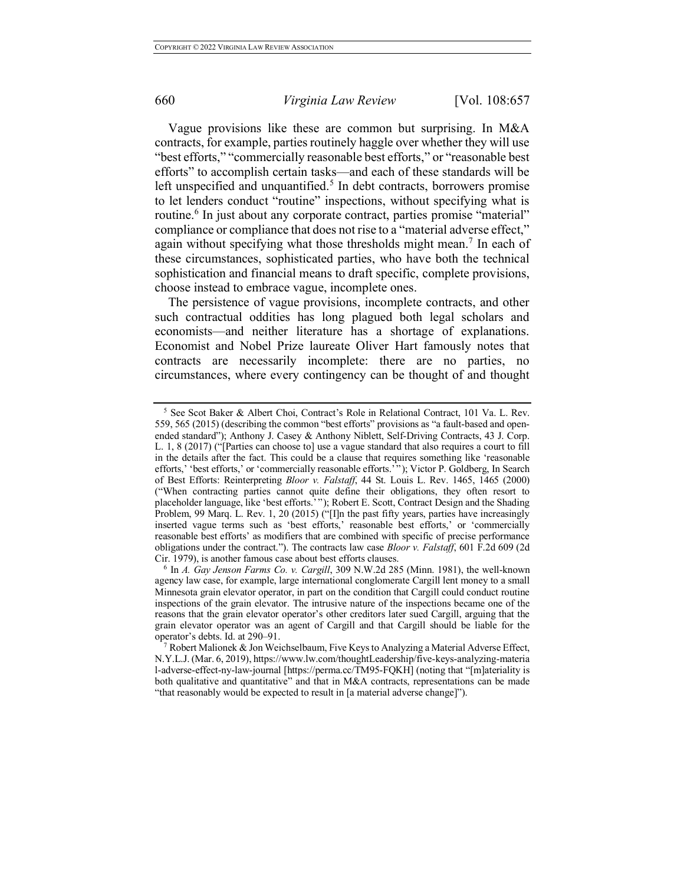Vague provisions like these are common but surprising. In M&A contracts, for example, parties routinely haggle over whether they will use "best efforts," "commercially reasonable best efforts," or "reasonable best efforts" to accomplish certain tasks—and each of these standards will be left unspecified and unquantified.[5] In debt contracts, borrowers promise to let lenders conduct "routine" inspections, without specifying what is routine.[6] In just about any corporate contract, parties promise "material" compliance or compliance that does not rise to a "material adverse effect," again without specifying what those thresholds might mean.[7] In each of these circumstances, sophisticated parties, who have both the technical sophistication and financial means to draft specific, complete provisions, choose instead to embrace vague, incomplete ones.

The persistence of vague provisions, incomplete contracts, and other such contractual oddities has long plagued both legal scholars and economists—and neither literature has a shortage of explanations. Economist and Nobel Prize laureate Oliver Hart famously notes that contracts are necessarily incomplete: there are no parties, no circumstances, where every contingency can be thought of and thought

---

[5] See Scot Baker & Albert Choi, Contract's Role in Relational Contract, 101 Va. L. Rev. 559, 565 (2015) (describing the common "best efforts" provisions as "a fault-based and open-ended standard"); Anthony J. Casey & Anthony Niblett, Self-Driving Contracts, 43 J. Corp. L. 1, 8 (2017) ("[Parties can choose to] use a vague standard that also requires a court to fill in the details after the fact. This could be a clause that requires something like 'reasonable efforts,' 'best efforts,' or 'commercially reasonable efforts.'"); Victor P. Goldberg, In Search of Best Efforts: Reinterpreting *Bloor v. Falstaff*, 44 St. Louis L. Rev. 1465, 1465 (2000) ("When contracting parties cannot quite define their obligations, they often resort to placeholder language, like 'best efforts.'"); Robert E. Scott, Contract Design and the Shading Problem, 99 Marq. L. Rev. 1, 20 (2015) ("[I]n the past fifty years, parties have increasingly inserted vague terms such as 'best efforts,' reasonable best efforts,' or 'commercially reasonable best efforts' as modifiers that are combined with specific of precise performance obligations under the contract."). The contracts law case *Bloor v. Falstaff*, 601 F.2d 609 (2d Cir. 1979), is another famous case about best efforts clauses.

[6] In *A. Gay Jenson Farms Co. v. Cargill*, 309 N.W.2d 285 (Minn. 1981), the well-known agency law case, for example, large international conglomerate Cargill lent money to a small Minnesota grain elevator operator, in part on the condition that Cargill could conduct routine inspections of the grain elevator. The intrusive nature of the inspections became one of the reasons that the grain elevator operator's other creditors later sued Cargill, arguing that the grain elevator operator was an agent of Cargill and that Cargill should be liable for the operator's debts. Id. at 290–91.

[7] Robert Malionek & Jon Weichselbaum, Five Keys to Analyzing a Material Adverse Effect, N.Y.L.J. (Mar. 6, 2019), https://www.lw.com/thoughtLeadership/five-keys-analyzing-material-adverse-effect-ny-law-journal [https://perma.cc/TM95-FQKH] (noting that "[m]ateriality is both qualitative and quantitative" and that in M&A contracts, representations can be made "that reasonably would be expected to result in [a material adverse change]").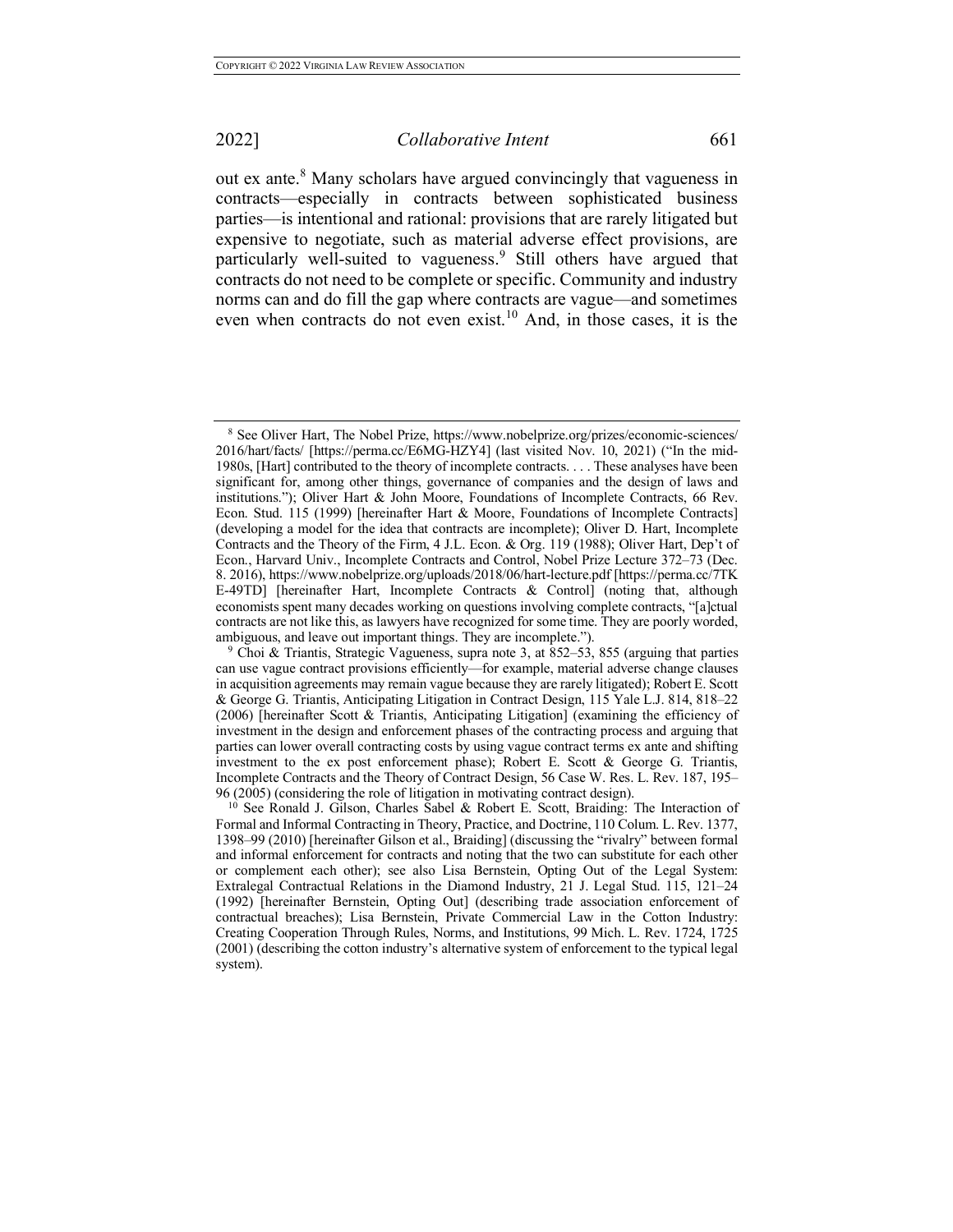out ex ante.[8] Many scholars have argued convincingly that vagueness in contracts—especially in contracts between sophisticated business parties—is intentional and rational: provisions that are rarely litigated but expensive to negotiate, such as material adverse effect provisions, are particularly well-suited to vagueness.[9] Still others have argued that contracts do not need to be complete or specific. Community and industry norms can and do fill the gap where contracts are vague—and sometimes even when contracts do not even exist.[10] And, in those cases, it is the

[8] See Oliver Hart, The Nobel Prize, https://www.nobelprize.org/prizes/economic-sciences/2016/hart/facts/ [https://perma.cc/E6MG-HZY4] (last visited Nov. 10, 2021) ("In the mid-1980s, [Hart] contributed to the theory of incomplete contracts. . . . These analyses have been significant for, among other things, governance of companies and the design of laws and institutions."); Oliver Hart & John Moore, Foundations of Incomplete Contracts, 66 Rev. Econ. Stud. 115 (1999) [hereinafter Hart & Moore, Foundations of Incomplete Contracts] (developing a model for the idea that contracts are incomplete); Oliver D. Hart, Incomplete Contracts and the Theory of the Firm, 4 J.L. Econ. & Org. 119 (1988); Oliver Hart, Dep't of Econ., Harvard Univ., Incomplete Contracts and Control, Nobel Prize Lecture 372–73 (Dec. 8. 2016), https://www.nobelprize.org/uploads/2018/06/hart-lecture.pdf [https://perma.cc/7TKE-49TD] [hereinafter Hart, Incomplete Contracts & Control] (noting that, although economists spent many decades working on questions involving complete contracts, "[a]ctual contracts are not like this, as lawyers have recognized for some time. They are poorly worded, ambiguous, and leave out important things. They are incomplete.").

[9] Choi & Triantis, Strategic Vagueness, supra note 3, at 852–53, 855 (arguing that parties can use vague contract provisions efficiently—for example, material adverse change clauses in acquisition agreements may remain vague because they are rarely litigated); Robert E. Scott & George G. Triantis, Anticipating Litigation in Contract Design, 115 Yale L.J. 814, 818–22 (2006) [hereinafter Scott & Triantis, Anticipating Litigation] (examining the efficiency of investment in the design and enforcement phases of the contracting process and arguing that parties can lower overall contracting costs by using vague contract terms ex ante and shifting investment to the ex post enforcement phase); Robert E. Scott & George G. Triantis, Incomplete Contracts and the Theory of Contract Design, 56 Case W. Res. L. Rev. 187, 195–96 (2005) (considering the role of litigation in motivating contract design).

[10] See Ronald J. Gilson, Charles Sabel & Robert E. Scott, Braiding: The Interaction of Formal and Informal Contracting in Theory, Practice, and Doctrine, 110 Colum. L. Rev. 1377, 1398–99 (2010) [hereinafter Gilson et al., Braiding] (discussing the "rivalry" between formal and informal enforcement for contracts and noting that the two can substitute for each other or complement each other); see also Lisa Bernstein, Opting Out of the Legal System: Extralegal Contractual Relations in the Diamond Industry, 21 J. Legal Stud. 115, 121–24 (1992) [hereinafter Bernstein, Opting Out] (describing trade association enforcement of contractual breaches); Lisa Bernstein, Private Commercial Law in the Cotton Industry: Creating Cooperation Through Rules, Norms, and Institutions, 99 Mich. L. Rev. 1724, 1725 (2001) (describing the cotton industry's alternative system of enforcement to the typical legal system).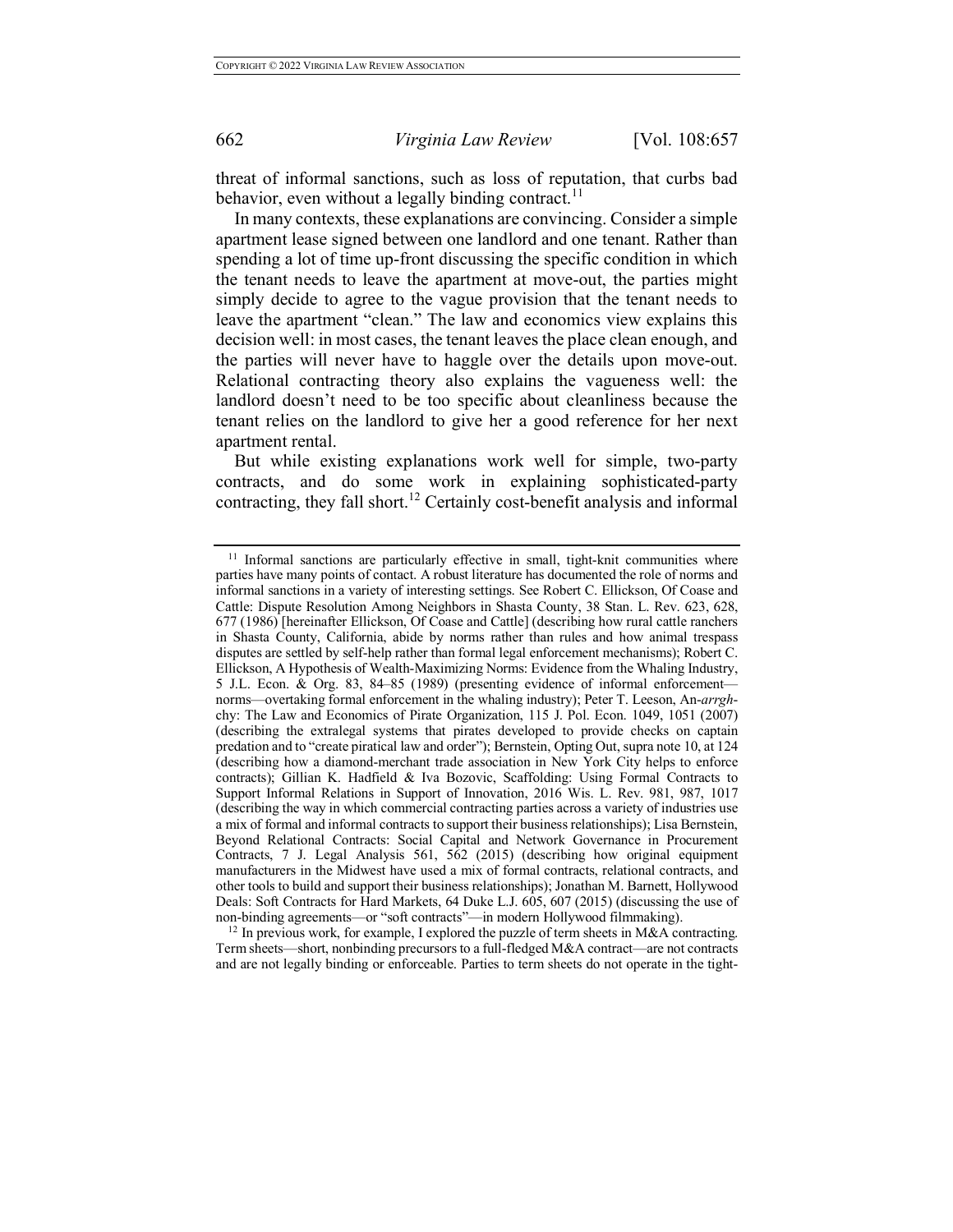threat of informal sanctions, such as loss of reputation, that curbs bad behavior, even without a legally binding contract.[11]

In many contexts, these explanations are convincing. Consider a simple apartment lease signed between one landlord and one tenant. Rather than spending a lot of time up-front discussing the specific condition in which the tenant needs to leave the apartment at move-out, the parties might simply decide to agree to the vague provision that the tenant needs to leave the apartment "clean." The law and economics view explains this decision well: in most cases, the tenant leaves the place clean enough, and the parties will never have to haggle over the details upon move-out. Relational contracting theory also explains the vagueness well: the landlord doesn't need to be too specific about cleanliness because the tenant relies on the landlord to give her a good reference for her next apartment rental.

But while existing explanations work well for simple, two-party contracts, and do some work in explaining sophisticated-party contracting, they fall short.[12] Certainly cost-benefit analysis and informal

---

[11] Informal sanctions are particularly effective in small, tight-knit communities where parties have many points of contact. A robust literature has documented the role of norms and informal sanctions in a variety of interesting settings. See Robert C. Ellickson, Of Coase and Cattle: Dispute Resolution Among Neighbors in Shasta County, 38 Stan. L. Rev. 623, 628, 677 (1986) [hereinafter Ellickson, Of Coase and Cattle] (describing how rural cattle ranchers in Shasta County, California, abide by norms rather than rules and how animal trespass disputes are settled by self-help rather than formal legal enforcement mechanisms); Robert C. Ellickson, A Hypothesis of Wealth-Maximizing Norms: Evidence from the Whaling Industry, 5 J.L. Econ. & Org. 83, 84–85 (1989) (presenting evidence of informal enforcement—norms—overtaking formal enforcement in the whaling industry); Peter T. Leeson, An-*arrgh*-chy: The Law and Economics of Pirate Organization, 115 J. Pol. Econ. 1049, 1051 (2007) (describing the extralegal systems that pirates developed to provide checks on captain predation and to "create piratical law and order"); Bernstein, Opting Out, supra note 10, at 124 (describing how a diamond-merchant trade association in New York City helps to enforce contracts); Gillian K. Hadfield & Iva Bozovic, Scaffolding: Using Formal Contracts to Support Informal Relations in Support of Innovation, 2016 Wis. L. Rev. 981, 987, 1017 (describing the way in which commercial contracting parties across a variety of industries use a mix of formal and informal contracts to support their business relationships); Lisa Bernstein, Beyond Relational Contracts: Social Capital and Network Governance in Procurement Contracts, 7 J. Legal Analysis 561, 562 (2015) (describing how original equipment manufacturers in the Midwest have used a mix of formal contracts, relational contracts, and other tools to build and support their business relationships); Jonathan M. Barnett, Hollywood Deals: Soft Contracts for Hard Markets, 64 Duke L.J. 605, 607 (2015) (discussing the use of non-binding agreements—or "soft contracts"—in modern Hollywood filmmaking).

[12] In previous work, for example, I explored the puzzle of term sheets in M&A contracting. Term sheets—short, nonbinding precursors to a full-fledged M&A contract—are not contracts and are not legally binding or enforceable. Parties to term sheets do not operate in the tight-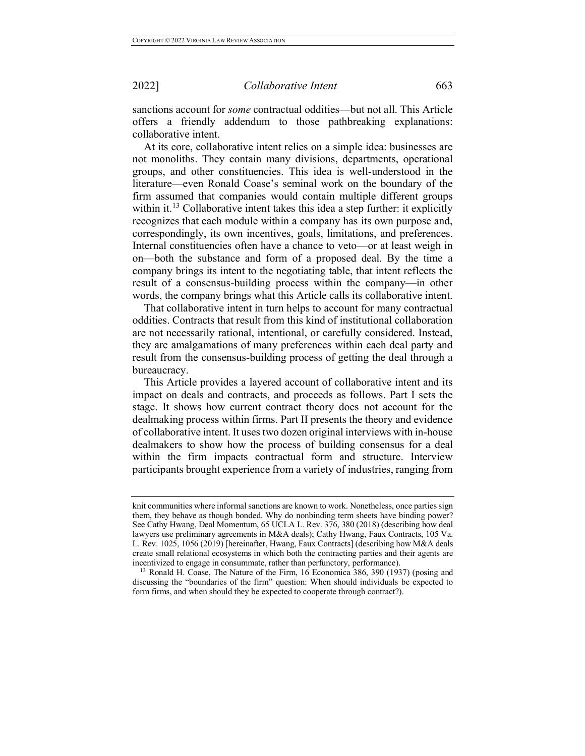sanctions account for *some* contractual oddities—but not all. This Article offers a friendly addendum to those pathbreaking explanations: collaborative intent.

At its core, collaborative intent relies on a simple idea: businesses are not monoliths. They contain many divisions, departments, operational groups, and other constituencies. This idea is well-understood in the literature—even Ronald Coase's seminal work on the boundary of the firm assumed that companies would contain multiple different groups within it.[13] Collaborative intent takes this idea a step further: it explicitly recognizes that each module within a company has its own purpose and, correspondingly, its own incentives, goals, limitations, and preferences. Internal constituencies often have a chance to veto—or at least weigh in on—both the substance and form of a proposed deal. By the time a company brings its intent to the negotiating table, that intent reflects the result of a consensus-building process within the company—in other words, the company brings what this Article calls its collaborative intent.

That collaborative intent in turn helps to account for many contractual oddities. Contracts that result from this kind of institutional collaboration are not necessarily rational, intentional, or carefully considered. Instead, they are amalgamations of many preferences within each deal party and result from the consensus-building process of getting the deal through a bureaucracy.

This Article provides a layered account of collaborative intent and its impact on deals and contracts, and proceeds as follows. Part I sets the stage. It shows how current contract theory does not account for the dealmaking process within firms. Part II presents the theory and evidence of collaborative intent. It uses two dozen original interviews with in-house dealmakers to show how the process of building consensus for a deal within the firm impacts contractual form and structure. Interview participants brought experience from a variety of industries, ranging from

---

knit communities where informal sanctions are known to work. Nonetheless, once parties sign them, they behave as though bonded. Why do nonbinding term sheets have binding power? See Cathy Hwang, Deal Momentum, 65 UCLA L. Rev. 376, 380 (2018) (describing how deal lawyers use preliminary agreements in M&A deals); Cathy Hwang, Faux Contracts, 105 Va. L. Rev. 1025, 1056 (2019) [hereinafter, Hwang, Faux Contracts] (describing how M&A deals create small relational ecosystems in which both the contracting parties and their agents are incentivized to engage in consummate, rather than perfunctory, performance).

[13] Ronald H. Coase, The Nature of the Firm, 16 Economica 386, 390 (1937) (posing and discussing the "boundaries of the firm" question: When should individuals be expected to form firms, and when should they be expected to cooperate through contract?).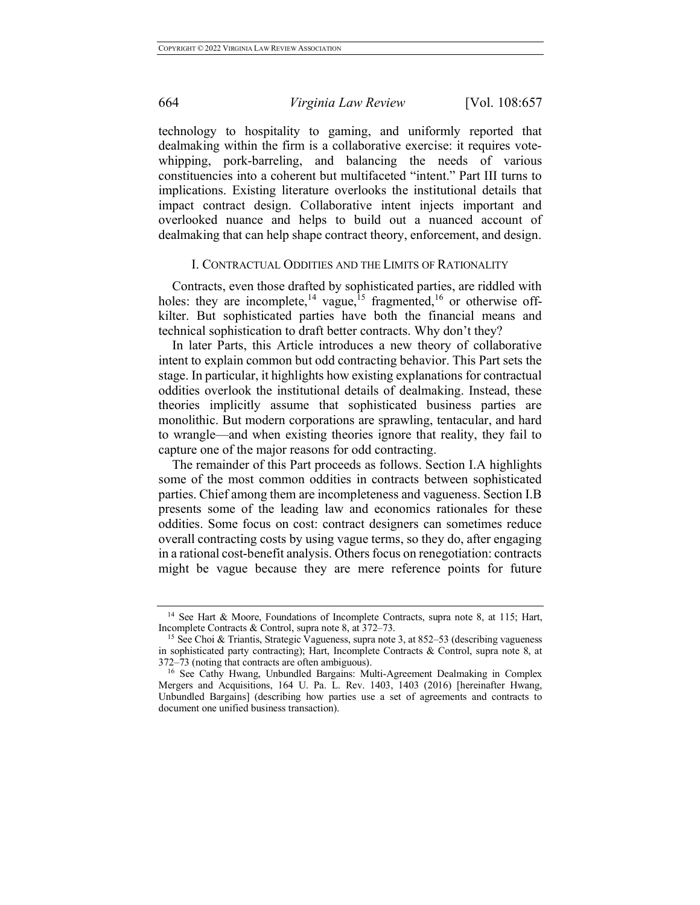technology to hospitality to gaming, and uniformly reported that dealmaking within the firm is a collaborative exercise: it requires vote-whipping, pork-barreling, and balancing the needs of various constituencies into a coherent but multifaceted "intent." Part III turns to implications. Existing literature overlooks the institutional details that impact contract design. Collaborative intent injects important and overlooked nuance and helps to build out a nuanced account of dealmaking that can help shape contract theory, enforcement, and design.

## I. CONTRACTUAL ODDITIES AND THE LIMITS OF RATIONALITY

Contracts, even those drafted by sophisticated parties, are riddled with holes: they are incomplete,[14] vague,[15] fragmented,[16] or otherwise off-kilter. But sophisticated parties have both the financial means and technical sophistication to draft better contracts. Why don't they?

In later Parts, this Article introduces a new theory of collaborative intent to explain common but odd contracting behavior. This Part sets the stage. In particular, it highlights how existing explanations for contractual oddities overlook the institutional details of dealmaking. Instead, these theories implicitly assume that sophisticated business parties are monolithic. But modern corporations are sprawling, tentacular, and hard to wrangle—and when existing theories ignore that reality, they fail to capture one of the major reasons for odd contracting.

The remainder of this Part proceeds as follows. Section I.A highlights some of the most common oddities in contracts between sophisticated parties. Chief among them are incompleteness and vagueness. Section I.B presents some of the leading law and economics rationales for these oddities. Some focus on cost: contract designers can sometimes reduce overall contracting costs by using vague terms, so they do, after engaging in a rational cost-benefit analysis. Others focus on renegotiation: contracts might be vague because they are mere reference points for future

---

[14] See Hart & Moore, Foundations of Incomplete Contracts, supra note 8, at 115; Hart, Incomplete Contracts & Control, supra note 8, at 372–73.

[15] See Choi & Triantis, Strategic Vagueness, supra note 3, at 852–53 (describing vagueness in sophisticated party contracting); Hart, Incomplete Contracts & Control, supra note 8, at 372–73 (noting that contracts are often ambiguous).

[16] See Cathy Hwang, Unbundled Bargains: Multi-Agreement Dealmaking in Complex Mergers and Acquisitions, 164 U. Pa. L. Rev. 1403, 1403 (2016) [hereinafter Hwang, Unbundled Bargains] (describing how parties use a set of agreements and contracts to document one unified business transaction).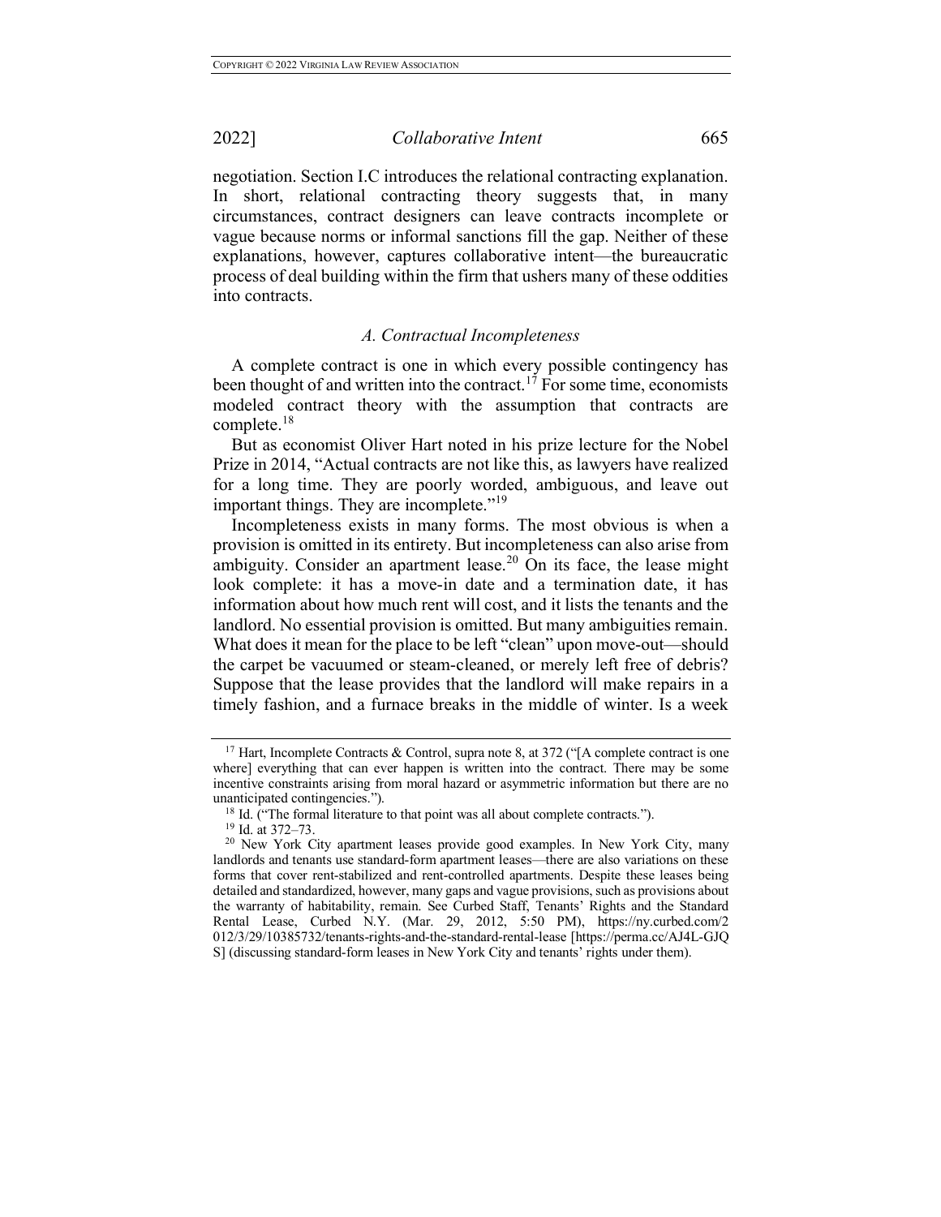negotiation. Section I.C introduces the relational contracting explanation. In short, relational contracting theory suggests that, in many circumstances, contract designers can leave contracts incomplete or vague because norms or informal sanctions fill the gap. Neither of these explanations, however, captures collaborative intent—the bureaucratic process of deal building within the firm that ushers many of these oddities into contracts.

### *A. Contractual Incompleteness*

A complete contract is one in which every possible contingency has been thought of and written into the contract.[17] For some time, economists modeled contract theory with the assumption that contracts are complete.[18]

But as economist Oliver Hart noted in his prize lecture for the Nobel Prize in 2014, "Actual contracts are not like this, as lawyers have realized for a long time. They are poorly worded, ambiguous, and leave out important things. They are incomplete."[19]

Incompleteness exists in many forms. The most obvious is when a provision is omitted in its entirety. But incompleteness can also arise from ambiguity. Consider an apartment lease.[20] On its face, the lease might look complete: it has a move-in date and a termination date, it has information about how much rent will cost, and it lists the tenants and the landlord. No essential provision is omitted. But many ambiguities remain. What does it mean for the place to be left "clean" upon move-out—should the carpet be vacuumed or steam-cleaned, or merely left free of debris? Suppose that the lease provides that the landlord will make repairs in a timely fashion, and a furnace breaks in the middle of winter. Is a week

---

[17] Hart, Incomplete Contracts & Control, supra note 8, at 372 ("[A complete contract is one where] everything that can ever happen is written into the contract. There may be some incentive constraints arising from moral hazard or asymmetric information but there are no unanticipated contingencies.").

[18] Id. ("The formal literature to that point was all about complete contracts.").

[19] Id. at 372–73.

[20] New York City apartment leases provide good examples. In New York City, many landlords and tenants use standard-form apartment leases—there are also variations on these forms that cover rent-stabilized and rent-controlled apartments. Despite these leases being detailed and standardized, however, many gaps and vague provisions, such as provisions about the warranty of habitability, remain. See Curbed Staff, Tenants' Rights and the Standard Rental Lease, Curbed N.Y. (Mar. 29, 2012, 5:50 PM), https://ny.curbed.com/2012/3/29/10385732/tenants-rights-and-the-standard-rental-lease [https://perma.cc/AJ4L-GJQS] (discussing standard-form leases in New York City and tenants' rights under them).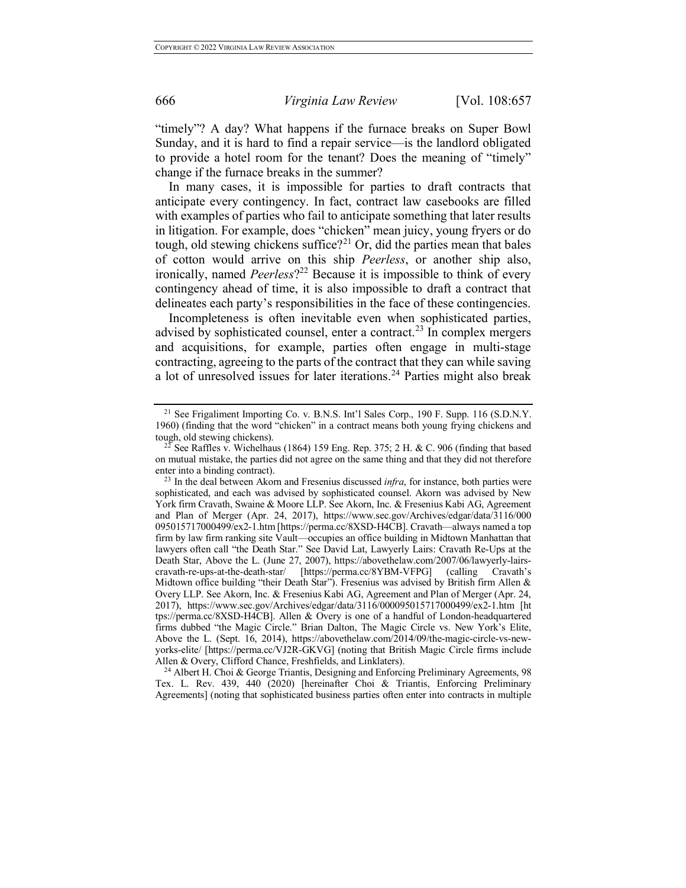"timely"? A day? What happens if the furnace breaks on Super Bowl Sunday, and it is hard to find a repair service—is the landlord obligated to provide a hotel room for the tenant? Does the meaning of "timely" change if the furnace breaks in the summer?

In many cases, it is impossible for parties to draft contracts that anticipate every contingency. In fact, contract law casebooks are filled with examples of parties who fail to anticipate something that later results in litigation. For example, does "chicken" mean juicy, young fryers or do tough, old stewing chickens suffice?[21] Or, did the parties mean that bales of cotton would arrive on this ship *Peerless*, or another ship also, ironically, named *Peerless*?[22] Because it is impossible to think of every contingency ahead of time, it is also impossible to draft a contract that delineates each party's responsibilities in the face of these contingencies.

Incompleteness is often inevitable even when sophisticated parties, advised by sophisticated counsel, enter a contract.[23] In complex mergers and acquisitions, for example, parties often engage in multi-stage contracting, agreeing to the parts of the contract that they can while saving a lot of unresolved issues for later iterations.[24] Parties might also break

---

[21] See Frigaliment Importing Co. v. B.N.S. Int'l Sales Corp., 190 F. Supp. 116 (S.D.N.Y. 1960) (finding that the word "chicken" in a contract means both young frying chickens and tough, old stewing chickens).

[22] See Raffles v. Wichelhaus (1864) 159 Eng. Rep. 375; 2 H. & C. 906 (finding that based on mutual mistake, the parties did not agree on the same thing and that they did not therefore enter into a binding contract).

[23] In the deal between Akorn and Fresenius discussed *infra*, for instance, both parties were sophisticated, and each was advised by sophisticated counsel. Akorn was advised by New York firm Cravath, Swaine & Moore LLP. See Akorn, Inc. & Fresenius Kabi AG, Agreement and Plan of Merger (Apr. 24, 2017), https://www.sec.gov/Archives/edgar/data/3116/000095015717000499/ex2-1.htm [https://perma.cc/8XSD-H4CB]. Cravath—always named a top firm by law firm ranking site Vault—occupies an office building in Midtown Manhattan that lawyers often call "the Death Star." See David Lat, Lawyerly Lairs: Cravath Re-Ups at the Death Star, Above the L. (June 27, 2007), https://abovethelaw.com/2007/06/lawyerly-lairs-cravath-re-ups-at-the-death-star/ [https://perma.cc/8YBM-VFPG] (calling Cravath's Midtown office building "their Death Star"). Fresenius was advised by British firm Allen & Overy LLP. See Akorn, Inc. & Fresenius Kabi AG, Agreement and Plan of Merger (Apr. 24, 2017), https://www.sec.gov/Archives/edgar/data/3116/000095015717000499/ex2-1.htm [https://perma.cc/8XSD-H4CB]. Allen & Overy is one of a handful of London-headquartered firms dubbed "the Magic Circle." Brian Dalton, The Magic Circle vs. New York's Elite, Above the L. (Sept. 16, 2014), https://abovethelaw.com/2014/09/the-magic-circle-vs-new-yorks-elite/ [https://perma.cc/VJ2R-GKVG] (noting that British Magic Circle firms include Allen & Overy, Clifford Chance, Freshfields, and Linklaters).

[24] Albert H. Choi & George Triantis, Designing and Enforcing Preliminary Agreements, 98 Tex. L. Rev. 439, 440 (2020) [hereinafter Choi & Triantis, Enforcing Preliminary Agreements] (noting that sophisticated business parties often enter into contracts in multiple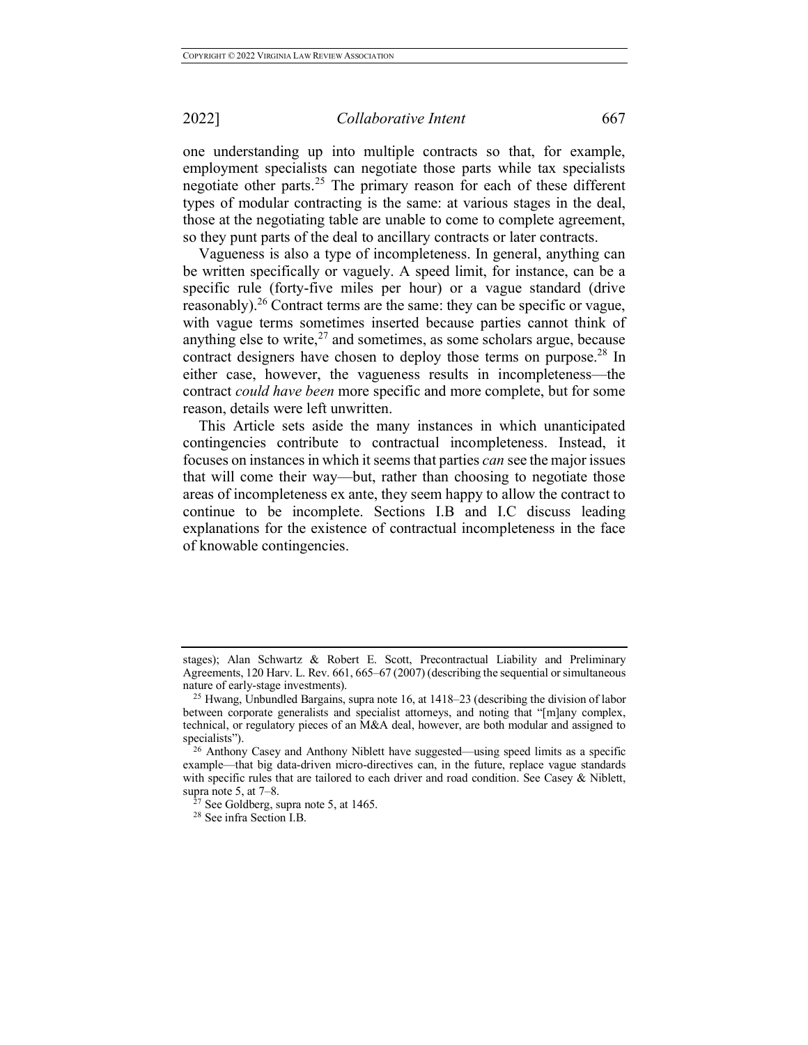one understanding up into multiple contracts so that, for example, employment specialists can negotiate those parts while tax specialists negotiate other parts.[25] The primary reason for each of these different types of modular contracting is the same: at various stages in the deal, those at the negotiating table are unable to come to complete agreement, so they punt parts of the deal to ancillary contracts or later contracts.

Vagueness is also a type of incompleteness. In general, anything can be written specifically or vaguely. A speed limit, for instance, can be a specific rule (forty-five miles per hour) or a vague standard (drive reasonably).[26] Contract terms are the same: they can be specific or vague, with vague terms sometimes inserted because parties cannot think of anything else to write,[27] and sometimes, as some scholars argue, because contract designers have chosen to deploy those terms on purpose.[28] In either case, however, the vagueness results in incompleteness—the contract *could have been* more specific and more complete, but for some reason, details were left unwritten.

This Article sets aside the many instances in which unanticipated contingencies contribute to contractual incompleteness. Instead, it focuses on instances in which it seems that parties *can* see the major issues that will come their way—but, rather than choosing to negotiate those areas of incompleteness ex ante, they seem happy to allow the contract to continue to be incomplete. Sections I.B and I.C discuss leading explanations for the existence of contractual incompleteness in the face of knowable contingencies.

---

stages); Alan Schwartz & Robert E. Scott, Precontractual Liability and Preliminary Agreements, 120 Harv. L. Rev. 661, 665–67 (2007) (describing the sequential or simultaneous nature of early-stage investments).

[25] Hwang, Unbundled Bargains, supra note 16, at 1418–23 (describing the division of labor between corporate generalists and specialist attorneys, and noting that "[m]any complex, technical, or regulatory pieces of an M&A deal, however, are both modular and assigned to specialists").

[26] Anthony Casey and Anthony Niblett have suggested—using speed limits as a specific example—that big data-driven micro-directives can, in the future, replace vague standards with specific rules that are tailored to each driver and road condition. See Casey & Niblett, supra note 5, at 7–8.

[27] See Goldberg, supra note 5, at 1465.

[28] See infra Section I.B.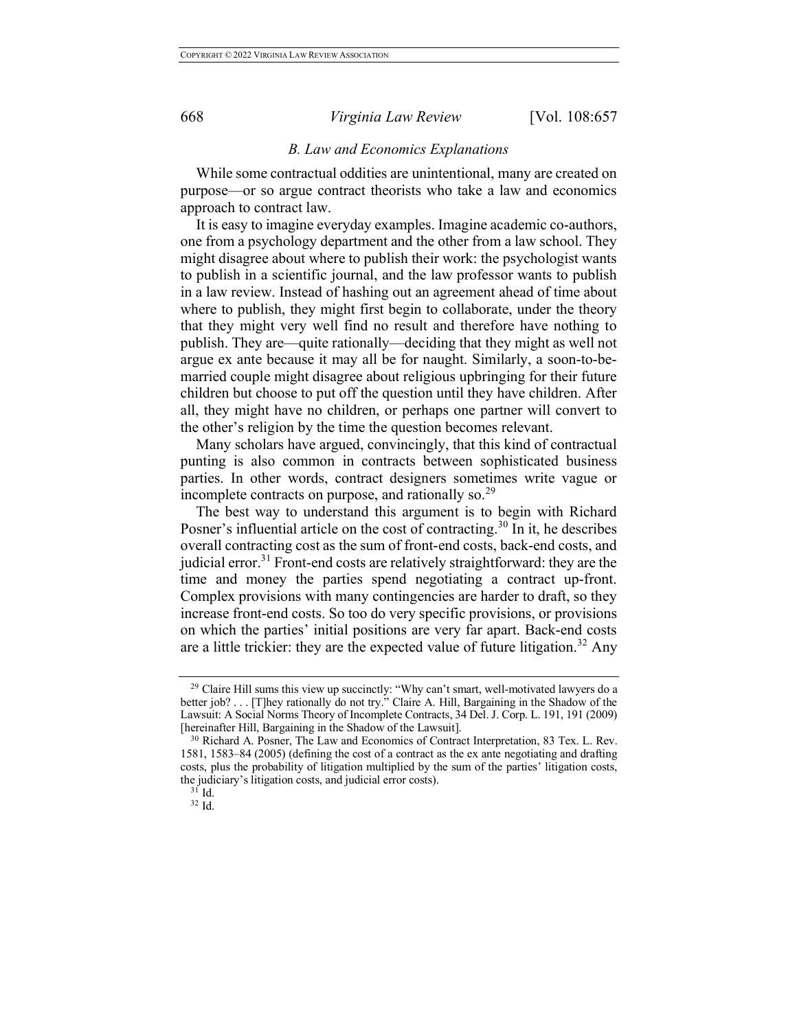### *B. Law and Economics Explanations*

While some contractual oddities are unintentional, many are created on purpose—or so argue contract theorists who take a law and economics approach to contract law.

It is easy to imagine everyday examples. Imagine academic co-authors, one from a psychology department and the other from a law school. They might disagree about where to publish their work: the psychologist wants to publish in a scientific journal, and the law professor wants to publish in a law review. Instead of hashing out an agreement ahead of time about where to publish, they might first begin to collaborate, under the theory that they might very well find no result and therefore have nothing to publish. They are—quite rationally—deciding that they might as well not argue ex ante because it may all be for naught. Similarly, a soon-to-be-married couple might disagree about religious upbringing for their future children but choose to put off the question until they have children. After all, they might have no children, or perhaps one partner will convert to the other's religion by the time the question becomes relevant.

Many scholars have argued, convincingly, that this kind of contractual punting is also common in contracts between sophisticated business parties. In other words, contract designers sometimes write vague or incomplete contracts on purpose, and rationally so.[29]

The best way to understand this argument is to begin with Richard Posner's influential article on the cost of contracting.[30] In it, he describes overall contracting cost as the sum of front-end costs, back-end costs, and judicial error.[31] Front-end costs are relatively straightforward: they are the time and money the parties spend negotiating a contract up-front. Complex provisions with many contingencies are harder to draft, so they increase front-end costs. So too do very specific provisions, or provisions on which the parties' initial positions are very far apart. Back-end costs are a little trickier: they are the expected value of future litigation.[32] Any

---

[29] Claire Hill sums this view up succinctly: "Why can't smart, well-motivated lawyers do a better job? . . . [T]hey rationally do not try." Claire A. Hill, Bargaining in the Shadow of the Lawsuit: A Social Norms Theory of Incomplete Contracts, 34 Del. J. Corp. L. 191, 191 (2009) [hereinafter Hill, Bargaining in the Shadow of the Lawsuit].

[30] Richard A. Posner, The Law and Economics of Contract Interpretation, 83 Tex. L. Rev. 1581, 1583–84 (2005) (defining the cost of a contract as the ex ante negotiating and drafting costs, plus the probability of litigation multiplied by the sum of the parties' litigation costs, the judiciary's litigation costs, and judicial error costs).

[31] Id.

[32] Id.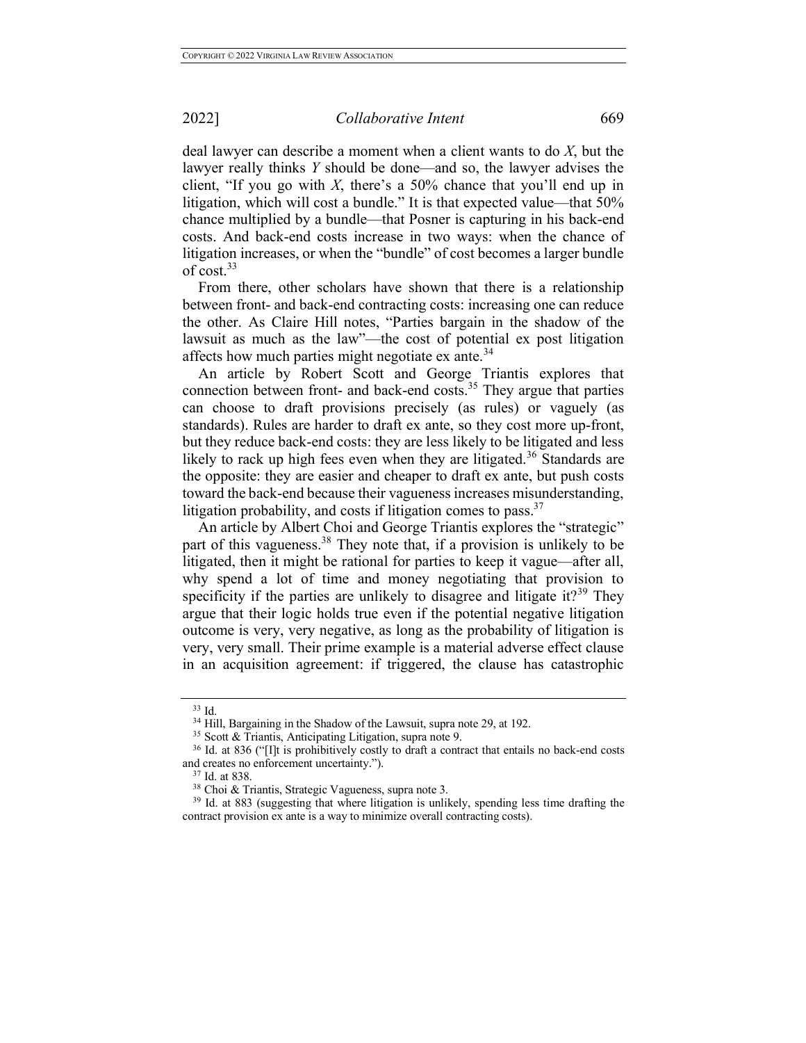deal lawyer can describe a moment when a client wants to do *X*, but the lawyer really thinks *Y* should be done—and so, the lawyer advises the client, "If you go with *X*, there's a 50% chance that you'll end up in litigation, which will cost a bundle." It is that expected value—that 50% chance multiplied by a bundle—that Posner is capturing in his back-end costs. And back-end costs increase in two ways: when the chance of litigation increases, or when the "bundle" of cost becomes a larger bundle of cost.[33]

From there, other scholars have shown that there is a relationship between front- and back-end contracting costs: increasing one can reduce the other. As Claire Hill notes, "Parties bargain in the shadow of the lawsuit as much as the law"—the cost of potential ex post litigation affects how much parties might negotiate ex ante.[34]

An article by Robert Scott and George Triantis explores that connection between front- and back-end costs.[35] They argue that parties can choose to draft provisions precisely (as rules) or vaguely (as standards). Rules are harder to draft ex ante, so they cost more up-front, but they reduce back-end costs: they are less likely to be litigated and less likely to rack up high fees even when they are litigated.[36] Standards are the opposite: they are easier and cheaper to draft ex ante, but push costs toward the back-end because their vagueness increases misunderstanding, litigation probability, and costs if litigation comes to pass.[37]

An article by Albert Choi and George Triantis explores the "strategic" part of this vagueness.[38] They note that, if a provision is unlikely to be litigated, then it might be rational for parties to keep it vague—after all, why spend a lot of time and money negotiating that provision to specificity if the parties are unlikely to disagree and litigate it?[39] They argue that their logic holds true even if the potential negative litigation outcome is very, very negative, as long as the probability of litigation is very, very small. Their prime example is a material adverse effect clause in an acquisition agreement: if triggered, the clause has catastrophic

---

[33] Id.

[34] Hill, Bargaining in the Shadow of the Lawsuit, supra note 29, at 192.

[35] Scott & Triantis, Anticipating Litigation, supra note 9.

[36] Id. at 836 ("[I]t is prohibitively costly to draft a contract that entails no back-end costs and creates no enforcement uncertainty.").

[37] Id. at 838.

[38] Choi & Triantis, Strategic Vagueness, supra note 3.

[39] Id. at 883 (suggesting that where litigation is unlikely, spending less time drafting the contract provision ex ante is a way to minimize overall contracting costs).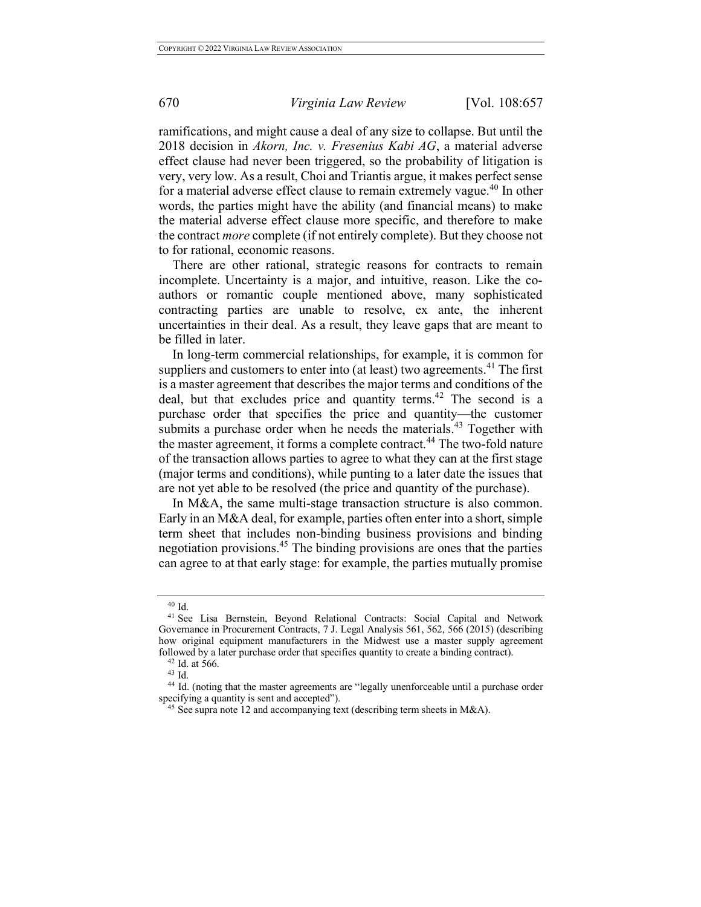ramifications, and might cause a deal of any size to collapse. But until the 2018 decision in *Akorn, Inc. v. Fresenius Kabi AG*, a material adverse effect clause had never been triggered, so the probability of litigation is very, very low. As a result, Choi and Triantis argue, it makes perfect sense for a material adverse effect clause to remain extremely vague.[40] In other words, the parties might have the ability (and financial means) to make the material adverse effect clause more specific, and therefore to make the contract *more* complete (if not entirely complete). But they choose not to for rational, economic reasons.

There are other rational, strategic reasons for contracts to remain incomplete. Uncertainty is a major, and intuitive, reason. Like the co-authors or romantic couple mentioned above, many sophisticated contracting parties are unable to resolve, ex ante, the inherent uncertainties in their deal. As a result, they leave gaps that are meant to be filled in later.

In long-term commercial relationships, for example, it is common for suppliers and customers to enter into (at least) two agreements.[41] The first is a master agreement that describes the major terms and conditions of the deal, but that excludes price and quantity terms.[42] The second is a purchase order that specifies the price and quantity—the customer submits a purchase order when he needs the materials.[43] Together with the master agreement, it forms a complete contract.[44] The two-fold nature of the transaction allows parties to agree to what they can at the first stage (major terms and conditions), while punting to a later date the issues that are not yet able to be resolved (the price and quantity of the purchase).

In M&A, the same multi-stage transaction structure is also common. Early in an M&A deal, for example, parties often enter into a short, simple term sheet that includes non-binding business provisions and binding negotiation provisions.[45] The binding provisions are ones that the parties can agree to at that early stage: for example, the parties mutually promise

---

[40] Id.

[41] See Lisa Bernstein, Beyond Relational Contracts: Social Capital and Network Governance in Procurement Contracts, 7 J. Legal Analysis 561, 562, 566 (2015) (describing how original equipment manufacturers in the Midwest use a master supply agreement followed by a later purchase order that specifies quantity to create a binding contract).

[42] Id. at 566.

[43] Id.

[44] Id. (noting that the master agreements are "legally unenforceable until a purchase order specifying a quantity is sent and accepted").

[45] See supra note 12 and accompanying text (describing term sheets in M&A).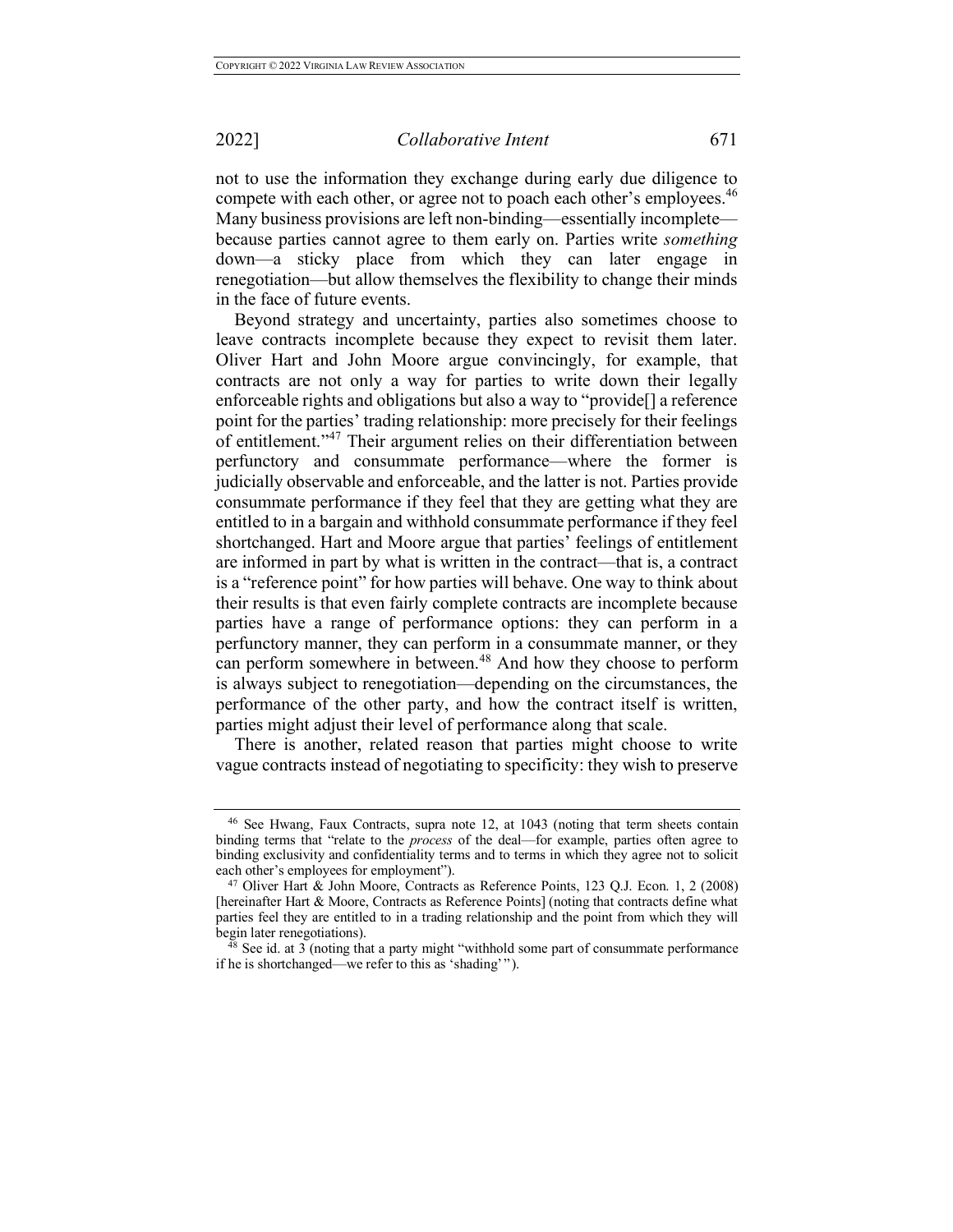not to use the information they exchange during early due diligence to compete with each other, or agree not to poach each other's employees.[46] Many business provisions are left non-binding—essentially incomplete—because parties cannot agree to them early on. Parties write *something* down—a sticky place from which they can later engage in renegotiation—but allow themselves the flexibility to change their minds in the face of future events.

Beyond strategy and uncertainty, parties also sometimes choose to leave contracts incomplete because they expect to revisit them later. Oliver Hart and John Moore argue convincingly, for example, that contracts are not only a way for parties to write down their legally enforceable rights and obligations but also a way to "provide[] a reference point for the parties' trading relationship: more precisely for their feelings of entitlement."[47] Their argument relies on their differentiation between perfunctory and consummate performance—where the former is judicially observable and enforceable, and the latter is not. Parties provide consummate performance if they feel that they are getting what they are entitled to in a bargain and withhold consummate performance if they feel shortchanged. Hart and Moore argue that parties' feelings of entitlement are informed in part by what is written in the contract—that is, a contract is a "reference point" for how parties will behave. One way to think about their results is that even fairly complete contracts are incomplete because parties have a range of performance options: they can perform in a perfunctory manner, they can perform in a consummate manner, or they can perform somewhere in between.[48] And how they choose to perform is always subject to renegotiation—depending on the circumstances, the performance of the other party, and how the contract itself is written, parties might adjust their level of performance along that scale.

There is another, related reason that parties might choose to write vague contracts instead of negotiating to specificity: they wish to preserve

---

[46] See Hwang, Faux Contracts, supra note 12, at 1043 (noting that term sheets contain binding terms that "relate to the *process* of the deal—for example, parties often agree to binding exclusivity and confidentiality terms and to terms in which they agree not to solicit each other's employees for employment").

[47] Oliver Hart & John Moore, Contracts as Reference Points, 123 Q.J. Econ. 1, 2 (2008) [hereinafter Hart & Moore, Contracts as Reference Points] (noting that contracts define what parties feel they are entitled to in a trading relationship and the point from which they will begin later renegotiations).

[48] See id. at 3 (noting that a party might "withhold some part of consummate performance if he is shortchanged—we refer to this as 'shading' ").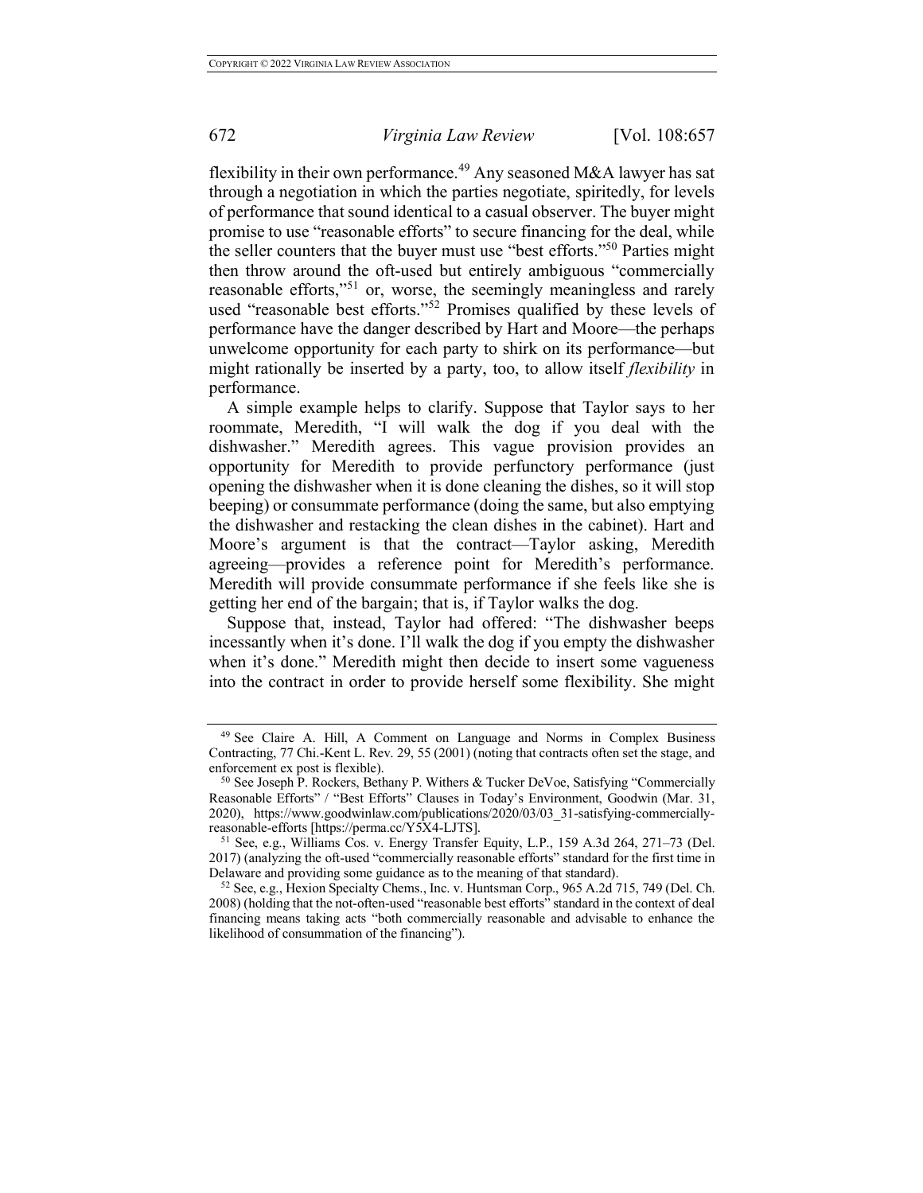flexibility in their own performance.[49] Any seasoned M&A lawyer has sat through a negotiation in which the parties negotiate, spiritedly, for levels of performance that sound identical to a casual observer. The buyer might promise to use "reasonable efforts" to secure financing for the deal, while the seller counters that the buyer must use "best efforts."[50] Parties might then throw around the oft-used but entirely ambiguous "commercially reasonable efforts,"[51] or, worse, the seemingly meaningless and rarely used "reasonable best efforts."[52] Promises qualified by these levels of performance have the danger described by Hart and Moore—the perhaps unwelcome opportunity for each party to shirk on its performance—but might rationally be inserted by a party, too, to allow itself *flexibility* in performance.

A simple example helps to clarify. Suppose that Taylor says to her roommate, Meredith, "I will walk the dog if you deal with the dishwasher." Meredith agrees. This vague provision provides an opportunity for Meredith to provide perfunctory performance (just opening the dishwasher when it is done cleaning the dishes, so it will stop beeping) or consummate performance (doing the same, but also emptying the dishwasher and restacking the clean dishes in the cabinet). Hart and Moore's argument is that the contract—Taylor asking, Meredith agreeing—provides a reference point for Meredith's performance. Meredith will provide consummate performance if she feels like she is getting her end of the bargain; that is, if Taylor walks the dog.

Suppose that, instead, Taylor had offered: "The dishwasher beeps incessantly when it's done. I'll walk the dog if you empty the dishwasher when it's done." Meredith might then decide to insert some vagueness into the contract in order to provide herself some flexibility. She might

---

[49] See Claire A. Hill, A Comment on Language and Norms in Complex Business Contracting, 77 Chi.-Kent L. Rev. 29, 55 (2001) (noting that contracts often set the stage, and enforcement ex post is flexible).

[50] See Joseph P. Rockers, Bethany P. Withers & Tucker DeVoe, Satisfying "Commercially Reasonable Efforts" / "Best Efforts" Clauses in Today's Environment, Goodwin (Mar. 31, 2020), https://www.goodwinlaw.com/publications/2020/03/03_31-satisfying-commercially-reasonable-efforts [https://perma.cc/Y5X4-LJTS].

[51] See, e.g., Williams Cos. v. Energy Transfer Equity, L.P., 159 A.3d 264, 271–73 (Del. 2017) (analyzing the oft-used "commercially reasonable efforts" standard for the first time in Delaware and providing some guidance as to the meaning of that standard).

[52] See, e.g., Hexion Specialty Chems., Inc. v. Huntsman Corp., 965 A.2d 715, 749 (Del. Ch. 2008) (holding that the not-often-used "reasonable best efforts" standard in the context of deal financing means taking acts "both commercially reasonable and advisable to enhance the likelihood of consummation of the financing").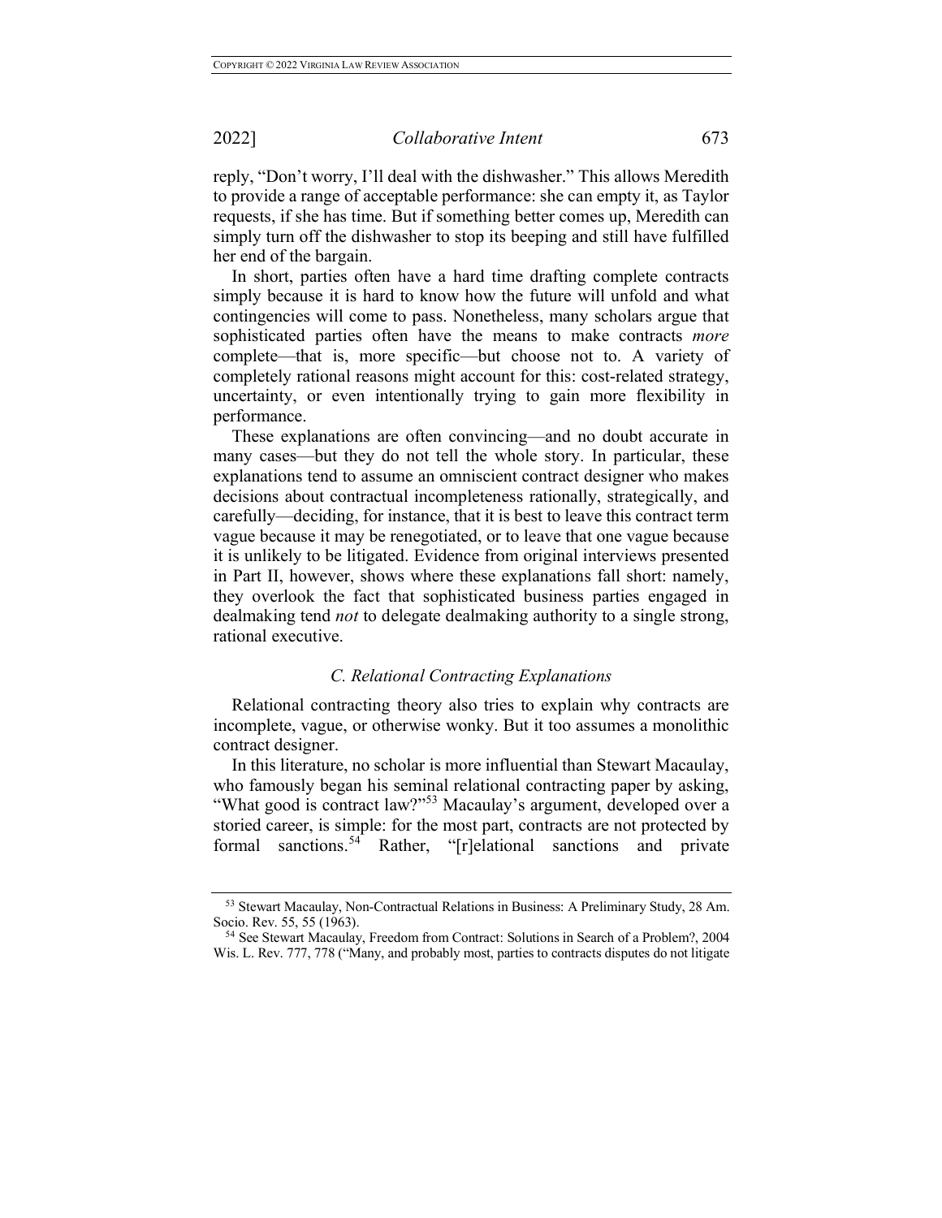reply, "Don't worry, I'll deal with the dishwasher." This allows Meredith to provide a range of acceptable performance: she can empty it, as Taylor requests, if she has time. But if something better comes up, Meredith can simply turn off the dishwasher to stop its beeping and still have fulfilled her end of the bargain.

In short, parties often have a hard time drafting complete contracts simply because it is hard to know how the future will unfold and what contingencies will come to pass. Nonetheless, many scholars argue that sophisticated parties often have the means to make contracts *more* complete—that is, more specific—but choose not to. A variety of completely rational reasons might account for this: cost-related strategy, uncertainty, or even intentionally trying to gain more flexibility in performance.

These explanations are often convincing—and no doubt accurate in many cases—but they do not tell the whole story. In particular, these explanations tend to assume an omniscient contract designer who makes decisions about contractual incompleteness rationally, strategically, and carefully—deciding, for instance, that it is best to leave this contract term vague because it may be renegotiated, or to leave that one vague because it is unlikely to be litigated. Evidence from original interviews presented in Part II, however, shows where these explanations fall short: namely, they overlook the fact that sophisticated business parties engaged in dealmaking tend *not* to delegate dealmaking authority to a single strong, rational executive.

### *C. Relational Contracting Explanations*

Relational contracting theory also tries to explain why contracts are incomplete, vague, or otherwise wonky. But it too assumes a monolithic contract designer.

In this literature, no scholar is more influential than Stewart Macaulay, who famously began his seminal relational contracting paper by asking, "What good is contract law?"[53] Macaulay's argument, developed over a storied career, is simple: for the most part, contracts are not protected by formal sanctions.[54] Rather, "[r]elational sanctions and private

---

[53] Stewart Macaulay, Non-Contractual Relations in Business: A Preliminary Study, 28 Am. Socio. Rev. 55, 55 (1963).

[54] See Stewart Macaulay, Freedom from Contract: Solutions in Search of a Problem?, 2004 Wis. L. Rev. 777, 778 ("Many, and probably most, parties to contracts disputes do not litigate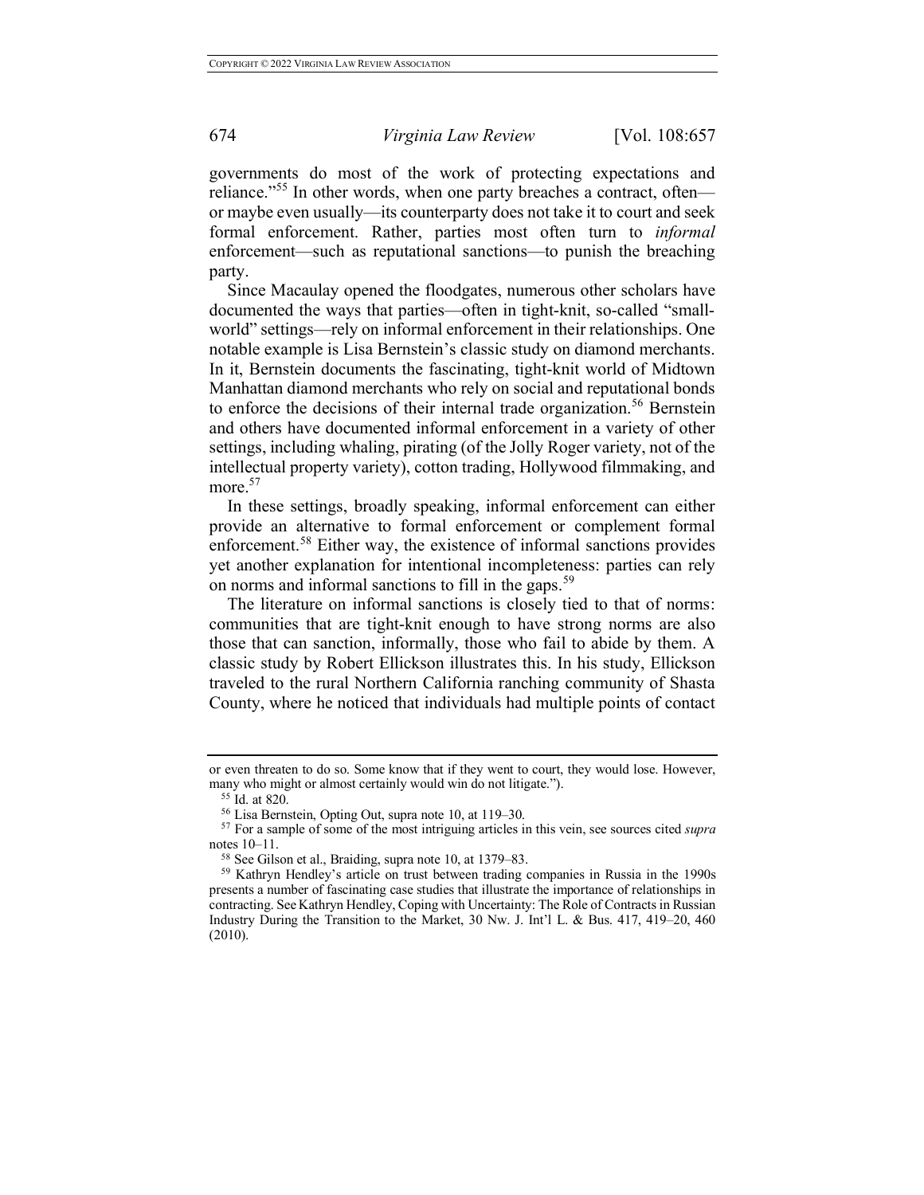governments do most of the work of protecting expectations and reliance."[55] In other words, when one party breaches a contract, often—or maybe even usually—its counterparty does not take it to court and seek formal enforcement. Rather, parties most often turn to *informal* enforcement—such as reputational sanctions—to punish the breaching party.

Since Macaulay opened the floodgates, numerous other scholars have documented the ways that parties—often in tight-knit, so-called "small-world" settings—rely on informal enforcement in their relationships. One notable example is Lisa Bernstein's classic study on diamond merchants. In it, Bernstein documents the fascinating, tight-knit world of Midtown Manhattan diamond merchants who rely on social and reputational bonds to enforce the decisions of their internal trade organization.[56] Bernstein and others have documented informal enforcement in a variety of other settings, including whaling, pirating (of the Jolly Roger variety, not of the intellectual property variety), cotton trading, Hollywood filmmaking, and more.[57]

In these settings, broadly speaking, informal enforcement can either provide an alternative to formal enforcement or complement formal enforcement.[58] Either way, the existence of informal sanctions provides yet another explanation for intentional incompleteness: parties can rely on norms and informal sanctions to fill in the gaps.[59]

The literature on informal sanctions is closely tied to that of norms: communities that are tight-knit enough to have strong norms are also those that can sanction, informally, those who fail to abide by them. A classic study by Robert Ellickson illustrates this. In his study, Ellickson traveled to the rural Northern California ranching community of Shasta County, where he noticed that individuals had multiple points of contact

---

or even threaten to do so. Some know that if they went to court, they would lose. However, many who might or almost certainly would win do not litigate.").

[55] Id. at 820.

[56] Lisa Bernstein, Opting Out, supra note 10, at 119–30.

[57] For a sample of some of the most intriguing articles in this vein, see sources cited *supra* notes 10–11.

[58] See Gilson et al., Braiding, supra note 10, at 1379–83.

[59] Kathryn Hendley's article on trust between trading companies in Russia in the 1990s presents a number of fascinating case studies that illustrate the importance of relationships in contracting. See Kathryn Hendley, Coping with Uncertainty: The Role of Contracts in Russian Industry During the Transition to the Market, 30 Nw. J. Int'l L. & Bus. 417, 419–20, 460 (2010).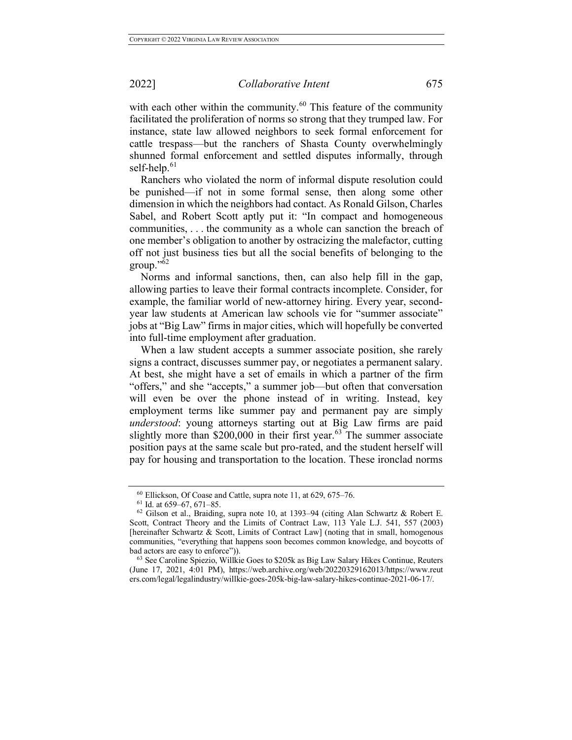with each other within the community.[60] This feature of the community facilitated the proliferation of norms so strong that they trumped law. For instance, state law allowed neighbors to seek formal enforcement for cattle trespass—but the ranchers of Shasta County overwhelmingly shunned formal enforcement and settled disputes informally, through self-help.[61]

Ranchers who violated the norm of informal dispute resolution could be punished—if not in some formal sense, then along some other dimension in which the neighbors had contact. As Ronald Gilson, Charles Sabel, and Robert Scott aptly put it: "In compact and homogeneous communities, . . . the community as a whole can sanction the breach of one member's obligation to another by ostracizing the malefactor, cutting off not just business ties but all the social benefits of belonging to the group."[62]

Norms and informal sanctions, then, can also help fill in the gap, allowing parties to leave their formal contracts incomplete. Consider, for example, the familiar world of new-attorney hiring. Every year, second-year law students at American law schools vie for "summer associate" jobs at "Big Law" firms in major cities, which will hopefully be converted into full-time employment after graduation.

When a law student accepts a summer associate position, she rarely signs a contract, discusses summer pay, or negotiates a permanent salary. At best, she might have a set of emails in which a partner of the firm "offers," and she "accepts," a summer job—but often that conversation will even be over the phone instead of in writing. Instead, key employment terms like summer pay and permanent pay are simply *understood*: young attorneys starting out at Big Law firms are paid slightly more than $200,000 in their first year.[63] The summer associate position pays at the same scale but pro-rated, and the student herself will pay for housing and transportation to the location. These ironclad norms

---

[60] Ellickson, Of Coase and Cattle, supra note 11, at 629, 675–76.

[61] Id. at 659–67, 671–85.

[62] Gilson et al., Braiding, supra note 10, at 1393–94 (citing Alan Schwartz & Robert E. Scott, Contract Theory and the Limits of Contract Law, 113 Yale L.J. 541, 557 (2003) [hereinafter Schwartz & Scott, Limits of Contract Law] (noting that in small, homogenous communities, "everything that happens soon becomes common knowledge, and boycotts of bad actors are easy to enforce")).

[63] See Caroline Spiezio, Willkie Goes to $205k as Big Law Salary Hikes Continue, Reuters (June 17, 2021, 4:01 PM), https://web.archive.org/web/20220329162013/https://www.reuters.com/legal/legalindustry/willkie-goes-205k-big-law-salary-hikes-continue-2021-06-17/.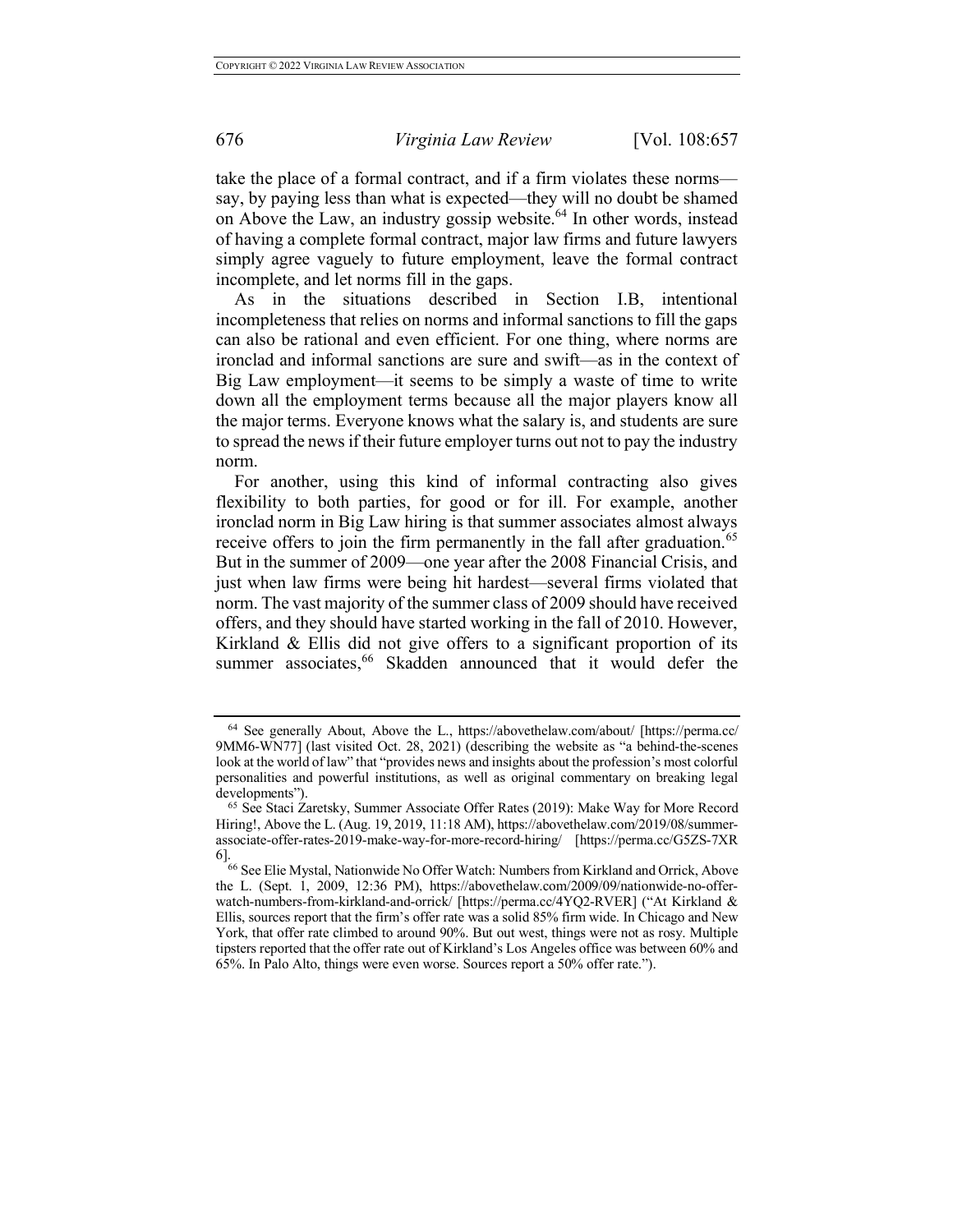take the place of a formal contract, and if a firm violates these norms—say, by paying less than what is expected—they will no doubt be shamed on Above the Law, an industry gossip website.[64] In other words, instead of having a complete formal contract, major law firms and future lawyers simply agree vaguely to future employment, leave the formal contract incomplete, and let norms fill in the gaps.

As in the situations described in Section I.B, intentional incompleteness that relies on norms and informal sanctions to fill the gaps can also be rational and even efficient. For one thing, where norms are ironclad and informal sanctions are sure and swift—as in the context of Big Law employment—it seems to be simply a waste of time to write down all the employment terms because all the major players know all the major terms. Everyone knows what the salary is, and students are sure to spread the news if their future employer turns out not to pay the industry norm.

For another, using this kind of informal contracting also gives flexibility to both parties, for good or for ill. For example, another ironclad norm in Big Law hiring is that summer associates almost always receive offers to join the firm permanently in the fall after graduation.[65] But in the summer of 2009—one year after the 2008 Financial Crisis, and just when law firms were being hit hardest—several firms violated that norm. The vast majority of the summer class of 2009 should have received offers, and they should have started working in the fall of 2010. However, Kirkland & Ellis did not give offers to a significant proportion of its summer associates,[66] Skadden announced that it would defer the

---

[64] See generally About, Above the L., https://abovethelaw.com/about/ [https://perma.cc/9MM6-WN77] (last visited Oct. 28, 2021) (describing the website as "a behind-the-scenes look at the world of law" that "provides news and insights about the profession's most colorful personalities and powerful institutions, as well as original commentary on breaking legal developments").

[65] See Staci Zaretsky, Summer Associate Offer Rates (2019): Make Way for More Record Hiring!, Above the L. (Aug. 19, 2019, 11:18 AM), https://abovethelaw.com/2019/08/summer-associate-offer-rates-2019-make-way-for-more-record-hiring/ [https://perma.cc/G5ZS-7XR6].

[66] See Elie Mystal, Nationwide No Offer Watch: Numbers from Kirkland and Orrick, Above the L. (Sept. 1, 2009, 12:36 PM), https://abovethelaw.com/2009/09/nationwide-no-offer-watch-numbers-from-kirkland-and-orrick/ [https://perma.cc/4YQ2-RVER] ("At Kirkland & Ellis, sources report that the firm's offer rate was a solid 85% firm wide. In Chicago and New York, that offer rate climbed to around 90%. But out west, things were not as rosy. Multiple tipsters reported that the offer rate out of Kirkland's Los Angeles office was between 60% and 65%. In Palo Alto, things were even worse. Sources report a 50% offer rate.").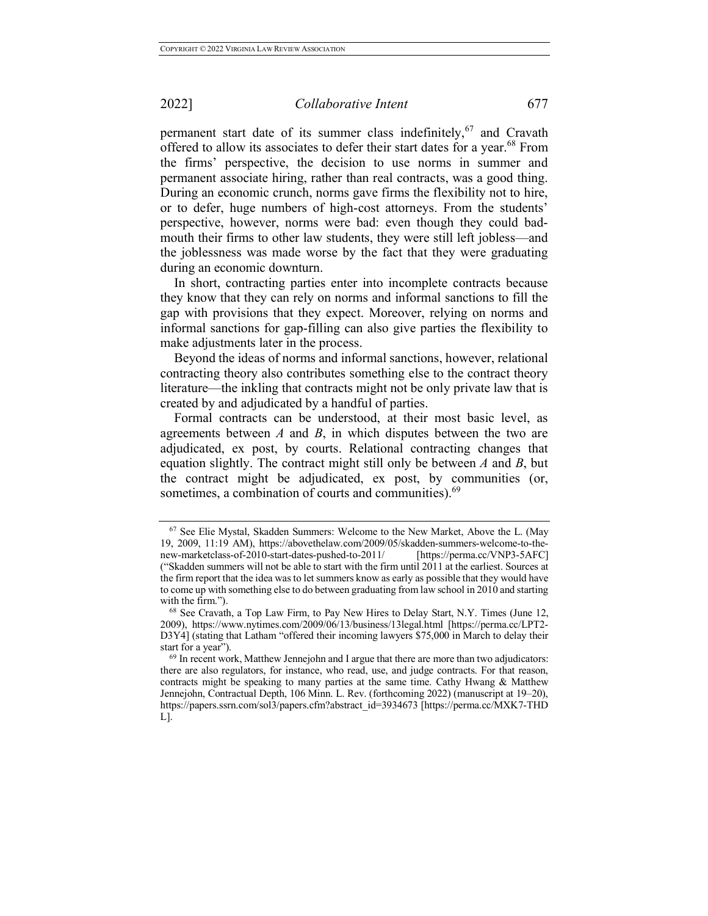permanent start date of its summer class indefinitely,[67] and Cravath offered to allow its associates to defer their start dates for a year.[68] From the firms' perspective, the decision to use norms in summer and permanent associate hiring, rather than real contracts, was a good thing. During an economic crunch, norms gave firms the flexibility not to hire, or to defer, huge numbers of high-cost attorneys. From the students' perspective, however, norms were bad: even though they could badmouth their firms to other law students, they were still left jobless—and the joblessness was made worse by the fact that they were graduating during an economic downturn.

In short, contracting parties enter into incomplete contracts because they know that they can rely on norms and informal sanctions to fill the gap with provisions that they expect. Moreover, relying on norms and informal sanctions for gap-filling can also give parties the flexibility to make adjustments later in the process.

Beyond the ideas of norms and informal sanctions, however, relational contracting theory also contributes something else to the contract theory literature—the inkling that contracts might not be only private law that is created by and adjudicated by a handful of parties.

Formal contracts can be understood, at their most basic level, as agreements between *A* and *B*, in which disputes between the two are adjudicated, ex post, by courts. Relational contracting changes that equation slightly. The contract might still only be between *A* and *B*, but the contract might be adjudicated, ex post, by communities (or, sometimes, a combination of courts and communities).[69]

---

[67] See Elie Mystal, Skadden Summers: Welcome to the New Market, Above the L. (May 19, 2009, 11:19 AM), https://abovethelaw.com/2009/05/skadden-summers-welcome-to-the-new-marketclass-of-2010-start-dates-pushed-to-2011/ [https://perma.cc/VNP3-5AFC] ("Skadden summers will not be able to start with the firm until 2011 at the earliest. Sources at the firm report that the idea was to let summers know as early as possible that they would have to come up with something else to do between graduating from law school in 2010 and starting with the firm.").

[68] See Cravath, a Top Law Firm, to Pay New Hires to Delay Start, N.Y. Times (June 12, 2009), https://www.nytimes.com/2009/06/13/business/13legal.html [https://perma.cc/LPT2-D3Y4] (stating that Latham "offered their incoming lawyers $75,000 in March to delay their start for a year").

[69] In recent work, Matthew Jennejohn and I argue that there are more than two adjudicators: there are also regulators, for instance, who read, use, and judge contracts. For that reason, contracts might be speaking to many parties at the same time. Cathy Hwang & Matthew Jennejohn, Contractual Depth, 106 Minn. L. Rev. (forthcoming 2022) (manuscript at 19–20), https://papers.ssrn.com/sol3/papers.cfm?abstract_id=3934673 [https://perma.cc/MXK7-THDL].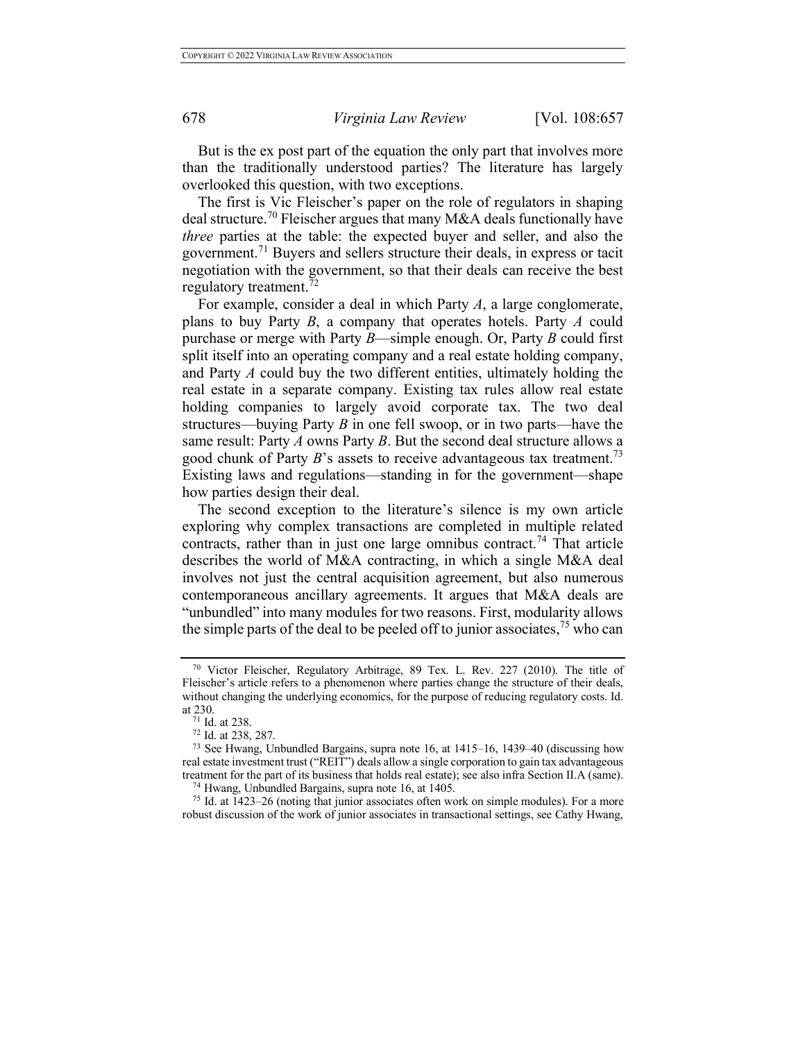But is the ex post part of the equation the only part that involves more than the traditionally understood parties? The literature has largely overlooked this question, with two exceptions.

The first is Vic Fleischer's paper on the role of regulators in shaping deal structure.[70] Fleischer argues that many M&A deals functionally have *three* parties at the table: the expected buyer and seller, and also the government.[71] Buyers and sellers structure their deals, in express or tacit negotiation with the government, so that their deals can receive the best regulatory treatment.[72]

For example, consider a deal in which Party *A*, a large conglomerate, plans to buy Party *B*, a company that operates hotels. Party *A* could purchase or merge with Party *B*—simple enough. Or, Party *B* could first split itself into an operating company and a real estate holding company, and Party *A* could buy the two different entities, ultimately holding the real estate in a separate company. Existing tax rules allow real estate holding companies to largely avoid corporate tax. The two deal structures—buying Party *B* in one fell swoop, or in two parts—have the same result: Party *A* owns Party *B*. But the second deal structure allows a good chunk of Party *B*'s assets to receive advantageous tax treatment.[73] Existing laws and regulations—standing in for the government—shape how parties design their deal.

The second exception to the literature's silence is my own article exploring why complex transactions are completed in multiple related contracts, rather than in just one large omnibus contract.[74] That article describes the world of M&A contracting, in which a single M&A deal involves not just the central acquisition agreement, but also numerous contemporaneous ancillary agreements. It argues that M&A deals are "unbundled" into many modules for two reasons. First, modularity allows the simple parts of the deal to be peeled off to junior associates,[75] who can

---

[70] Victor Fleischer, Regulatory Arbitrage, 89 Tex. L. Rev. 227 (2010). The title of Fleischer's article refers to a phenomenon where parties change the structure of their deals, without changing the underlying economics, for the purpose of reducing regulatory costs. Id. at 230.

[71] Id. at 238.

[72] Id. at 238, 287.

[73] See Hwang, Unbundled Bargains, supra note 16, at 1415–16, 1439–40 (discussing how real estate investment trust ("REIT") deals allow a single corporation to gain tax advantageous treatment for the part of its business that holds real estate); see also infra Section II.A (same).

[74] Hwang, Unbundled Bargains, supra note 16, at 1405.

[75] Id. at 1423–26 (noting that junior associates often work on simple modules). For a more robust discussion of the work of junior associates in transactional settings, see Cathy Hwang,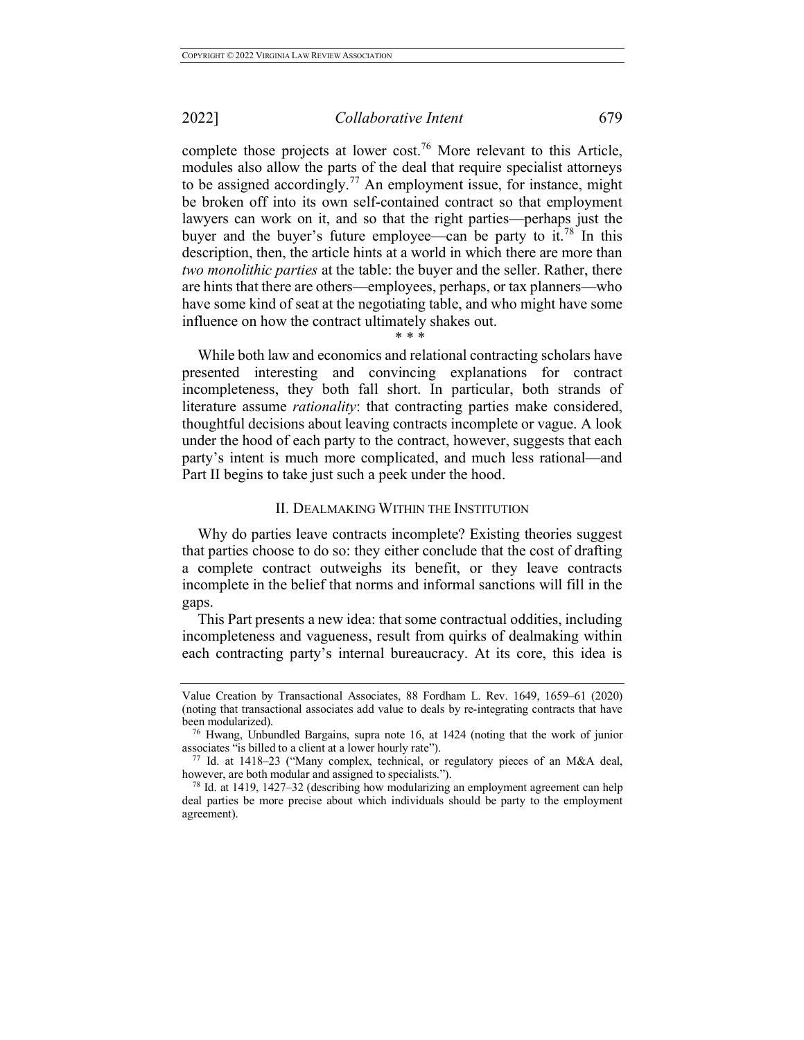complete those projects at lower cost.[76] More relevant to this Article, modules also allow the parts of the deal that require specialist attorneys to be assigned accordingly.[77] An employment issue, for instance, might be broken off into its own self-contained contract so that employment lawyers can work on it, and so that the right parties—perhaps just the buyer and the buyer's future employee—can be party to it.[78] In this description, then, the article hints at a world in which there are more than *two monolithic parties* at the table: the buyer and the seller. Rather, there are hints that there are others—employees, perhaps, or tax planners—who have some kind of seat at the negotiating table, and who might have some influence on how the contract ultimately shakes out.

\* \* \*

While both law and economics and relational contracting scholars have presented interesting and convincing explanations for contract incompleteness, they both fall short. In particular, both strands of literature assume *rationality*: that contracting parties make considered, thoughtful decisions about leaving contracts incomplete or vague. A look under the hood of each party to the contract, however, suggests that each party's intent is much more complicated, and much less rational—and Part II begins to take just such a peek under the hood.

## II. DEALMAKING WITHIN THE INSTITUTION

Why do parties leave contracts incomplete? Existing theories suggest that parties choose to do so: they either conclude that the cost of drafting a complete contract outweighs its benefit, or they leave contracts incomplete in the belief that norms and informal sanctions will fill in the gaps.

This Part presents a new idea: that some contractual oddities, including incompleteness and vagueness, result from quirks of dealmaking within each contracting party's internal bureaucracy. At its core, this idea is

---

Value Creation by Transactional Associates, 88 Fordham L. Rev. 1649, 1659–61 (2020) (noting that transactional associates add value to deals by re-integrating contracts that have been modularized).

[76] Hwang, Unbundled Bargains, supra note 16, at 1424 (noting that the work of junior associates "is billed to a client at a lower hourly rate").

[77] Id. at 1418–23 ("Many complex, technical, or regulatory pieces of an M&A deal, however, are both modular and assigned to specialists.").

[78] Id. at 1419, 1427–32 (describing how modularizing an employment agreement can help deal parties be more precise about which individuals should be party to the employment agreement).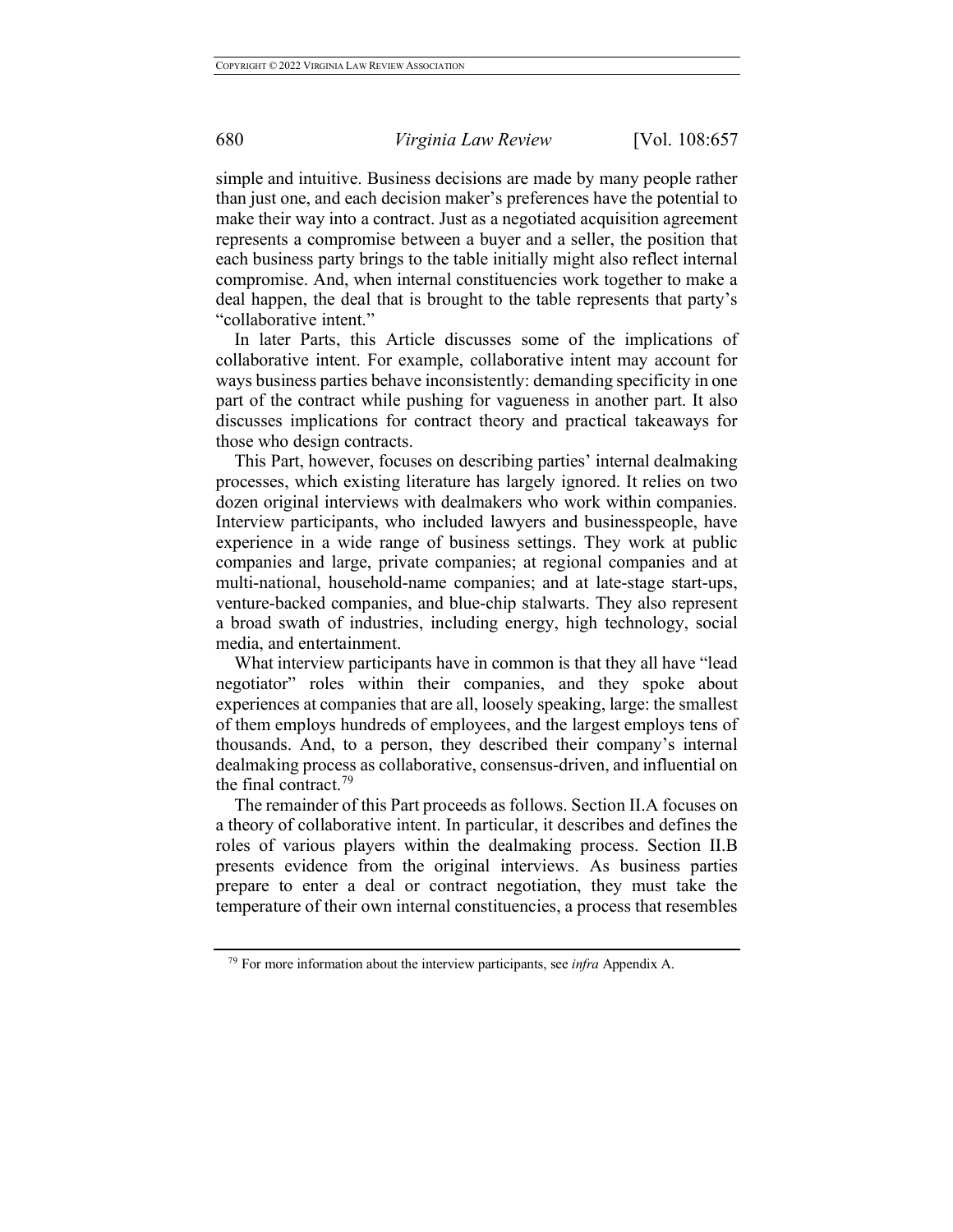simple and intuitive. Business decisions are made by many people rather than just one, and each decision maker's preferences have the potential to make their way into a contract. Just as a negotiated acquisition agreement represents a compromise between a buyer and a seller, the position that each business party brings to the table initially might also reflect internal compromise. And, when internal constituencies work together to make a deal happen, the deal that is brought to the table represents that party's "collaborative intent."

In later Parts, this Article discusses some of the implications of collaborative intent. For example, collaborative intent may account for ways business parties behave inconsistently: demanding specificity in one part of the contract while pushing for vagueness in another part. It also discusses implications for contract theory and practical takeaways for those who design contracts.

This Part, however, focuses on describing parties' internal dealmaking processes, which existing literature has largely ignored. It relies on two dozen original interviews with dealmakers who work within companies. Interview participants, who included lawyers and businesspeople, have experience in a wide range of business settings. They work at public companies and large, private companies; at regional companies and at multi-national, household-name companies; and at late-stage start-ups, venture-backed companies, and blue-chip stalwarts. They also represent a broad swath of industries, including energy, high technology, social media, and entertainment.

What interview participants have in common is that they all have "lead negotiator" roles within their companies, and they spoke about experiences at companies that are all, loosely speaking, large: the smallest of them employs hundreds of employees, and the largest employs tens of thousands. And, to a person, they described their company's internal dealmaking process as collaborative, consensus-driven, and influential on the final contract.[79]

The remainder of this Part proceeds as follows. Section II.A focuses on a theory of collaborative intent. In particular, it describes and defines the roles of various players within the dealmaking process. Section II.B presents evidence from the original interviews. As business parties prepare to enter a deal or contract negotiation, they must take the temperature of their own internal constituencies, a process that resembles

---

[79] For more information about the interview participants, see *infra* Appendix A.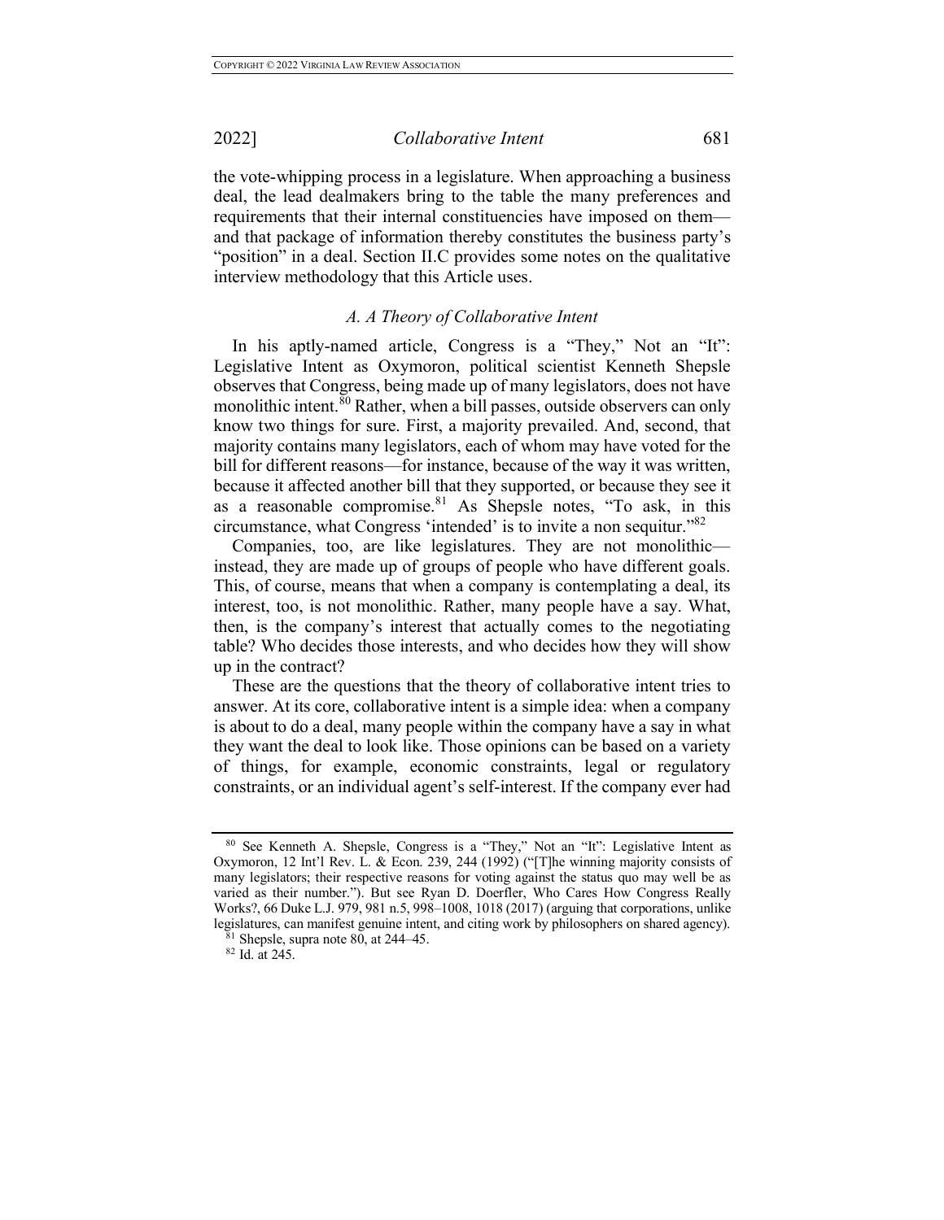the vote-whipping process in a legislature. When approaching a business deal, the lead dealmakers bring to the table the many preferences and requirements that their internal constituencies have imposed on them—and that package of information thereby constitutes the business party's "position" in a deal. Section II.C provides some notes on the qualitative interview methodology that this Article uses.

### *A. A Theory of Collaborative Intent*

In his aptly-named article, Congress is a "They," Not an "It": Legislative Intent as Oxymoron, political scientist Kenneth Shepsle observes that Congress, being made up of many legislators, does not have monolithic intent.[80] Rather, when a bill passes, outside observers can only know two things for sure. First, a majority prevailed. And, second, that majority contains many legislators, each of whom may have voted for the bill for different reasons—for instance, because of the way it was written, because it affected another bill that they supported, or because they see it as a reasonable compromise.[81] As Shepsle notes, "To ask, in this circumstance, what Congress 'intended' is to invite a non sequitur."[82]

Companies, too, are like legislatures. They are not monolithic—instead, they are made up of groups of people who have different goals. This, of course, means that when a company is contemplating a deal, its interest, too, is not monolithic. Rather, many people have a say. What, then, is the company's interest that actually comes to the negotiating table? Who decides those interests, and who decides how they will show up in the contract?

These are the questions that the theory of collaborative intent tries to answer. At its core, collaborative intent is a simple idea: when a company is about to do a deal, many people within the company have a say in what they want the deal to look like. Those opinions can be based on a variety of things, for example, economic constraints, legal or regulatory constraints, or an individual agent's self-interest. If the company ever had

---

[80] See Kenneth A. Shepsle, Congress is a "They," Not an "It": Legislative Intent as Oxymoron, 12 Int'l Rev. L. & Econ. 239, 244 (1992) ("[T]he winning majority consists of many legislators; their respective reasons for voting against the status quo may well be as varied as their number."). But see Ryan D. Doerfler, Who Cares How Congress Really Works?, 66 Duke L.J. 979, 981 n.5, 998–1008, 1018 (2017) (arguing that corporations, unlike legislatures, can manifest genuine intent, and citing work by philosophers on shared agency).

[81] Shepsle, supra note 80, at 244–45.

[82] Id. at 245.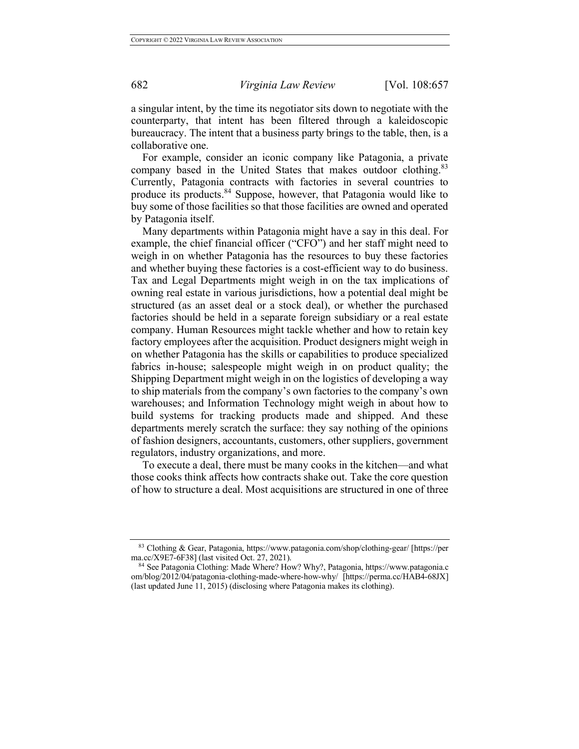a singular intent, by the time its negotiator sits down to negotiate with the counterparty, that intent has been filtered through a kaleidoscopic bureaucracy. The intent that a business party brings to the table, then, is a collaborative one.

For example, consider an iconic company like Patagonia, a private company based in the United States that makes outdoor clothing.[83] Currently, Patagonia contracts with factories in several countries to produce its products.[84] Suppose, however, that Patagonia would like to buy some of those facilities so that those facilities are owned and operated by Patagonia itself.

Many departments within Patagonia might have a say in this deal. For example, the chief financial officer ("CFO") and her staff might need to weigh in on whether Patagonia has the resources to buy these factories and whether buying these factories is a cost-efficient way to do business. Tax and Legal Departments might weigh in on the tax implications of owning real estate in various jurisdictions, how a potential deal might be structured (as an asset deal or a stock deal), or whether the purchased factories should be held in a separate foreign subsidiary or a real estate company. Human Resources might tackle whether and how to retain key factory employees after the acquisition. Product designers might weigh in on whether Patagonia has the skills or capabilities to produce specialized fabrics in-house; salespeople might weigh in on product quality; the Shipping Department might weigh in on the logistics of developing a way to ship materials from the company's own factories to the company's own warehouses; and Information Technology might weigh in about how to build systems for tracking products made and shipped. And these departments merely scratch the surface: they say nothing of the opinions of fashion designers, accountants, customers, other suppliers, government regulators, industry organizations, and more.

To execute a deal, there must be many cooks in the kitchen—and what those cooks think affects how contracts shake out. Take the core question of how to structure a deal. Most acquisitions are structured in one of three

---

[83] Clothing & Gear, Patagonia, https://www.patagonia.com/shop/clothing-gear/ [https://perma.cc/X9E7-6F38] (last visited Oct. 27, 2021).

[84] See Patagonia Clothing: Made Where? How? Why?, Patagonia, https://www.patagonia.com/blog/2012/04/patagonia-clothing-made-where-how-why/ [https://perma.cc/HAB4-68JX] (last updated June 11, 2015) (disclosing where Patagonia makes its clothing).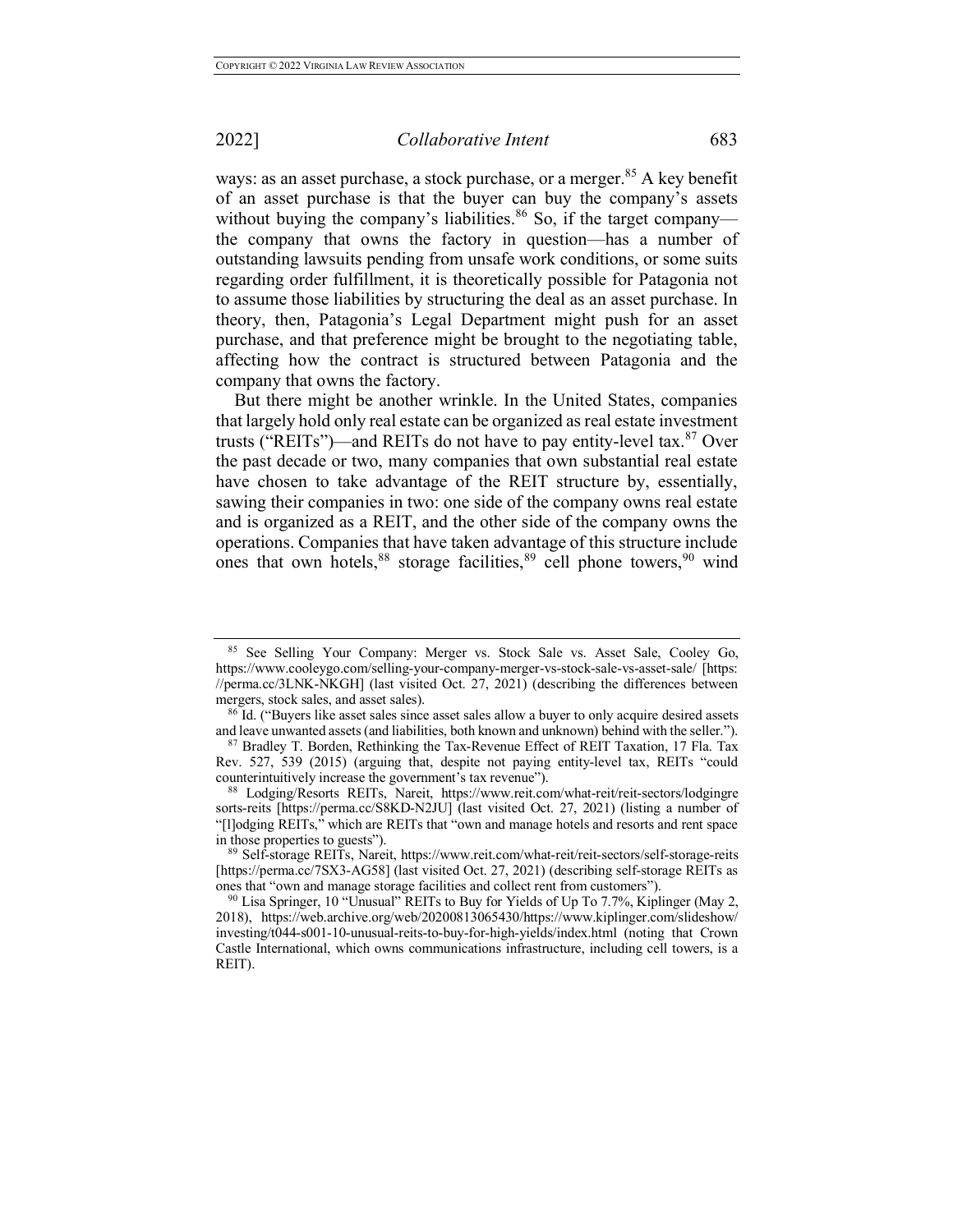ways: as an asset purchase, a stock purchase, or a merger.[85] A key benefit of an asset purchase is that the buyer can buy the company's assets without buying the company's liabilities.[86] So, if the target company—the company that owns the factory in question—has a number of outstanding lawsuits pending from unsafe work conditions, or some suits regarding order fulfillment, it is theoretically possible for Patagonia not to assume those liabilities by structuring the deal as an asset purchase. In theory, then, Patagonia's Legal Department might push for an asset purchase, and that preference might be brought to the negotiating table, affecting how the contract is structured between Patagonia and the company that owns the factory.

But there might be another wrinkle. In the United States, companies that largely hold only real estate can be organized as real estate investment trusts ("REITs")—and REITs do not have to pay entity-level tax.[87] Over the past decade or two, many companies that own substantial real estate have chosen to take advantage of the REIT structure by, essentially, sawing their companies in two: one side of the company owns real estate and is organized as a REIT, and the other side of the company owns the operations. Companies that have taken advantage of this structure include ones that own hotels,[88] storage facilities,[89] cell phone towers,[90] wind

---

[85] See Selling Your Company: Merger vs. Stock Sale vs. Asset Sale, Cooley Go, https://www.cooleygo.com/selling-your-company-merger-vs-stock-sale-vs-asset-sale/ [https://perma.cc/3LNK-NKGH] (last visited Oct. 27, 2021) (describing the differences between mergers, stock sales, and asset sales).

[86] Id. ("Buyers like asset sales since asset sales allow a buyer to only acquire desired assets and leave unwanted assets (and liabilities, both known and unknown) behind with the seller.").

[87] Bradley T. Borden, Rethinking the Tax-Revenue Effect of REIT Taxation, 17 Fla. Tax Rev. 527, 539 (2015) (arguing that, despite not paying entity-level tax, REITs "could counterintuitively increase the government's tax revenue").

[88] Lodging/Resorts REITs, Nareit, https://www.reit.com/what-reit/reit-sectors/lodgingresorts-reits [https://perma.cc/S8KD-N2JU] (last visited Oct. 27, 2021) (listing a number of "[l]odging REITs," which are REITs that "own and manage hotels and resorts and rent space in those properties to guests").

[89] Self-storage REITs, Nareit, https://www.reit.com/what-reit/reit-sectors/self-storage-reits [https://perma.cc/7SX3-AG58] (last visited Oct. 27, 2021) (describing self-storage REITs as ones that "own and manage storage facilities and collect rent from customers").

[90] Lisa Springer, 10 "Unusual" REITs to Buy for Yields of Up To 7.7%, Kiplinger (May 2, 2018), https://web.archive.org/web/20200813065430/https://www.kiplinger.com/slideshow/investing/t044-s001-10-unusual-reits-to-buy-for-high-yields/index.html (noting that Crown Castle International, which owns communications infrastructure, including cell towers, is a REIT).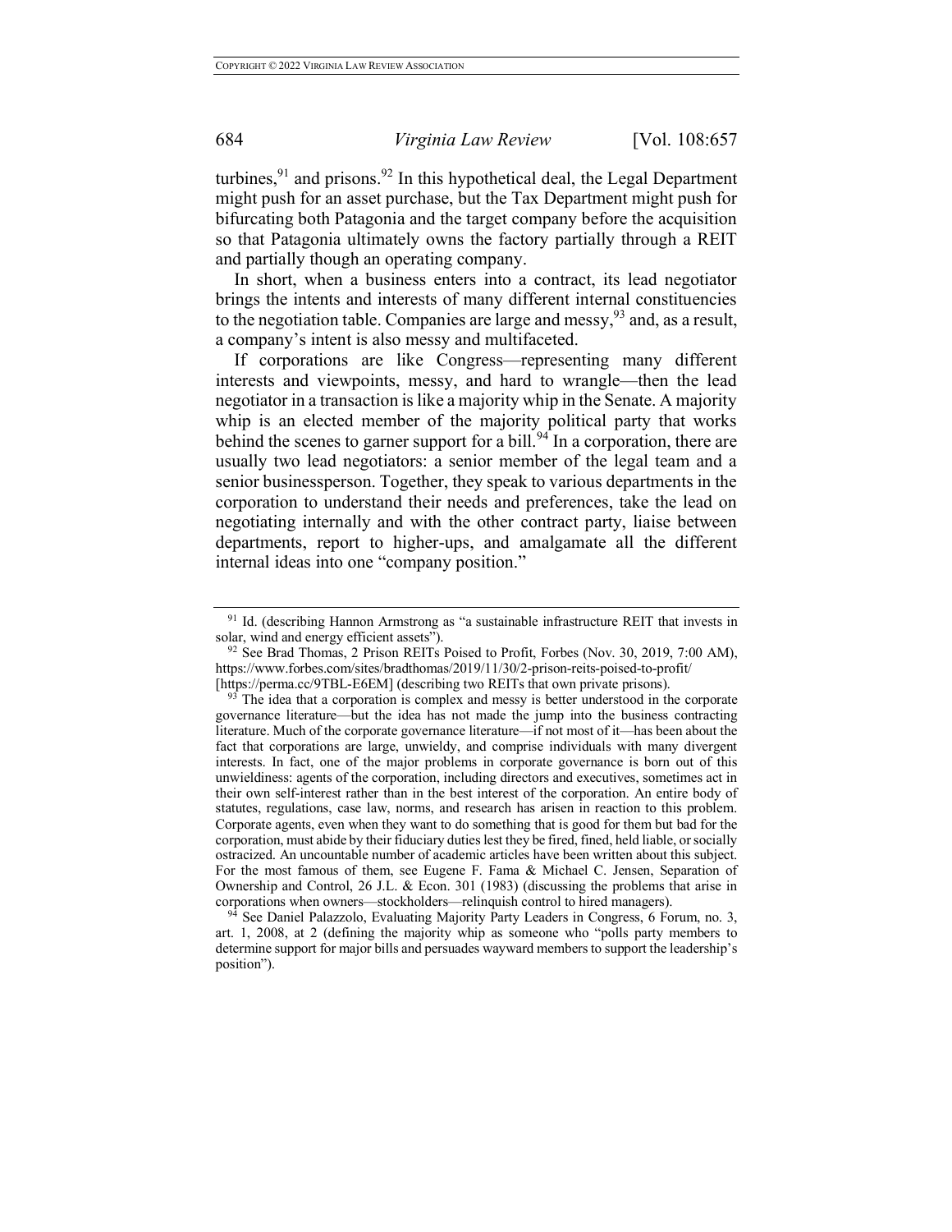turbines,[91] and prisons.[92] In this hypothetical deal, the Legal Department might push for an asset purchase, but the Tax Department might push for bifurcating both Patagonia and the target company before the acquisition so that Patagonia ultimately owns the factory partially through a REIT and partially though an operating company.

In short, when a business enters into a contract, its lead negotiator brings the intents and interests of many different internal constituencies to the negotiation table. Companies are large and messy,[93] and, as a result, a company's intent is also messy and multifaceted.

If corporations are like Congress—representing many different interests and viewpoints, messy, and hard to wrangle—then the lead negotiator in a transaction is like a majority whip in the Senate. A majority whip is an elected member of the majority political party that works behind the scenes to garner support for a bill.[94] In a corporation, there are usually two lead negotiators: a senior member of the legal team and a senior businessperson. Together, they speak to various departments in the corporation to understand their needs and preferences, take the lead on negotiating internally and with the other contract party, liaise between departments, report to higher-ups, and amalgamate all the different internal ideas into one "company position."

---

[91] Id. (describing Hannon Armstrong as "a sustainable infrastructure REIT that invests in solar, wind and energy efficient assets").

[92] See Brad Thomas, 2 Prison REITs Poised to Profit, Forbes (Nov. 30, 2019, 7:00 AM), https://www.forbes.com/sites/bradthomas/2019/11/30/2-prison-reits-poised-to-profit/ [https://perma.cc/9TBL-E6EM] (describing two REITs that own private prisons).

[93] The idea that a corporation is complex and messy is better understood in the corporate governance literature—but the idea has not made the jump into the business contracting literature. Much of the corporate governance literature—if not most of it—has been about the fact that corporations are large, unwieldy, and comprise individuals with many divergent interests. In fact, one of the major problems in corporate governance is born out of this unwieldiness: agents of the corporation, including directors and executives, sometimes act in their own self-interest rather than in the best interest of the corporation. An entire body of statutes, regulations, case law, norms, and research has arisen in reaction to this problem. Corporate agents, even when they want to do something that is good for them but bad for the corporation, must abide by their fiduciary duties lest they be fired, fined, held liable, or socially ostracized. An uncountable number of academic articles have been written about this subject. For the most famous of them, see Eugene F. Fama & Michael C. Jensen, Separation of Ownership and Control, 26 J.L. & Econ. 301 (1983) (discussing the problems that arise in corporations when owners—stockholders—relinquish control to hired managers).

[94] See Daniel Palazzolo, Evaluating Majority Party Leaders in Congress, 6 Forum, no. 3, art. 1, 2008, at 2 (defining the majority whip as someone who "polls party members to determine support for major bills and persuades wayward members to support the leadership's position").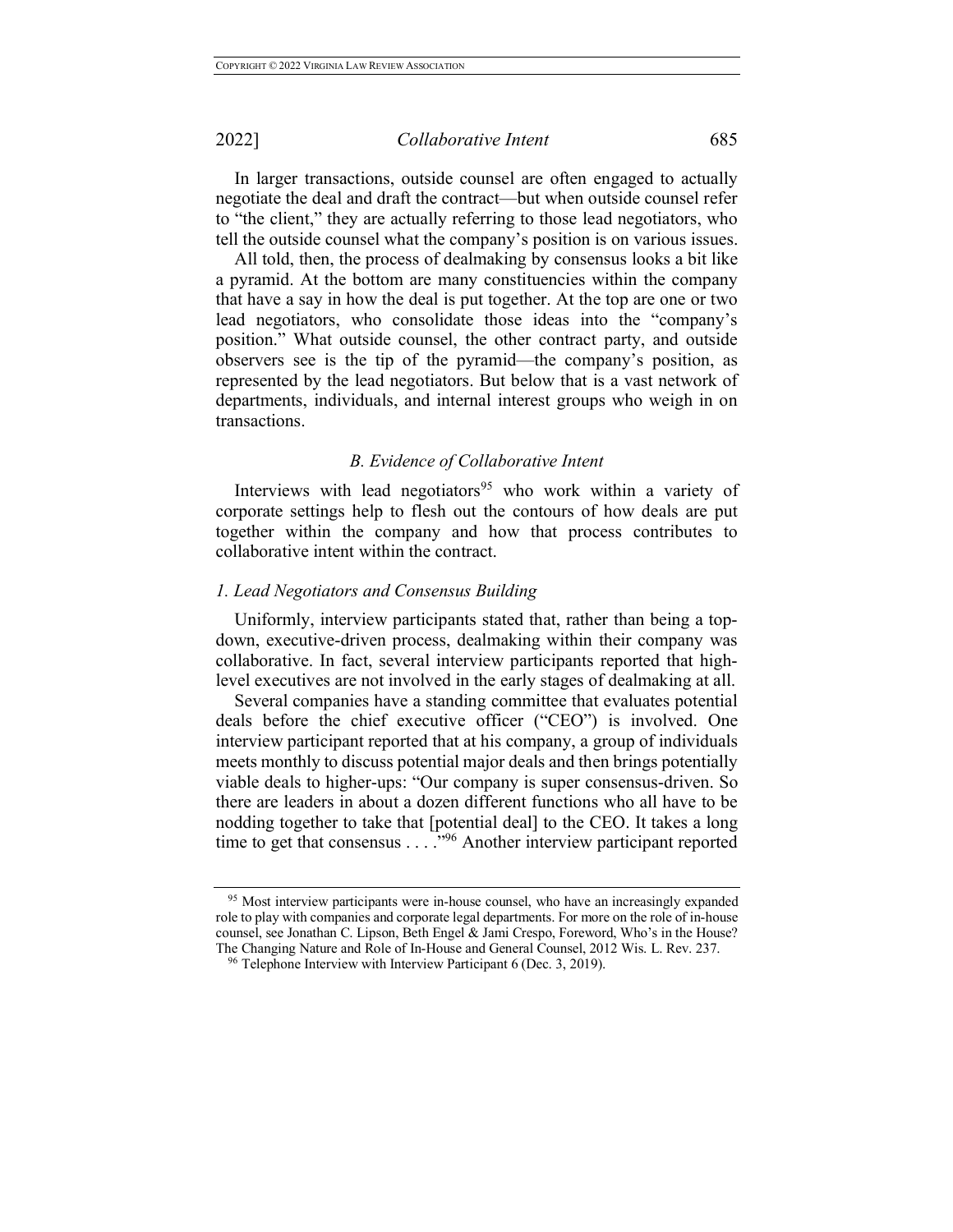In larger transactions, outside counsel are often engaged to actually negotiate the deal and draft the contract—but when outside counsel refer to "the client," they are actually referring to those lead negotiators, who tell the outside counsel what the company's position is on various issues.

All told, then, the process of dealmaking by consensus looks a bit like a pyramid. At the bottom are many constituencies within the company that have a say in how the deal is put together. At the top are one or two lead negotiators, who consolidate those ideas into the "company's position." What outside counsel, the other contract party, and outside observers see is the tip of the pyramid—the company's position, as represented by the lead negotiators. But below that is a vast network of departments, individuals, and internal interest groups who weigh in on transactions.

### *B. Evidence of Collaborative Intent*

Interviews with lead negotiators[95] who work within a variety of corporate settings help to flesh out the contours of how deals are put together within the company and how that process contributes to collaborative intent within the contract.

#### *1. Lead Negotiators and Consensus Building*

Uniformly, interview participants stated that, rather than being a top-down, executive-driven process, dealmaking within their company was collaborative. In fact, several interview participants reported that high-level executives are not involved in the early stages of dealmaking at all.

Several companies have a standing committee that evaluates potential deals before the chief executive officer ("CEO") is involved. One interview participant reported that at his company, a group of individuals meets monthly to discuss potential major deals and then brings potentially viable deals to higher-ups: "Our company is super consensus-driven. So there are leaders in about a dozen different functions who all have to be nodding together to take that [potential deal] to the CEO. It takes a long time to get that consensus . . . ."[96] Another interview participant reported

---

[95] Most interview participants were in-house counsel, who have an increasingly expanded role to play with companies and corporate legal departments. For more on the role of in-house counsel, see Jonathan C. Lipson, Beth Engel & Jami Crespo, Foreword, Who's in the House? The Changing Nature and Role of In-House and General Counsel, 2012 Wis. L. Rev. 237.

[96] Telephone Interview with Interview Participant 6 (Dec. 3, 2019).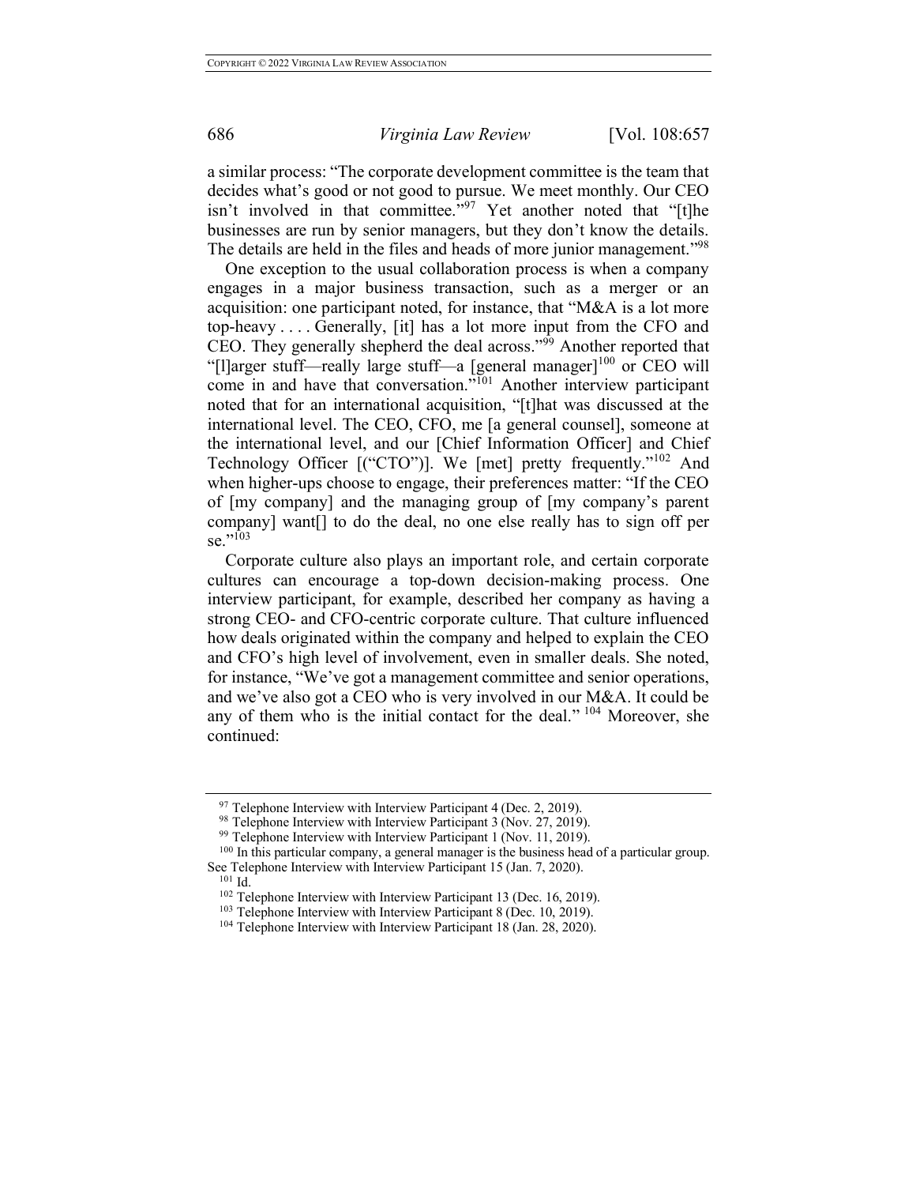a similar process: "The corporate development committee is the team that decides what's good or not good to pursue. We meet monthly. Our CEO isn't involved in that committee."[97] Yet another noted that "[t]he businesses are run by senior managers, but they don't know the details. The details are held in the files and heads of more junior management."[98]

One exception to the usual collaboration process is when a company engages in a major business transaction, such as a merger or an acquisition: one participant noted, for instance, that "M&A is a lot more top-heavy . . . . Generally, [it] has a lot more input from the CFO and CEO. They generally shepherd the deal across."[99] Another reported that "[l]arger stuff—really large stuff—a [general manager][100] or CEO will come in and have that conversation."[101] Another interview participant noted that for an international acquisition, "[t]hat was discussed at the international level. The CEO, CFO, me [a general counsel], someone at the international level, and our [Chief Information Officer] and Chief Technology Officer [("CTO")]. We [met] pretty frequently."[102] And when higher-ups choose to engage, their preferences matter: "If the CEO of [my company] and the managing group of [my company's parent company] want[] to do the deal, no one else really has to sign off per se."[103]

Corporate culture also plays an important role, and certain corporate cultures can encourage a top-down decision-making process. One interview participant, for example, described her company as having a strong CEO- and CFO-centric corporate culture. That culture influenced how deals originated within the company and helped to explain the CEO and CFO's high level of involvement, even in smaller deals. She noted, for instance, "We've got a management committee and senior operations, and we've also got a CEO who is very involved in our M&A. It could be any of them who is the initial contact for the deal." [104] Moreover, she continued:

---

[97] Telephone Interview with Interview Participant 4 (Dec. 2, 2019).

[98] Telephone Interview with Interview Participant 3 (Nov. 27, 2019).

[99] Telephone Interview with Interview Participant 1 (Nov. 11, 2019).

[100] In this particular company, a general manager is the business head of a particular group. See Telephone Interview with Interview Participant 15 (Jan. 7, 2020).

[101] Id.

[102] Telephone Interview with Interview Participant 13 (Dec. 16, 2019).

[103] Telephone Interview with Interview Participant 8 (Dec. 10, 2019).

[104] Telephone Interview with Interview Participant 18 (Jan. 28, 2020).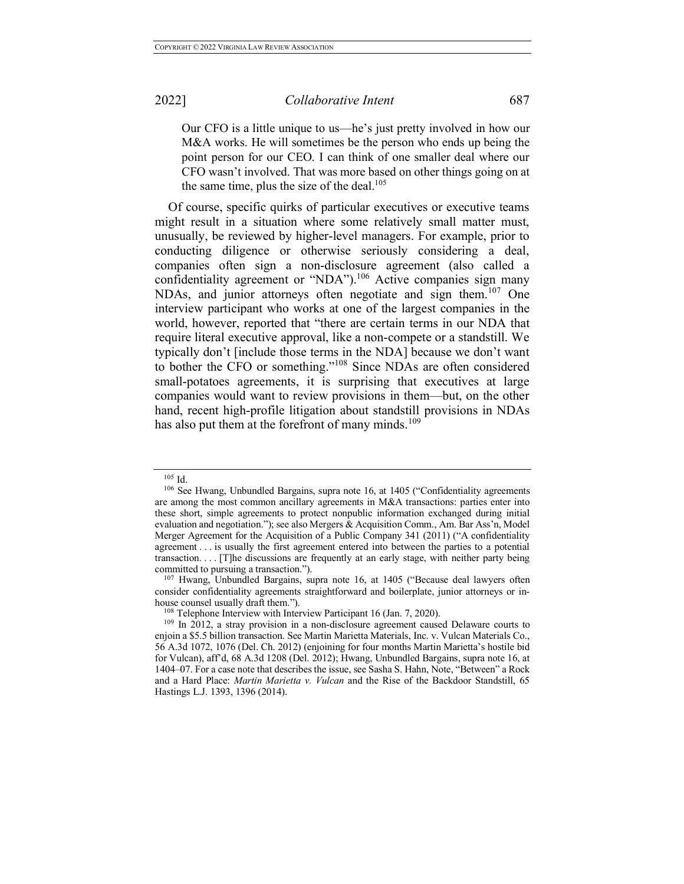> Our CFO is a little unique to us—he's just pretty involved in how our M&A works. He will sometimes be the person who ends up being the point person for our CEO. I can think of one smaller deal where our CFO wasn't involved. That was more based on other things going on at the same time, plus the size of the deal.[105]

Of course, specific quirks of particular executives or executive teams might result in a situation where some relatively small matter must, unusually, be reviewed by higher-level managers. For example, prior to conducting diligence or otherwise seriously considering a deal, companies often sign a non-disclosure agreement (also called a confidentiality agreement or "NDA").[106] Active companies sign many NDAs, and junior attorneys often negotiate and sign them.[107] One interview participant who works at one of the largest companies in the world, however, reported that "there are certain terms in our NDA that require literal executive approval, like a non-compete or a standstill. We typically don't [include those terms in the NDA] because we don't want to bother the CFO or something."[108] Since NDAs are often considered small-potatoes agreements, it is surprising that executives at large companies would want to review provisions in them—but, on the other hand, recent high-profile litigation about standstill provisions in NDAs has also put them at the forefront of many minds.[109]

---

[105] Id.

[106] See Hwang, Unbundled Bargains, supra note 16, at 1405 ("Confidentiality agreements are among the most common ancillary agreements in M&A transactions: parties enter into these short, simple agreements to protect nonpublic information exchanged during initial evaluation and negotiation."); see also Mergers & Acquisition Comm., Am. Bar Ass'n, Model Merger Agreement for the Acquisition of a Public Company 341 (2011) ("A confidentiality agreement . . . is usually the first agreement entered into between the parties to a potential transaction. . . . [T]he discussions are frequently at an early stage, with neither party being committed to pursuing a transaction.").

[107] Hwang, Unbundled Bargains, supra note 16, at 1405 ("Because deal lawyers often consider confidentiality agreements straightforward and boilerplate, junior attorneys or in-house counsel usually draft them.").

[108] Telephone Interview with Interview Participant 16 (Jan. 7, 2020).

[109] In 2012, a stray provision in a non-disclosure agreement caused Delaware courts to enjoin a $5.5 billion transaction. See Martin Marietta Materials, Inc. v. Vulcan Materials Co., 56 A.3d 1072, 1076 (Del. Ch. 2012) (enjoining for four months Martin Marietta's hostile bid for Vulcan), aff'd, 68 A.3d 1208 (Del. 2012); Hwang, Unbundled Bargains, supra note 16, at 1404–07. For a case note that describes the issue, see Sasha S. Hahn, Note, "Between" a Rock and a Hard Place: *Martin Marietta v. Vulcan* and the Rise of the Backdoor Standstill, 65 Hastings L.J. 1393, 1396 (2014).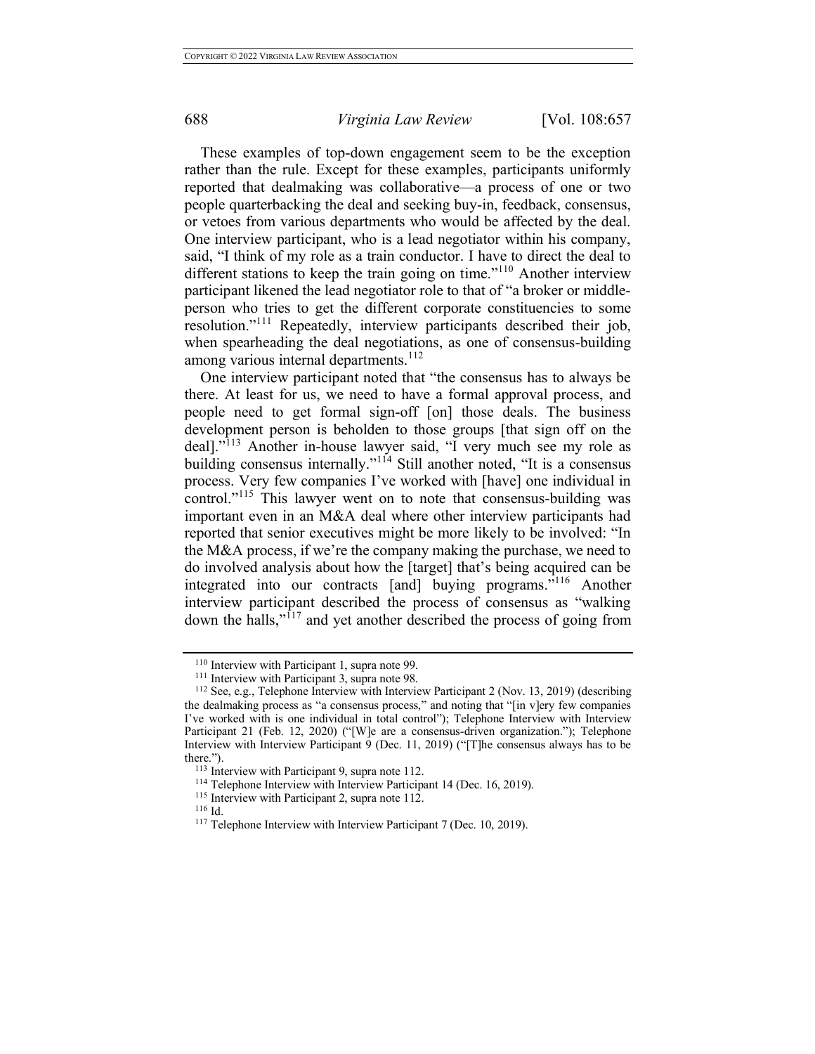These examples of top-down engagement seem to be the exception rather than the rule. Except for these examples, participants uniformly reported that dealmaking was collaborative—a process of one or two people quarterbacking the deal and seeking buy-in, feedback, consensus, or vetoes from various departments who would be affected by the deal. One interview participant, who is a lead negotiator within his company, said, "I think of my role as a train conductor. I have to direct the deal to different stations to keep the train going on time."[110] Another interview participant likened the lead negotiator role to that of "a broker or middle-person who tries to get the different corporate constituencies to some resolution."[111] Repeatedly, interview participants described their job, when spearheading the deal negotiations, as one of consensus-building among various internal departments.[112]

One interview participant noted that "the consensus has to always be there. At least for us, we need to have a formal approval process, and people need to get formal sign-off [on] those deals. The business development person is beholden to those groups [that sign off on the deal]."[113] Another in-house lawyer said, "I very much see my role as building consensus internally."[114] Still another noted, "It is a consensus process. Very few companies I've worked with [have] one individual in control."[115] This lawyer went on to note that consensus-building was important even in an M&A deal where other interview participants had reported that senior executives might be more likely to be involved: "In the M&A process, if we're the company making the purchase, we need to do involved analysis about how the [target] that's being acquired can be integrated into our contracts [and] buying programs."[116] Another interview participant described the process of consensus as "walking down the halls,"[117] and yet another described the process of going from

---

[110] Interview with Participant 1, supra note 99.

[111] Interview with Participant 3, supra note 98.

[112] See, e.g., Telephone Interview with Interview Participant 2 (Nov. 13, 2019) (describing the dealmaking process as "a consensus process," and noting that "[in v]ery few companies I've worked with is one individual in total control"); Telephone Interview with Interview Participant 21 (Feb. 12, 2020) ("[W]e are a consensus-driven organization."); Telephone Interview with Interview Participant 9 (Dec. 11, 2019) ("[T]he consensus always has to be there.").

[113] Interview with Participant 9, supra note 112.

[114] Telephone Interview with Interview Participant 14 (Dec. 16, 2019).

[115] Interview with Participant 2, supra note 112.

[116] Id.

[117] Telephone Interview with Interview Participant 7 (Dec. 10, 2019).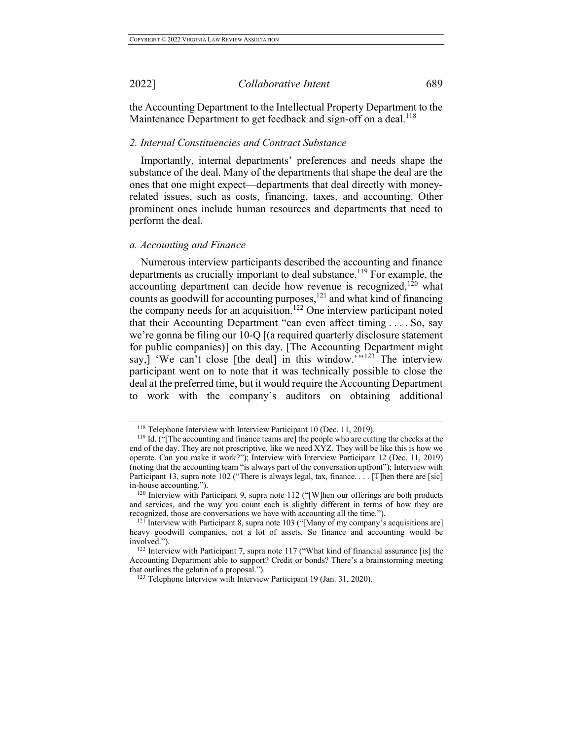the Accounting Department to the Intellectual Property Department to the Maintenance Department to get feedback and sign-off on a deal.[118]

### *2. Internal Constituencies and Contract Substance*

Importantly, internal departments' preferences and needs shape the substance of the deal. Many of the departments that shape the deal are the ones that one might expect—departments that deal directly with money-related issues, such as costs, financing, taxes, and accounting. Other prominent ones include human resources and departments that need to perform the deal.

#### *a. Accounting and Finance*

Numerous interview participants described the accounting and finance departments as crucially important to deal substance.[119] For example, the accounting department can decide how revenue is recognized,[120] what counts as goodwill for accounting purposes,[121] and what kind of financing the company needs for an acquisition.[122] One interview participant noted that their Accounting Department "can even affect timing . . . . So, say we're gonna be filing our 10-Q [(a required quarterly disclosure statement for public companies)] on this day. [The Accounting Department might say,] 'We can't close [the deal] in this window.'"[123] The interview participant went on to note that it was technically possible to close the deal at the preferred time, but it would require the Accounting Department to work with the company's auditors on obtaining additional

---

[118] Telephone Interview with Interview Participant 10 (Dec. 11, 2019).

[119] Id. ("[The accounting and finance teams are] the people who are cutting the checks at the end of the day. They are not prescriptive, like we need XYZ. They will be like this is how we operate. Can you make it work?"); Interview with Interview Participant 12 (Dec. 11, 2019) (noting that the accounting team "is always part of the conversation upfront"); Interview with Participant 13, supra note 102 ("There is always legal, tax, finance. . . . [T]hen there are [sic] in-house accounting.").

[120] Interview with Participant 9, supra note 112 ("[W]hen our offerings are both products and services, and the way you count each is slightly different in terms of how they are recognized, those are conversations we have with accounting all the time.").

[121] Interview with Participant 8, supra note 103 ("[Many of my company's acquisitions are] heavy goodwill companies, not a lot of assets. So finance and accounting would be involved.").

[122] Interview with Participant 7, supra note 117 ("What kind of financial assurance [is] the Accounting Department able to support? Credit or bonds? There's a brainstorming meeting that outlines the gelatin of a proposal.").

[123] Telephone Interview with Interview Participant 19 (Jan. 31, 2020).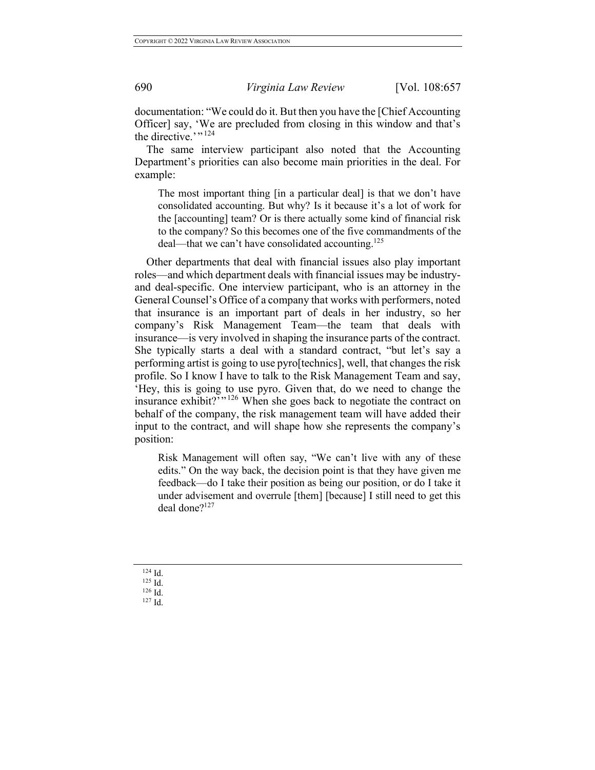documentation: "We could do it. But then you have the [Chief Accounting Officer] say, 'We are precluded from closing in this window and that's the directive.'"[124]

The same interview participant also noted that the Accounting Department's priorities can also become main priorities in the deal. For example:

> The most important thing [in a particular deal] is that we don't have consolidated accounting. But why? Is it because it's a lot of work for the [accounting] team? Or is there actually some kind of financial risk to the company? So this becomes one of the five commandments of the deal—that we can't have consolidated accounting.[125]

Other departments that deal with financial issues also play important roles—and which department deals with financial issues may be industry- and deal-specific. One interview participant, who is an attorney in the General Counsel's Office of a company that works with performers, noted that insurance is an important part of deals in her industry, so her company's Risk Management Team—the team that deals with insurance—is very involved in shaping the insurance parts of the contract. She typically starts a deal with a standard contract, "but let's say a performing artist is going to use pyro[technics], well, that changes the risk profile. So I know I have to talk to the Risk Management Team and say, 'Hey, this is going to use pyro. Given that, do we need to change the insurance exhibit?'"[126] When she goes back to negotiate the contract on behalf of the company, the risk management team will have added their input to the contract, and will shape how she represents the company's position:

> Risk Management will often say, "We can't live with any of these edits." On the way back, the decision point is that they have given me feedback—do I take their position as being our position, or do I take it under advisement and overrule [them] [because] I still need to get this deal done?[127]

---

[124] Id.
[125] Id.
[126] Id.
[127] Id.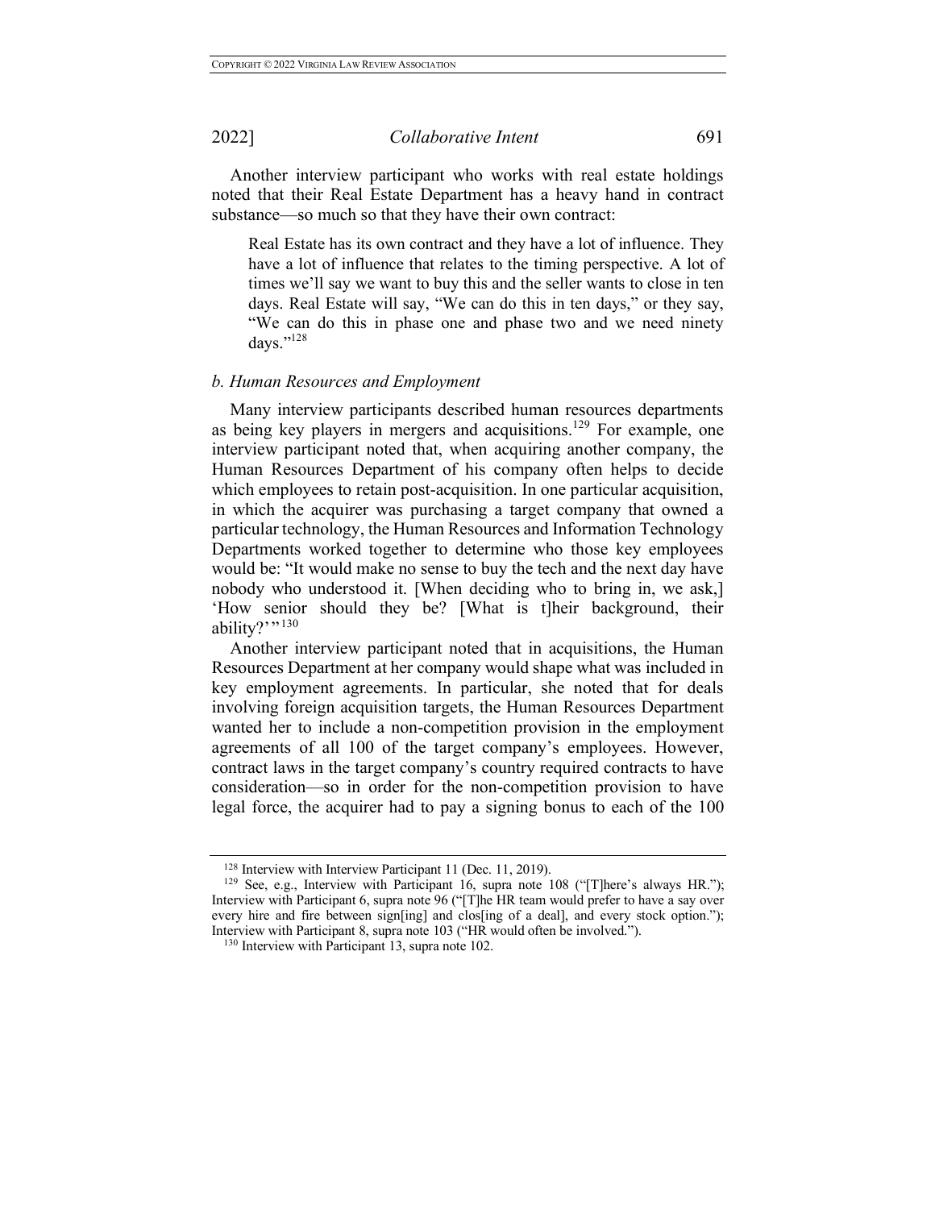Another interview participant who works with real estate holdings noted that their Real Estate Department has a heavy hand in contract substance—so much so that they have their own contract:

> Real Estate has its own contract and they have a lot of influence. They have a lot of influence that relates to the timing perspective. A lot of times we'll say we want to buy this and the seller wants to close in ten days. Real Estate will say, "We can do this in ten days," or they say, "We can do this in phase one and phase two and we need ninety days."[128]

### *b. Human Resources and Employment*

Many interview participants described human resources departments as being key players in mergers and acquisitions.[129] For example, one interview participant noted that, when acquiring another company, the Human Resources Department of his company often helps to decide which employees to retain post-acquisition. In one particular acquisition, in which the acquirer was purchasing a target company that owned a particular technology, the Human Resources and Information Technology Departments worked together to determine who those key employees would be: "It would make no sense to buy the tech and the next day have nobody who understood it. [When deciding who to bring in, we ask,] 'How senior should they be? [What is t]heir background, their ability?'"[130]

Another interview participant noted that in acquisitions, the Human Resources Department at her company would shape what was included in key employment agreements. In particular, she noted that for deals involving foreign acquisition targets, the Human Resources Department wanted her to include a non-competition provision in the employment agreements of all 100 of the target company's employees. However, contract laws in the target company's country required contracts to have consideration—so in order for the non-competition provision to have legal force, the acquirer had to pay a signing bonus to each of the 100

---

[128] Interview with Interview Participant 11 (Dec. 11, 2019).

[129] See, e.g., Interview with Participant 16, supra note 108 ("[T]here's always HR."); Interview with Participant 6, supra note 96 ("[T]he HR team would prefer to have a say over every hire and fire between sign[ing] and clos[ing of a deal], and every stock option."); Interview with Participant 8, supra note 103 ("HR would often be involved.").

[130] Interview with Participant 13, supra note 102.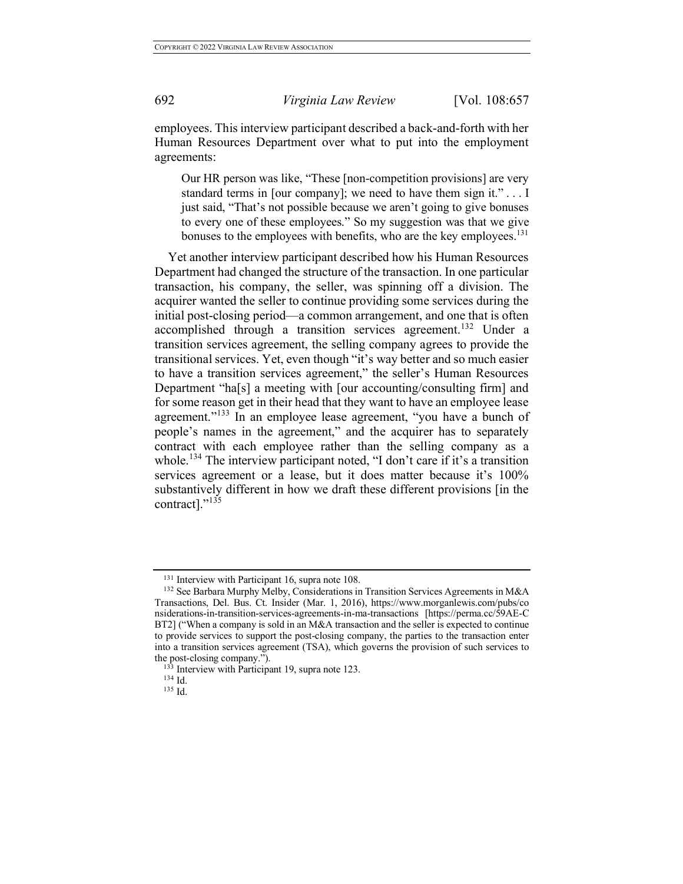employees. This interview participant described a back-and-forth with her Human Resources Department over what to put into the employment agreements:

> Our HR person was like, "These [non-competition provisions] are very standard terms in [our company]; we need to have them sign it." . . . I just said, "That's not possible because we aren't going to give bonuses to every one of these employees." So my suggestion was that we give bonuses to the employees with benefits, who are the key employees.[131]

Yet another interview participant described how his Human Resources Department had changed the structure of the transaction. In one particular transaction, his company, the seller, was spinning off a division. The acquirer wanted the seller to continue providing some services during the initial post-closing period—a common arrangement, and one that is often accomplished through a transition services agreement.[132] Under a transition services agreement, the selling company agrees to provide the transitional services. Yet, even though "it's way better and so much easier to have a transition services agreement," the seller's Human Resources Department "ha[s] a meeting with [our accounting/consulting firm] and for some reason get in their head that they want to have an employee lease agreement."[133] In an employee lease agreement, "you have a bunch of people's names in the agreement," and the acquirer has to separately contract with each employee rather than the selling company as a whole.[134] The interview participant noted, "I don't care if it's a transition services agreement or a lease, but it does matter because it's 100% substantively different in how we draft these different provisions [in the contract]."[135]

---

[131] Interview with Participant 16, supra note 108.

[132] See Barbara Murphy Melby, Considerations in Transition Services Agreements in M&A Transactions, Del. Bus. Ct. Insider (Mar. 1, 2016), https://www.morganlewis.com/pubs/considerations-in-transition-services-agreements-in-ma-transactions [https://perma.cc/59AE-CBT2] ("When a company is sold in an M&A transaction and the seller is expected to continue to provide services to support the post-closing company, the parties to the transaction enter into a transition services agreement (TSA), which governs the provision of such services to the post-closing company.").

[133] Interview with Participant 19, supra note 123.

[134] Id.

[135] Id.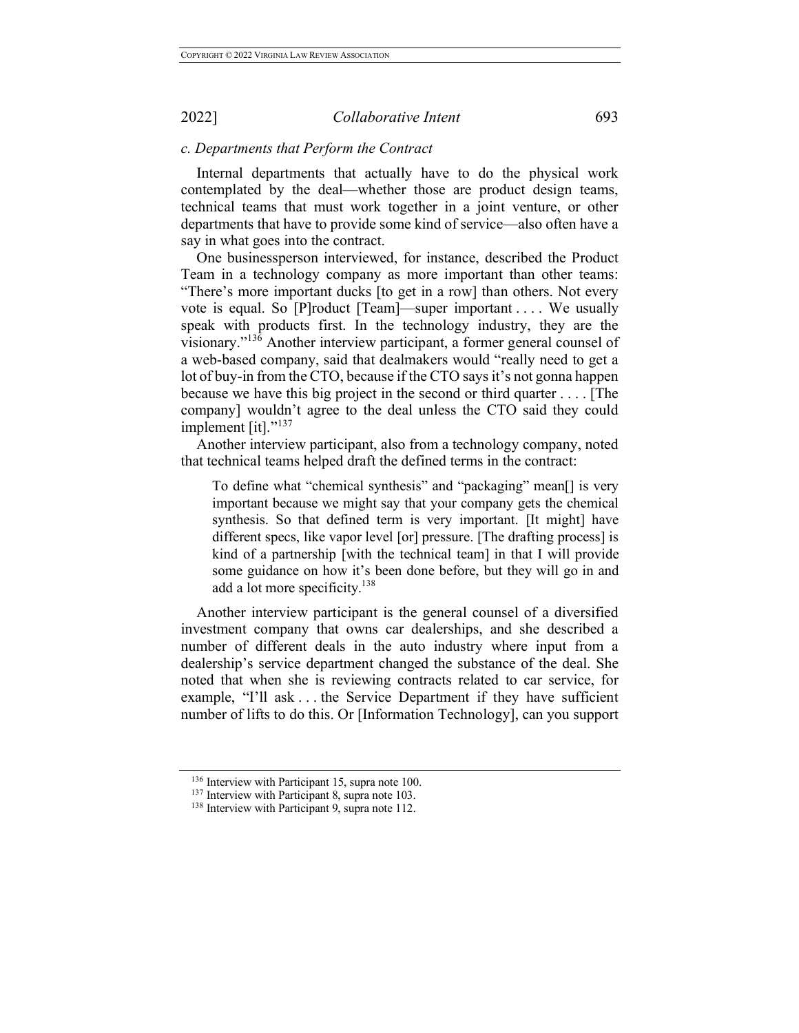### c. Departments that Perform the Contract

Internal departments that actually have to do the physical work contemplated by the deal—whether those are product design teams, technical teams that must work together in a joint venture, or other departments that have to provide some kind of service—also often have a say in what goes into the contract.

One businessperson interviewed, for instance, described the Product Team in a technology company as more important than other teams: "There's more important ducks [to get in a row] than others. Not every vote is equal. So [P]roduct [Team]—super important . . . . We usually speak with products first. In the technology industry, they are the visionary."[136] Another interview participant, a former general counsel of a web-based company, said that dealmakers would "really need to get a lot of buy-in from the CTO, because if the CTO says it's not gonna happen because we have this big project in the second or third quarter . . . . [The company] wouldn't agree to the deal unless the CTO said they could implement [it]."[137]

Another interview participant, also from a technology company, noted that technical teams helped draft the defined terms in the contract:

> To define what "chemical synthesis" and "packaging" mean[] is very important because we might say that your company gets the chemical synthesis. So that defined term is very important. [It might] have different specs, like vapor level [or] pressure. [The drafting process] is kind of a partnership [with the technical team] in that I will provide some guidance on how it's been done before, but they will go in and add a lot more specificity.[138]

Another interview participant is the general counsel of a diversified investment company that owns car dealerships, and she described a number of different deals in the auto industry where input from a dealership's service department changed the substance of the deal. She noted that when she is reviewing contracts related to car service, for example, "I'll ask . . . the Service Department if they have sufficient number of lifts to do this. Or [Information Technology], can you support

---

[136] Interview with Participant 15, supra note 100.

[137] Interview with Participant 8, supra note 103.

[138] Interview with Participant 9, supra note 112.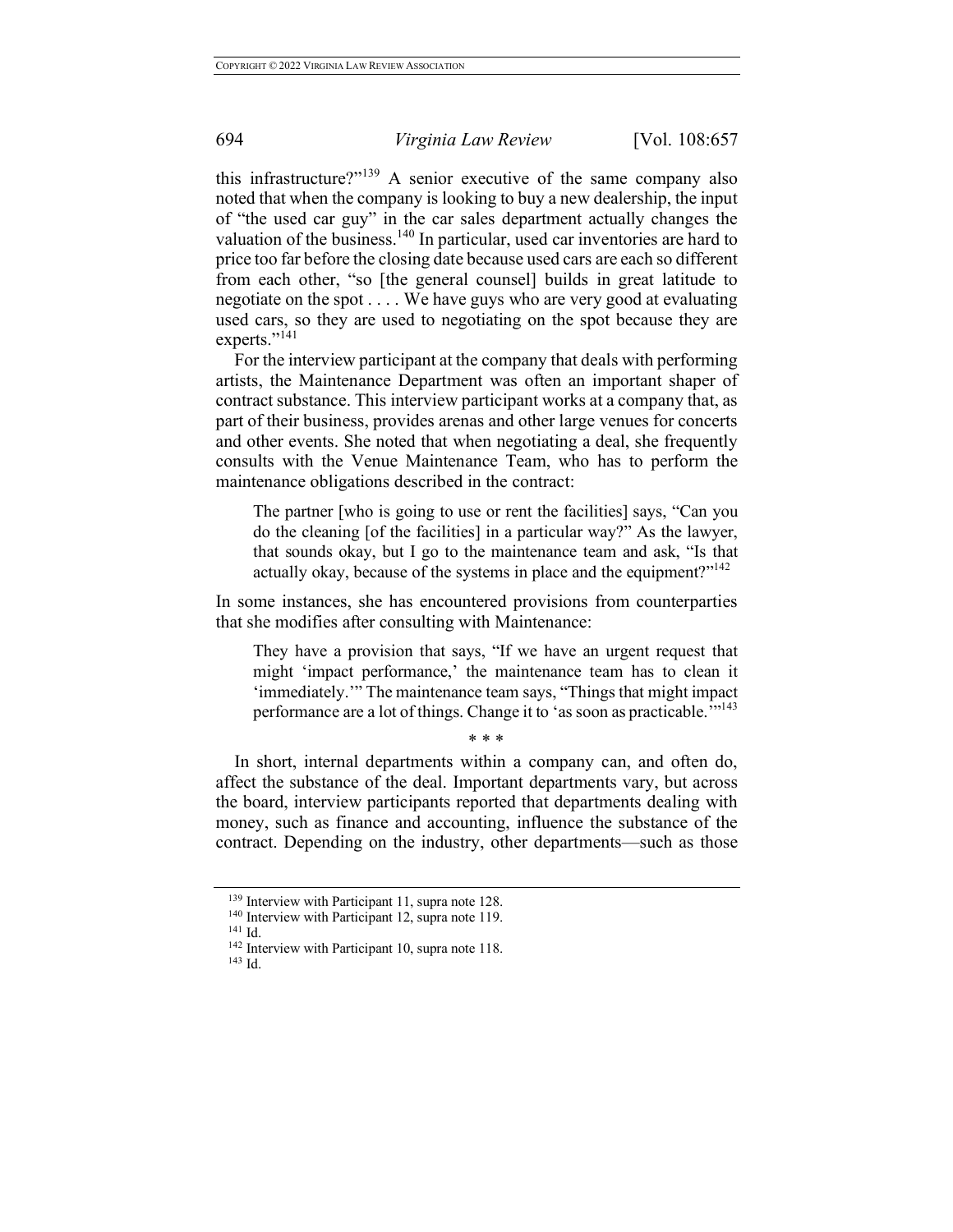this infrastructure?"[139] A senior executive of the same company also noted that when the company is looking to buy a new dealership, the input of "the used car guy" in the car sales department actually changes the valuation of the business.[140] In particular, used car inventories are hard to price too far before the closing date because used cars are each so different from each other, "so [the general counsel] builds in great latitude to negotiate on the spot . . . . We have guys who are very good at evaluating used cars, so they are used to negotiating on the spot because they are experts."[141]

For the interview participant at the company that deals with performing artists, the Maintenance Department was often an important shaper of contract substance. This interview participant works at a company that, as part of their business, provides arenas and other large venues for concerts and other events. She noted that when negotiating a deal, she frequently consults with the Venue Maintenance Team, who has to perform the maintenance obligations described in the contract:

> The partner [who is going to use or rent the facilities] says, "Can you do the cleaning [of the facilities] in a particular way?" As the lawyer, that sounds okay, but I go to the maintenance team and ask, "Is that actually okay, because of the systems in place and the equipment?"[142]

In some instances, she has encountered provisions from counterparties that she modifies after consulting with Maintenance:

> They have a provision that says, "If we have an urgent request that might 'impact performance,' the maintenance team has to clean it 'immediately.'" The maintenance team says, "Things that might impact performance are a lot of things. Change it to 'as soon as practicable.'"[143]

\* \* \*

In short, internal departments within a company can, and often do, affect the substance of the deal. Important departments vary, but across the board, interview participants reported that departments dealing with money, such as finance and accounting, influence the substance of the contract. Depending on the industry, other departments—such as those

---

[139] Interview with Participant 11, supra note 128.

[140] Interview with Participant 12, supra note 119.

[141] Id.

[142] Interview with Participant 10, supra note 118.

[143] Id.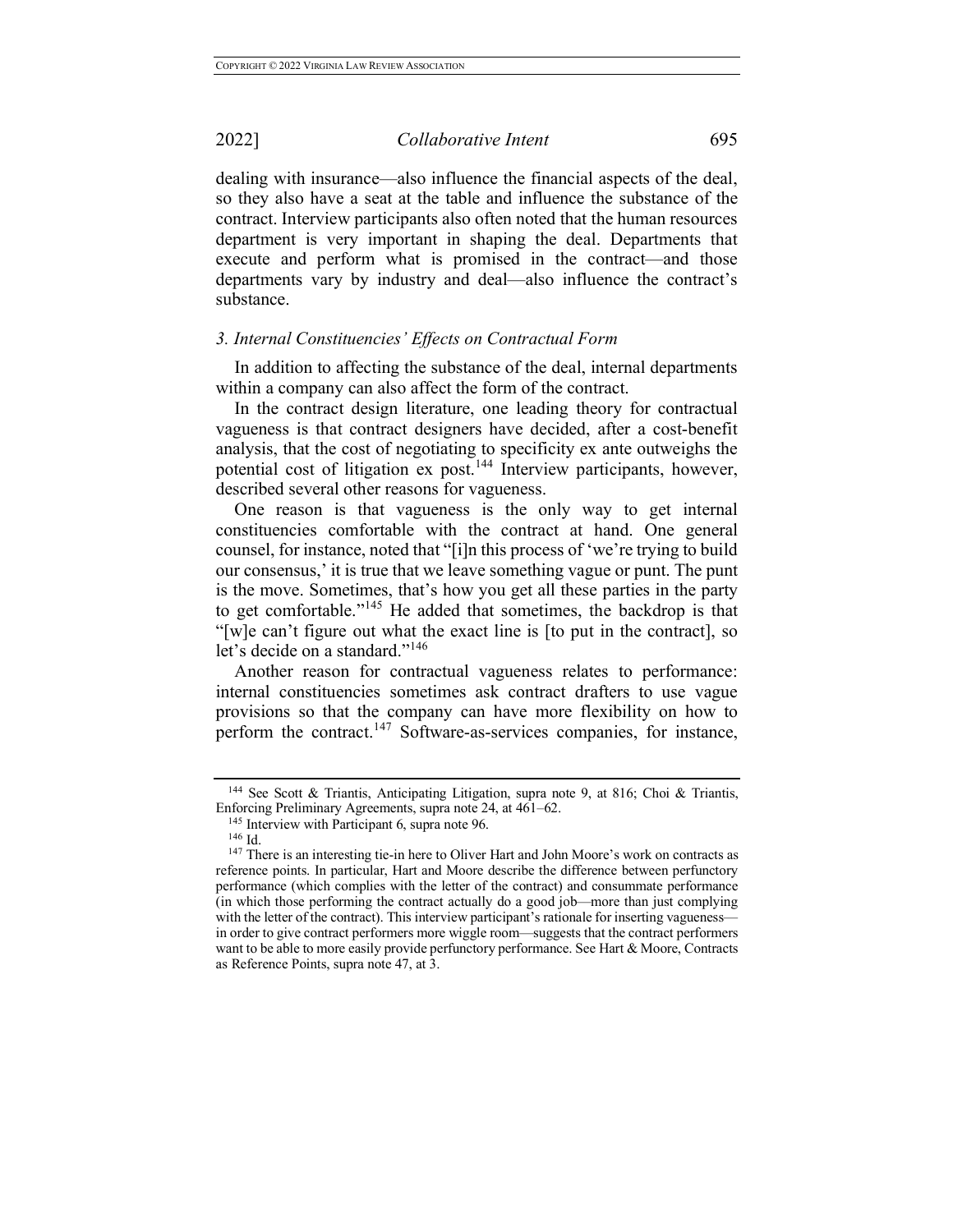dealing with insurance—also influence the financial aspects of the deal, so they also have a seat at the table and influence the substance of the contract. Interview participants also often noted that the human resources department is very important in shaping the deal. Departments that execute and perform what is promised in the contract—and those departments vary by industry and deal—also influence the contract's substance.

### *3. Internal Constituencies' Effects on Contractual Form*

In addition to affecting the substance of the deal, internal departments within a company can also affect the form of the contract.

In the contract design literature, one leading theory for contractual vagueness is that contract designers have decided, after a cost-benefit analysis, that the cost of negotiating to specificity ex ante outweighs the potential cost of litigation ex post.[144] Interview participants, however, described several other reasons for vagueness.

One reason is that vagueness is the only way to get internal constituencies comfortable with the contract at hand. One general counsel, for instance, noted that "[i]n this process of 'we're trying to build our consensus,' it is true that we leave something vague or punt. The punt is the move. Sometimes, that's how you get all these parties in the party to get comfortable."[145] He added that sometimes, the backdrop is that "[w]e can't figure out what the exact line is [to put in the contract], so let's decide on a standard."[146]

Another reason for contractual vagueness relates to performance: internal constituencies sometimes ask contract drafters to use vague provisions so that the company can have more flexibility on how to perform the contract.[147] Software-as-services companies, for instance,

---

[144] See Scott & Triantis, Anticipating Litigation, supra note 9, at 816; Choi & Triantis, Enforcing Preliminary Agreements, supra note 24, at 461–62.

[145] Interview with Participant 6, supra note 96.

[146] Id.

[147] There is an interesting tie-in here to Oliver Hart and John Moore's work on contracts as reference points. In particular, Hart and Moore describe the difference between perfunctory performance (which complies with the letter of the contract) and consummate performance (in which those performing the contract actually do a good job—more than just complying with the letter of the contract). This interview participant's rationale for inserting vagueness—in order to give contract performers more wiggle room—suggests that the contract performers want to be able to more easily provide perfunctory performance. See Hart & Moore, Contracts as Reference Points, supra note 47, at 3.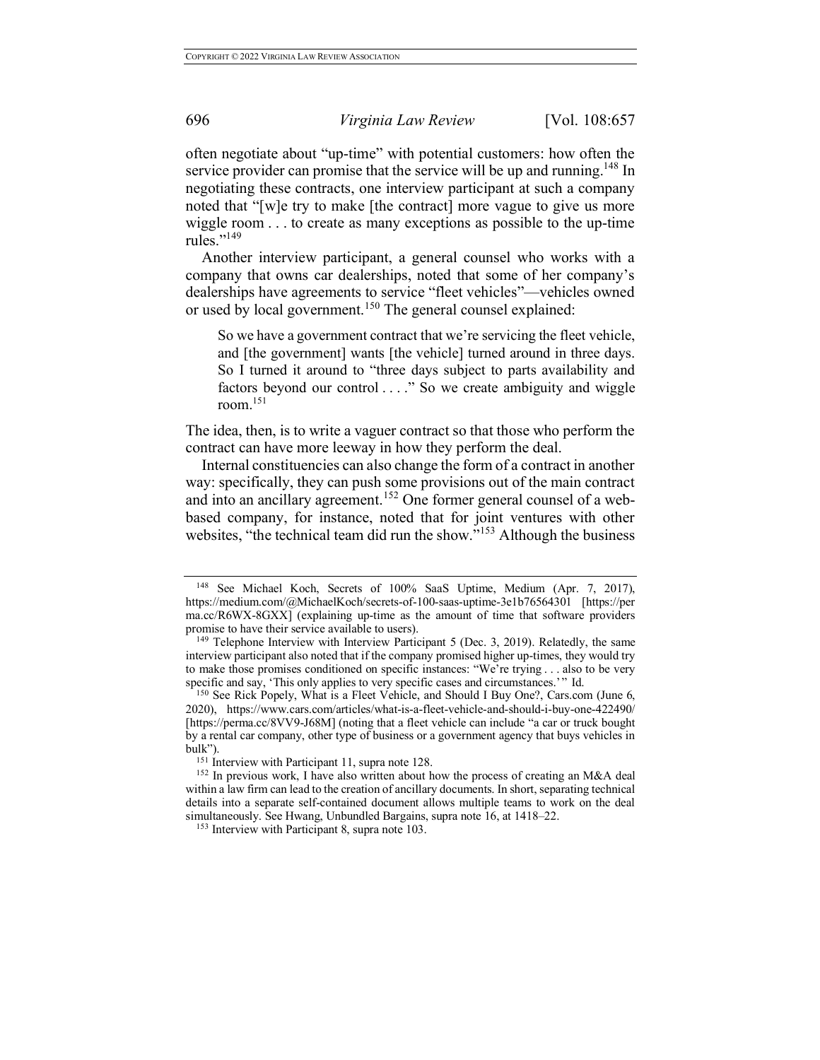often negotiate about "up-time" with potential customers: how often the service provider can promise that the service will be up and running.[148] In negotiating these contracts, one interview participant at such a company noted that "[w]e try to make [the contract] more vague to give us more wiggle room . . . to create as many exceptions as possible to the up-time rules."[149]

Another interview participant, a general counsel who works with a company that owns car dealerships, noted that some of her company's dealerships have agreements to service "fleet vehicles"—vehicles owned or used by local government.[150] The general counsel explained:

> So we have a government contract that we're servicing the fleet vehicle, and [the government] wants [the vehicle] turned around in three days. So I turned it around to "three days subject to parts availability and factors beyond our control . . . ." So we create ambiguity and wiggle room.[151]

The idea, then, is to write a vaguer contract so that those who perform the contract can have more leeway in how they perform the deal.

Internal constituencies can also change the form of a contract in another way: specifically, they can push some provisions out of the main contract and into an ancillary agreement.[152] One former general counsel of a web-based company, for instance, noted that for joint ventures with other websites, "the technical team did run the show."[153] Although the business

---

[148] See Michael Koch, Secrets of 100% SaaS Uptime, Medium (Apr. 7, 2017), https://medium.com/@MichaelKoch/secrets-of-100-saas-uptime-3e1b76564301 [https://perma.cc/R6WX-8GXX] (explaining up-time as the amount of time that software providers promise to have their service available to users).

[149] Telephone Interview with Interview Participant 5 (Dec. 3, 2019). Relatedly, the same interview participant also noted that if the company promised higher up-times, they would try to make those promises conditioned on specific instances: "We're trying . . . also to be very specific and say, 'This only applies to very specific cases and circumstances.'" Id.

[150] See Rick Popely, What is a Fleet Vehicle, and Should I Buy One?, Cars.com (June 6, 2020), https://www.cars.com/articles/what-is-a-fleet-vehicle-and-should-i-buy-one-422490/ [https://perma.cc/8VV9-J68M] (noting that a fleet vehicle can include "a car or truck bought by a rental car company, other type of business or a government agency that buys vehicles in bulk").

[151] Interview with Participant 11, supra note 128.

[152] In previous work, I have also written about how the process of creating an M&A deal within a law firm can lead to the creation of ancillary documents. In short, separating technical details into a separate self-contained document allows multiple teams to work on the deal simultaneously. See Hwang, Unbundled Bargains, supra note 16, at 1418–22.

[153] Interview with Participant 8, supra note 103.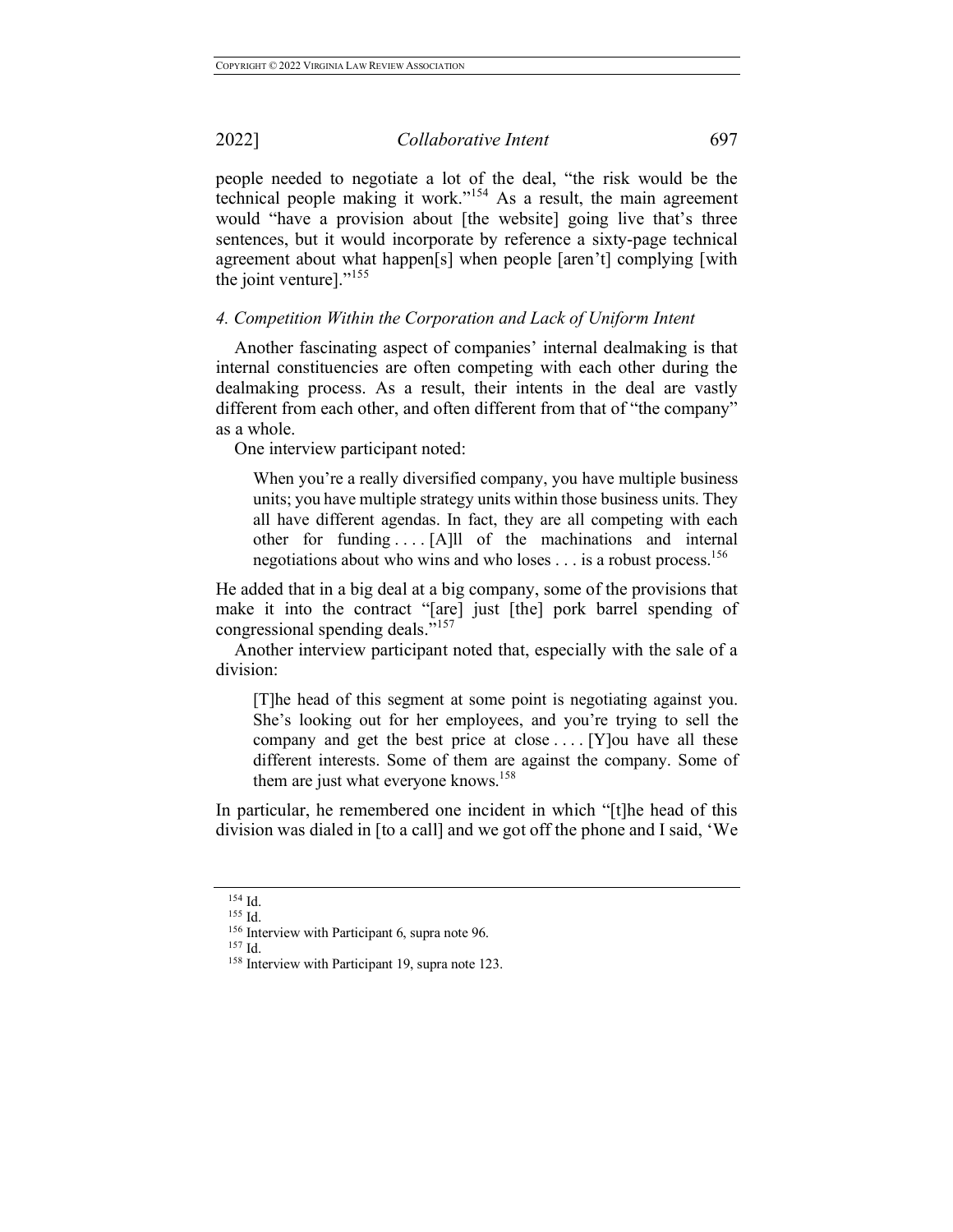people needed to negotiate a lot of the deal, "the risk would be the technical people making it work."[154] As a result, the main agreement would "have a provision about [the website] going live that's three sentences, but it would incorporate by reference a sixty-page technical agreement about what happen[s] when people [aren't] complying [with the joint venture]."[155]

### *4. Competition Within the Corporation and Lack of Uniform Intent*

Another fascinating aspect of companies' internal dealmaking is that internal constituencies are often competing with each other during the dealmaking process. As a result, their intents in the deal are vastly different from each other, and often different from that of "the company" as a whole.

One interview participant noted:

> When you're a really diversified company, you have multiple business units; you have multiple strategy units within those business units. They all have different agendas. In fact, they are all competing with each other for funding . . . . [A]ll of the machinations and internal negotiations about who wins and who loses . . . is a robust process.[156]

He added that in a big deal at a big company, some of the provisions that make it into the contract "[are] just [the] pork barrel spending of congressional spending deals."[157]

Another interview participant noted that, especially with the sale of a division:

> [T]he head of this segment at some point is negotiating against you. She's looking out for her employees, and you're trying to sell the company and get the best price at close . . . . [Y]ou have all these different interests. Some of them are against the company. Some of them are just what everyone knows.[158]

In particular, he remembered one incident in which "[t]he head of this division was dialed in [to a call] and we got off the phone and I said, 'We

---

[154] Id.

[155] Id.

[156] Interview with Participant 6, supra note 96.

[157] Id.

[158] Interview with Participant 19, supra note 123.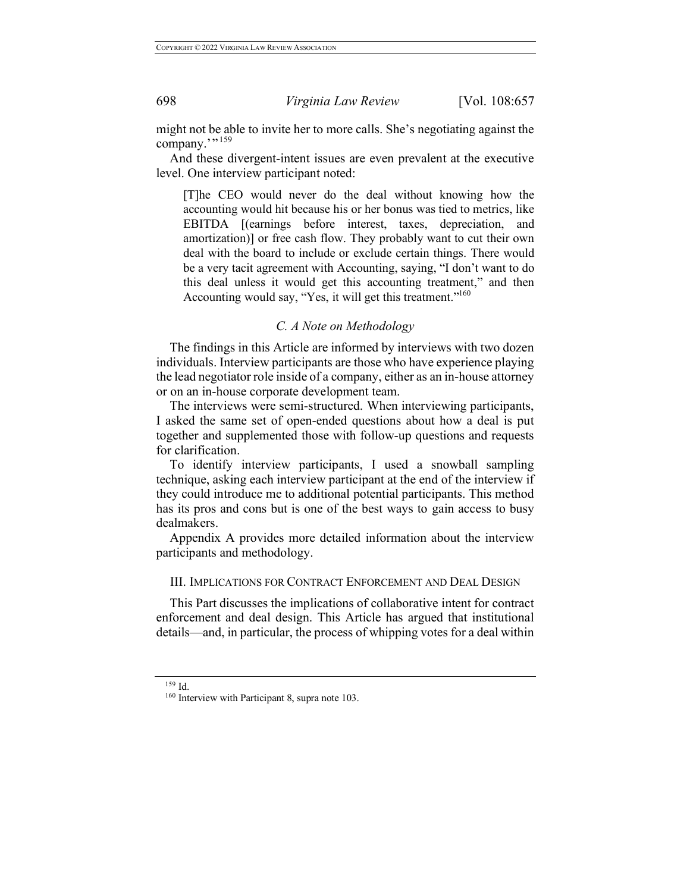might not be able to invite her to more calls. She's negotiating against the company.'"[159]

And these divergent-intent issues are even prevalent at the executive level. One interview participant noted:

> [T]he CEO would never do the deal without knowing how the accounting would hit because his or her bonus was tied to metrics, like EBITDA [(earnings before interest, taxes, depreciation, and amortization)] or free cash flow. They probably want to cut their own deal with the board to include or exclude certain things. There would be a very tacit agreement with Accounting, saying, "I don't want to do this deal unless it would get this accounting treatment," and then Accounting would say, "Yes, it will get this treatment."[160]

### *C. A Note on Methodology*

The findings in this Article are informed by interviews with two dozen individuals. Interview participants are those who have experience playing the lead negotiator role inside of a company, either as an in-house attorney or on an in-house corporate development team.

The interviews were semi-structured. When interviewing participants, I asked the same set of open-ended questions about how a deal is put together and supplemented those with follow-up questions and requests for clarification.

To identify interview participants, I used a snowball sampling technique, asking each interview participant at the end of the interview if they could introduce me to additional potential participants. This method has its pros and cons but is one of the best ways to gain access to busy dealmakers.

Appendix A provides more detailed information about the interview participants and methodology.

## III. IMPLICATIONS FOR CONTRACT ENFORCEMENT AND DEAL DESIGN

This Part discusses the implications of collaborative intent for contract enforcement and deal design. This Article has argued that institutional details—and, in particular, the process of whipping votes for a deal within

---

[159] Id.

[160] Interview with Participant 8, supra note 103.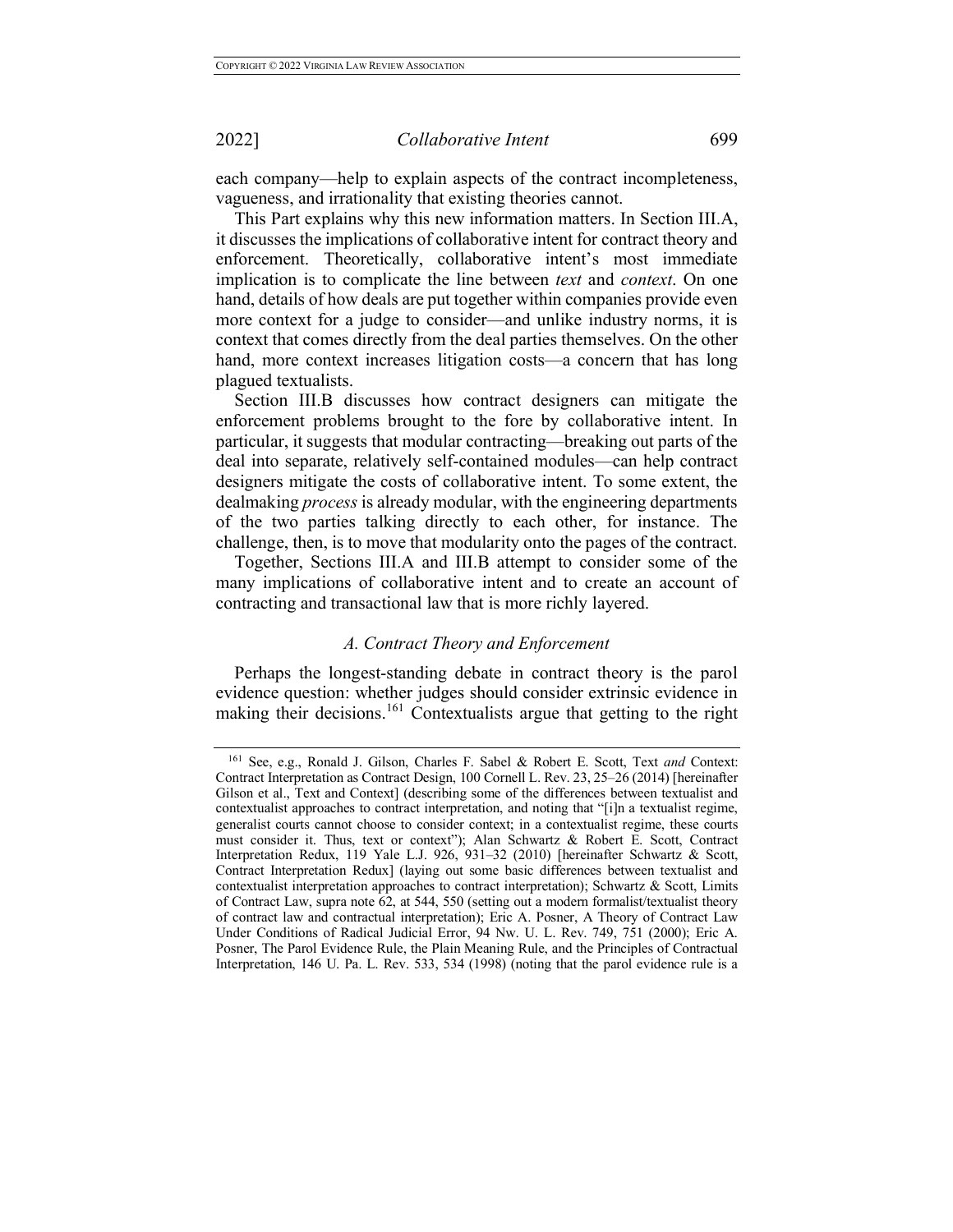each company—help to explain aspects of the contract incompleteness, vagueness, and irrationality that existing theories cannot.

This Part explains why this new information matters. In Section III.A, it discusses the implications of collaborative intent for contract theory and enforcement. Theoretically, collaborative intent's most immediate implication is to complicate the line between *text* and *context*. On one hand, details of how deals are put together within companies provide even more context for a judge to consider—and unlike industry norms, it is context that comes directly from the deal parties themselves. On the other hand, more context increases litigation costs—a concern that has long plagued textualists.

Section III.B discusses how contract designers can mitigate the enforcement problems brought to the fore by collaborative intent. In particular, it suggests that modular contracting—breaking out parts of the deal into separate, relatively self-contained modules—can help contract designers mitigate the costs of collaborative intent. To some extent, the dealmaking *process* is already modular, with the engineering departments of the two parties talking directly to each other, for instance. The challenge, then, is to move that modularity onto the pages of the contract.

Together, Sections III.A and III.B attempt to consider some of the many implications of collaborative intent and to create an account of contracting and transactional law that is more richly layered.

### *A. Contract Theory and Enforcement*

Perhaps the longest-standing debate in contract theory is the parol evidence question: whether judges should consider extrinsic evidence in making their decisions.[161] Contextualists argue that getting to the right

---

[161] See, e.g., Ronald J. Gilson, Charles F. Sabel & Robert E. Scott, Text *and* Context: Contract Interpretation as Contract Design, 100 Cornell L. Rev. 23, 25–26 (2014) [hereinafter Gilson et al., Text and Context] (describing some of the differences between textualist and contextualist approaches to contract interpretation, and noting that "[i]n a textualist regime, generalist courts cannot choose to consider context; in a contextualist regime, these courts must consider it. Thus, text or context"); Alan Schwartz & Robert E. Scott, Contract Interpretation Redux, 119 Yale L.J. 926, 931–32 (2010) [hereinafter Schwartz & Scott, Contract Interpretation Redux] (laying out some basic differences between textualist and contextualist interpretation approaches to contract interpretation); Schwartz & Scott, Limits of Contract Law, supra note 62, at 544, 550 (setting out a modern formalist/textualist theory of contract law and contractual interpretation); Eric A. Posner, A Theory of Contract Law Under Conditions of Radical Judicial Error, 94 Nw. U. L. Rev. 749, 751 (2000); Eric A. Posner, The Parol Evidence Rule, the Plain Meaning Rule, and the Principles of Contractual Interpretation, 146 U. Pa. L. Rev. 533, 534 (1998) (noting that the parol evidence rule is a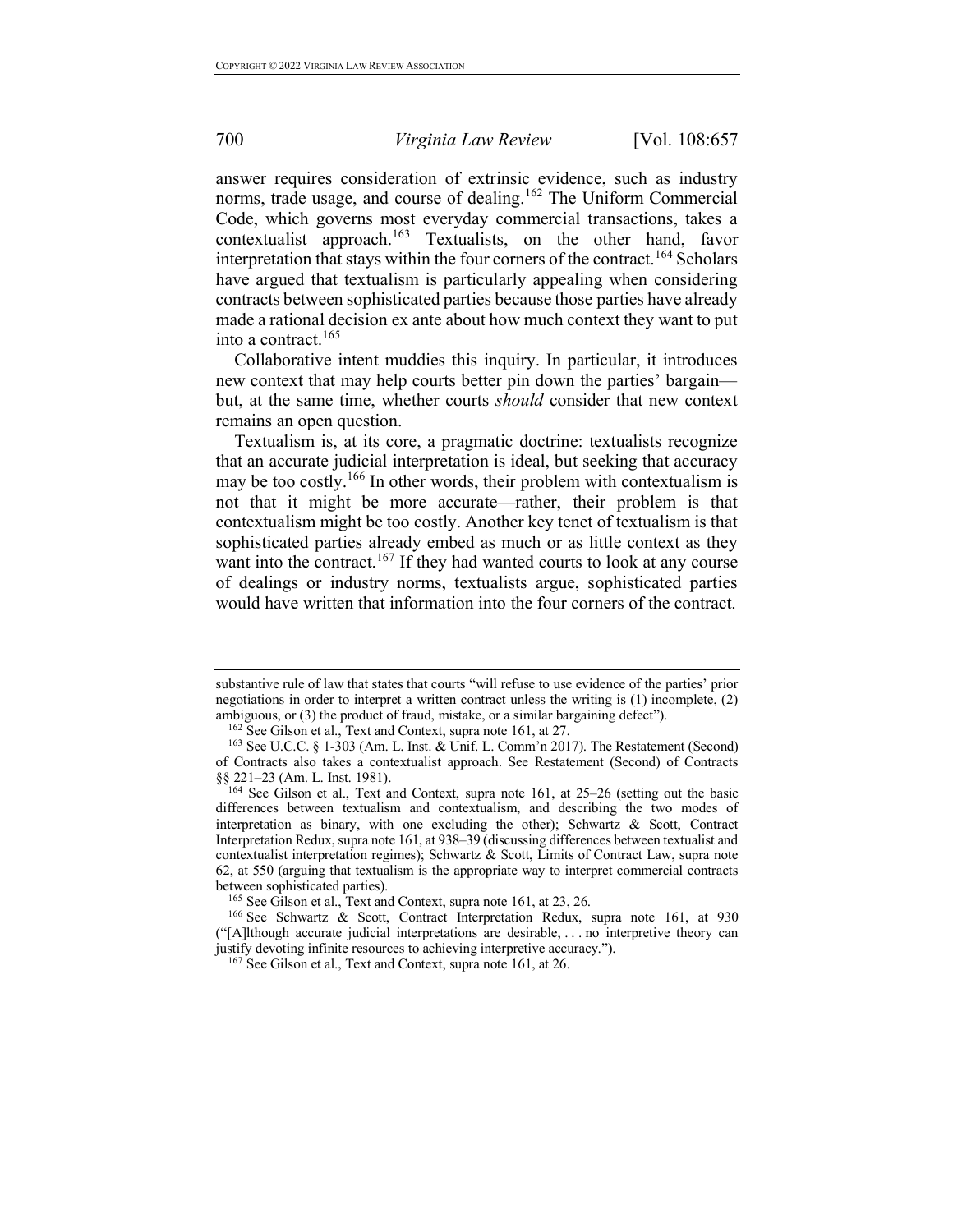answer requires consideration of extrinsic evidence, such as industry norms, trade usage, and course of dealing.[162] The Uniform Commercial Code, which governs most everyday commercial transactions, takes a contextualist approach.[163] Textualists, on the other hand, favor interpretation that stays within the four corners of the contract.[164] Scholars have argued that textualism is particularly appealing when considering contracts between sophisticated parties because those parties have already made a rational decision ex ante about how much context they want to put into a contract.[165]

Collaborative intent muddies this inquiry. In particular, it introduces new context that may help courts better pin down the parties' bargain—but, at the same time, whether courts *should* consider that new context remains an open question.

Textualism is, at its core, a pragmatic doctrine: textualists recognize that an accurate judicial interpretation is ideal, but seeking that accuracy may be too costly.[166] In other words, their problem with contextualism is not that it might be more accurate—rather, their problem is that contextualism might be too costly. Another key tenet of textualism is that sophisticated parties already embed as much or as little context as they want into the contract.[167] If they had wanted courts to look at any course of dealings or industry norms, textualists argue, sophisticated parties would have written that information into the four corners of the contract.

---

substantive rule of law that states that courts "will refuse to use evidence of the parties' prior negotiations in order to interpret a written contract unless the writing is (1) incomplete, (2) ambiguous, or (3) the product of fraud, mistake, or a similar bargaining defect").

[162] See Gilson et al., Text and Context, supra note 161, at 27.

[163] See U.C.C. § 1-303 (Am. L. Inst. & Unif. L. Comm'n 2017). The Restatement (Second) of Contracts also takes a contextualist approach. See Restatement (Second) of Contracts §§ 221–23 (Am. L. Inst. 1981).

[164] See Gilson et al., Text and Context, supra note 161, at 25–26 (setting out the basic differences between textualism and contextualism, and describing the two modes of interpretation as binary, with one excluding the other); Schwartz & Scott, Contract Interpretation Redux, supra note 161, at 938–39 (discussing differences between textualist and contextualist interpretation regimes); Schwartz & Scott, Limits of Contract Law, supra note 62, at 550 (arguing that textualism is the appropriate way to interpret commercial contracts between sophisticated parties).

[165] See Gilson et al., Text and Context, supra note 161, at 23, 26.

[166] See Schwartz & Scott, Contract Interpretation Redux, supra note 161, at 930 ("[A]lthough accurate judicial interpretations are desirable, . . . no interpretive theory can justify devoting infinite resources to achieving interpretive accuracy.").

[167] See Gilson et al., Text and Context, supra note 161, at 26.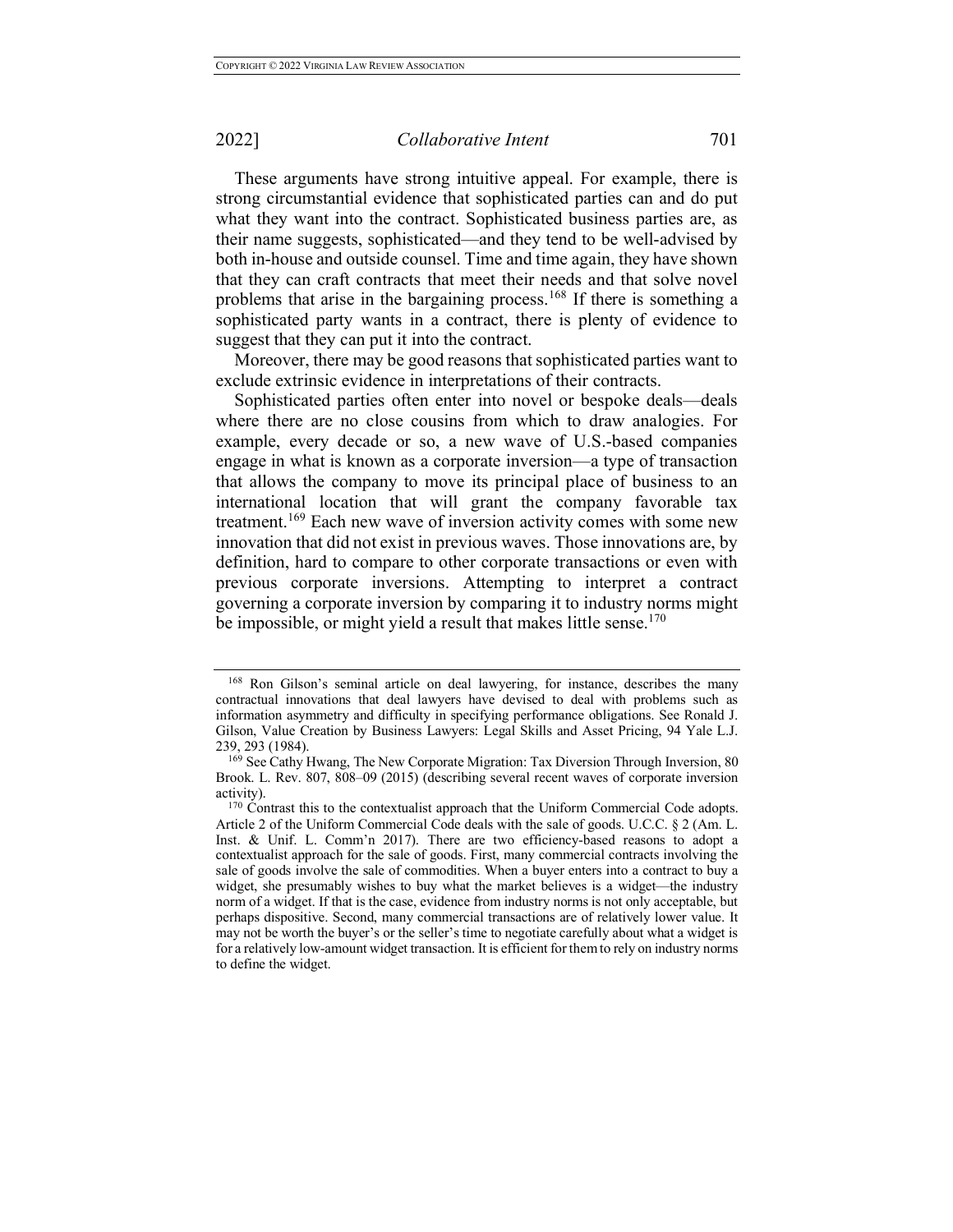These arguments have strong intuitive appeal. For example, there is strong circumstantial evidence that sophisticated parties can and do put what they want into the contract. Sophisticated business parties are, as their name suggests, sophisticated—and they tend to be well-advised by both in-house and outside counsel. Time and time again, they have shown that they can craft contracts that meet their needs and that solve novel problems that arise in the bargaining process.[168] If there is something a sophisticated party wants in a contract, there is plenty of evidence to suggest that they can put it into the contract.

Moreover, there may be good reasons that sophisticated parties want to exclude extrinsic evidence in interpretations of their contracts.

Sophisticated parties often enter into novel or bespoke deals—deals where there are no close cousins from which to draw analogies. For example, every decade or so, a new wave of U.S.-based companies engage in what is known as a corporate inversion—a type of transaction that allows the company to move its principal place of business to an international location that will grant the company favorable tax treatment.[169] Each new wave of inversion activity comes with some new innovation that did not exist in previous waves. Those innovations are, by definition, hard to compare to other corporate transactions or even with previous corporate inversions. Attempting to interpret a contract governing a corporate inversion by comparing it to industry norms might be impossible, or might yield a result that makes little sense.[170]

---

[168] Ron Gilson's seminal article on deal lawyering, for instance, describes the many contractual innovations that deal lawyers have devised to deal with problems such as information asymmetry and difficulty in specifying performance obligations. See Ronald J. Gilson, Value Creation by Business Lawyers: Legal Skills and Asset Pricing, 94 Yale L.J. 239, 293 (1984).

[169] See Cathy Hwang, The New Corporate Migration: Tax Diversion Through Inversion, 80 Brook. L. Rev. 807, 808–09 (2015) (describing several recent waves of corporate inversion activity).

[170] Contrast this to the contextualist approach that the Uniform Commercial Code adopts. Article 2 of the Uniform Commercial Code deals with the sale of goods. U.C.C. § 2 (Am. L. Inst. & Unif. L. Comm'n 2017). There are two efficiency-based reasons to adopt a contextualist approach for the sale of goods. First, many commercial contracts involving the sale of goods involve the sale of commodities. When a buyer enters into a contract to buy a widget, she presumably wishes to buy what the market believes is a widget—the industry norm of a widget. If that is the case, evidence from industry norms is not only acceptable, but perhaps dispositive. Second, many commercial transactions are of relatively lower value. It may not be worth the buyer's or the seller's time to negotiate carefully about what a widget is for a relatively low-amount widget transaction. It is efficient for them to rely on industry norms to define the widget.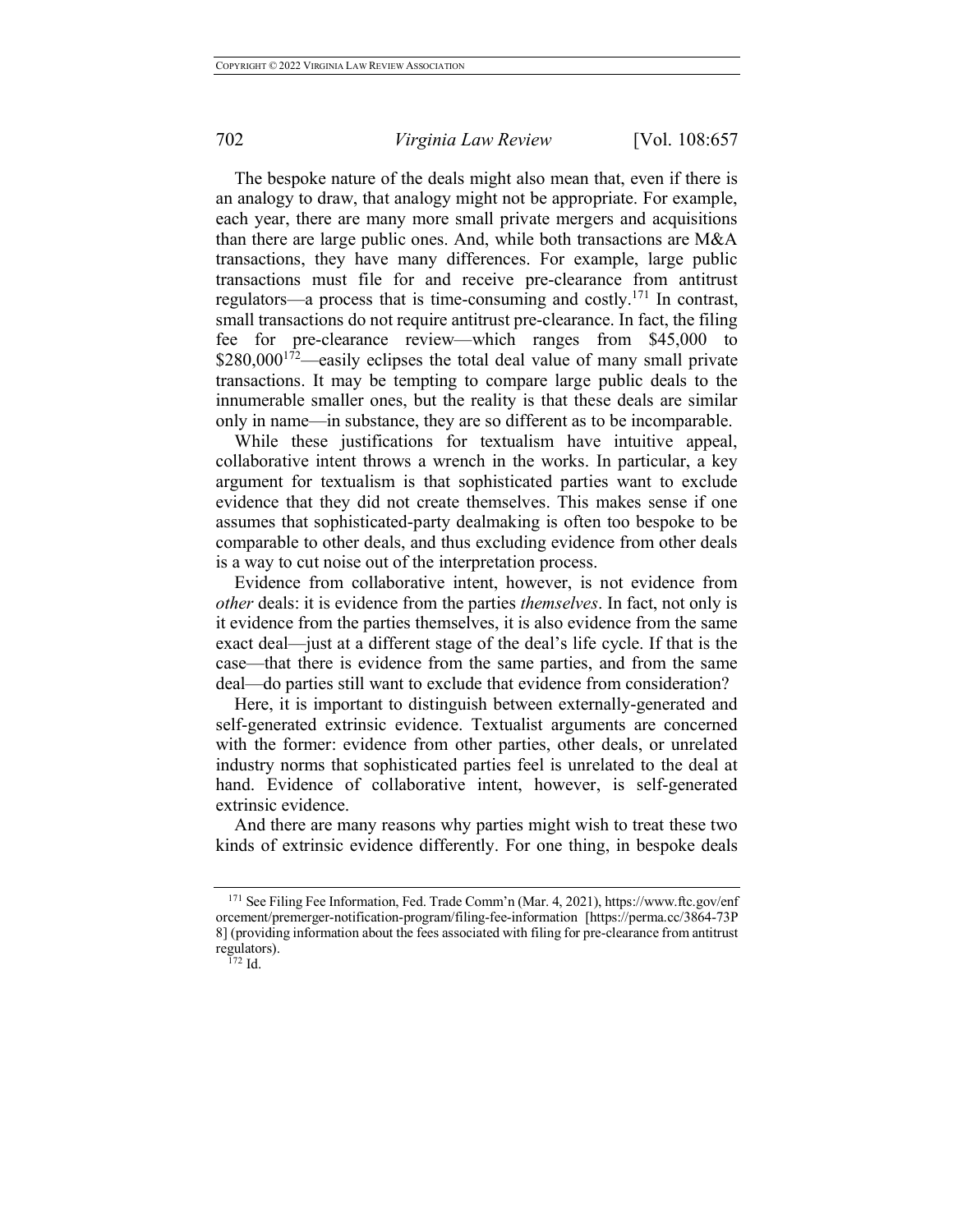The bespoke nature of the deals might also mean that, even if there is an analogy to draw, that analogy might not be appropriate. For example, each year, there are many more small private mergers and acquisitions than there are large public ones. And, while both transactions are M&A transactions, they have many differences. For example, large public transactions must file for and receive pre-clearance from antitrust regulators—a process that is time-consuming and costly.[171] In contrast, small transactions do not require antitrust pre-clearance. In fact, the filing fee for pre-clearance review—which ranges from $45,000 to $280,000[172]—easily eclipses the total deal value of many small private transactions. It may be tempting to compare large public deals to the innumerable smaller ones, but the reality is that these deals are similar only in name—in substance, they are so different as to be incomparable.

While these justifications for textualism have intuitive appeal, collaborative intent throws a wrench in the works. In particular, a key argument for textualism is that sophisticated parties want to exclude evidence that they did not create themselves. This makes sense if one assumes that sophisticated-party dealmaking is often too bespoke to be comparable to other deals, and thus excluding evidence from other deals is a way to cut noise out of the interpretation process.

Evidence from collaborative intent, however, is not evidence from *other* deals: it is evidence from the parties *themselves*. In fact, not only is it evidence from the parties themselves, it is also evidence from the same exact deal—just at a different stage of the deal's life cycle. If that is the case—that there is evidence from the same parties, and from the same deal—do parties still want to exclude that evidence from consideration?

Here, it is important to distinguish between externally-generated and self-generated extrinsic evidence. Textualist arguments are concerned with the former: evidence from other parties, other deals, or unrelated industry norms that sophisticated parties feel is unrelated to the deal at hand. Evidence of collaborative intent, however, is self-generated extrinsic evidence.

And there are many reasons why parties might wish to treat these two kinds of extrinsic evidence differently. For one thing, in bespoke deals

---

[171] See Filing Fee Information, Fed. Trade Comm'n (Mar. 4, 2021), https://www.ftc.gov/enforcement/premerger-notification-program/filing-fee-information [https://perma.cc/3864-73P8] (providing information about the fees associated with filing for pre-clearance from antitrust regulators).

[172] Id.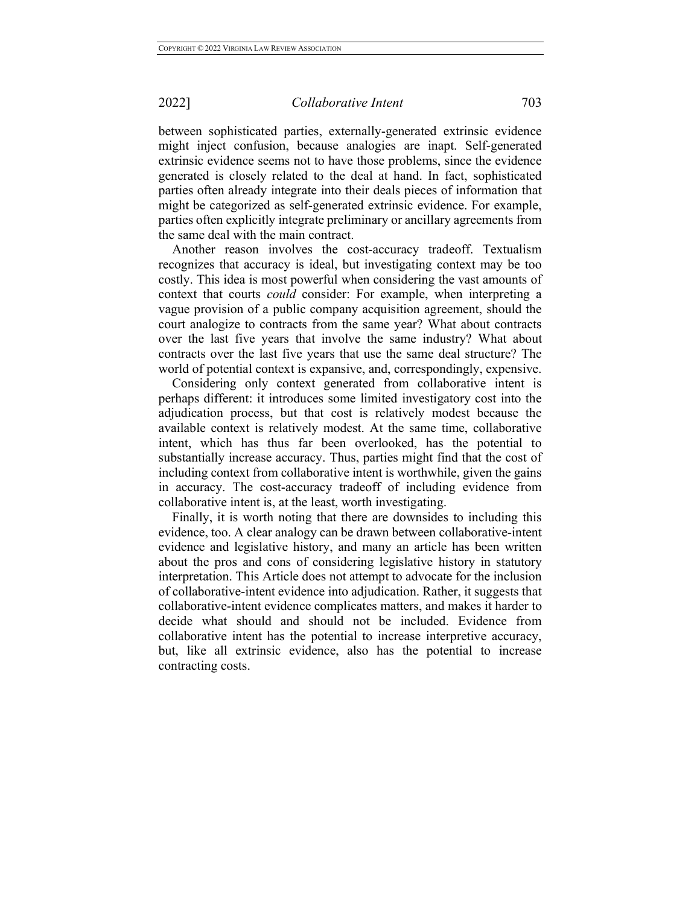between sophisticated parties, externally-generated extrinsic evidence might inject confusion, because analogies are inapt. Self-generated extrinsic evidence seems not to have those problems, since the evidence generated is closely related to the deal at hand. In fact, sophisticated parties often already integrate into their deals pieces of information that might be categorized as self-generated extrinsic evidence. For example, parties often explicitly integrate preliminary or ancillary agreements from the same deal with the main contract.

Another reason involves the cost-accuracy tradeoff. Textualism recognizes that accuracy is ideal, but investigating context may be too costly. This idea is most powerful when considering the vast amounts of context that courts *could* consider: For example, when interpreting a vague provision of a public company acquisition agreement, should the court analogize to contracts from the same year? What about contracts over the last five years that involve the same industry? What about contracts over the last five years that use the same deal structure? The world of potential context is expansive, and, correspondingly, expensive.

Considering only context generated from collaborative intent is perhaps different: it introduces some limited investigatory cost into the adjudication process, but that cost is relatively modest because the available context is relatively modest. At the same time, collaborative intent, which has thus far been overlooked, has the potential to substantially increase accuracy. Thus, parties might find that the cost of including context from collaborative intent is worthwhile, given the gains in accuracy. The cost-accuracy tradeoff of including evidence from collaborative intent is, at the least, worth investigating.

Finally, it is worth noting that there are downsides to including this evidence, too. A clear analogy can be drawn between collaborative-intent evidence and legislative history, and many an article has been written about the pros and cons of considering legislative history in statutory interpretation. This Article does not attempt to advocate for the inclusion of collaborative-intent evidence into adjudication. Rather, it suggests that collaborative-intent evidence complicates matters, and makes it harder to decide what should and should not be included. Evidence from collaborative intent has the potential to increase interpretive accuracy, but, like all extrinsic evidence, also has the potential to increase contracting costs.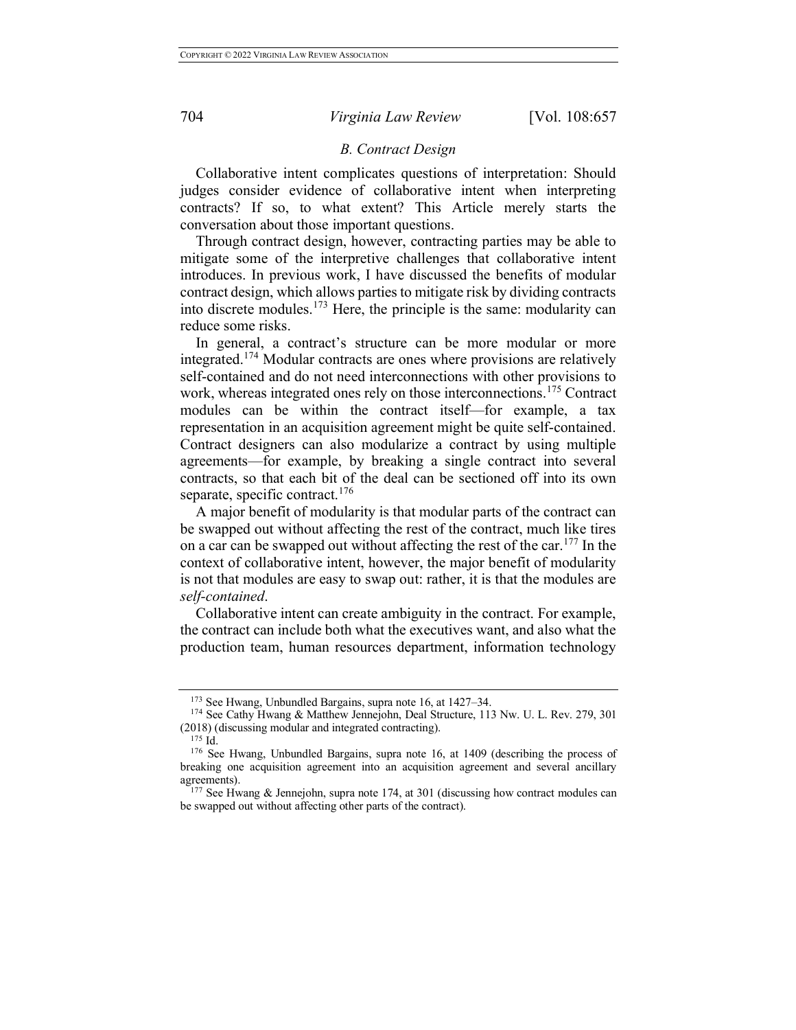### *B. Contract Design*

Collaborative intent complicates questions of interpretation: Should judges consider evidence of collaborative intent when interpreting contracts? If so, to what extent? This Article merely starts the conversation about those important questions.

Through contract design, however, contracting parties may be able to mitigate some of the interpretive challenges that collaborative intent introduces. In previous work, I have discussed the benefits of modular contract design, which allows parties to mitigate risk by dividing contracts into discrete modules.[173] Here, the principle is the same: modularity can reduce some risks.

In general, a contract's structure can be more modular or more integrated.[174] Modular contracts are ones where provisions are relatively self-contained and do not need interconnections with other provisions to work, whereas integrated ones rely on those interconnections.[175] Contract modules can be within the contract itself—for example, a tax representation in an acquisition agreement might be quite self-contained. Contract designers can also modularize a contract by using multiple agreements—for example, by breaking a single contract into several contracts, so that each bit of the deal can be sectioned off into its own separate, specific contract.[176]

A major benefit of modularity is that modular parts of the contract can be swapped out without affecting the rest of the contract, much like tires on a car can be swapped out without affecting the rest of the car.[177] In the context of collaborative intent, however, the major benefit of modularity is not that modules are easy to swap out: rather, it is that the modules are *self-contained*.

Collaborative intent can create ambiguity in the contract. For example, the contract can include both what the executives want, and also what the production team, human resources department, information technology

---

[173] See Hwang, Unbundled Bargains, supra note 16, at 1427–34.

[174] See Cathy Hwang & Matthew Jennejohn, Deal Structure, 113 Nw. U. L. Rev. 279, 301 (2018) (discussing modular and integrated contracting).

[175] Id.

[176] See Hwang, Unbundled Bargains, supra note 16, at 1409 (describing the process of breaking one acquisition agreement into an acquisition agreement and several ancillary agreements).

[177] See Hwang & Jennejohn, supra note 174, at 301 (discussing how contract modules can be swapped out without affecting other parts of the contract).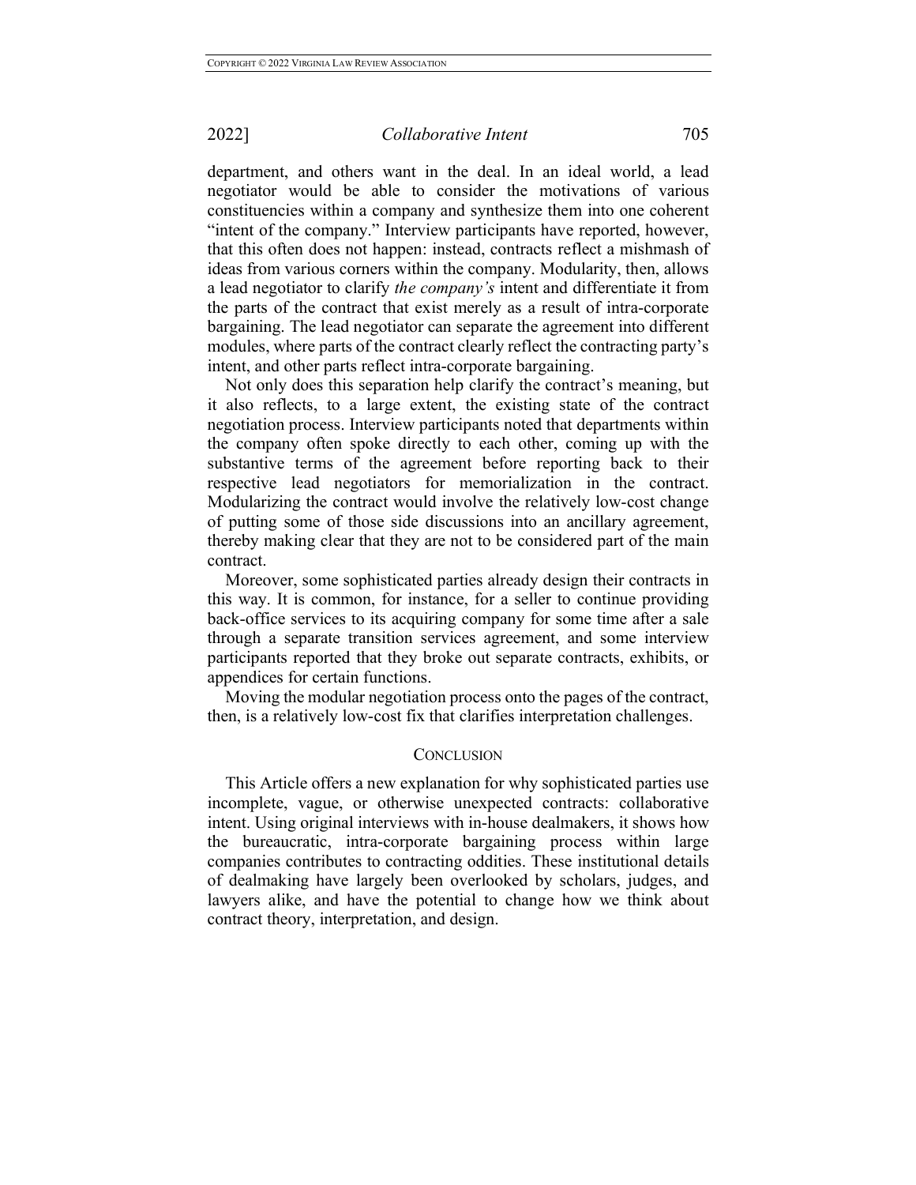department, and others want in the deal. In an ideal world, a lead negotiator would be able to consider the motivations of various constituencies within a company and synthesize them into one coherent "intent of the company." Interview participants have reported, however, that this often does not happen: instead, contracts reflect a mishmash of ideas from various corners within the company. Modularity, then, allows a lead negotiator to clarify *the company's* intent and differentiate it from the parts of the contract that exist merely as a result of intra-corporate bargaining. The lead negotiator can separate the agreement into different modules, where parts of the contract clearly reflect the contracting party's intent, and other parts reflect intra-corporate bargaining.

Not only does this separation help clarify the contract's meaning, but it also reflects, to a large extent, the existing state of the contract negotiation process. Interview participants noted that departments within the company often spoke directly to each other, coming up with the substantive terms of the agreement before reporting back to their respective lead negotiators for memorialization in the contract. Modularizing the contract would involve the relatively low-cost change of putting some of those side discussions into an ancillary agreement, thereby making clear that they are not to be considered part of the main contract.

Moreover, some sophisticated parties already design their contracts in this way. It is common, for instance, for a seller to continue providing back-office services to its acquiring company for some time after a sale through a separate transition services agreement, and some interview participants reported that they broke out separate contracts, exhibits, or appendices for certain functions.

Moving the modular negotiation process onto the pages of the contract, then, is a relatively low-cost fix that clarifies interpretation challenges.

## CONCLUSION

This Article offers a new explanation for why sophisticated parties use incomplete, vague, or otherwise unexpected contracts: collaborative intent. Using original interviews with in-house dealmakers, it shows how the bureaucratic, intra-corporate bargaining process within large companies contributes to contracting oddities. These institutional details of dealmaking have largely been overlooked by scholars, judges, and lawyers alike, and have the potential to change how we think about contract theory, interpretation, and design.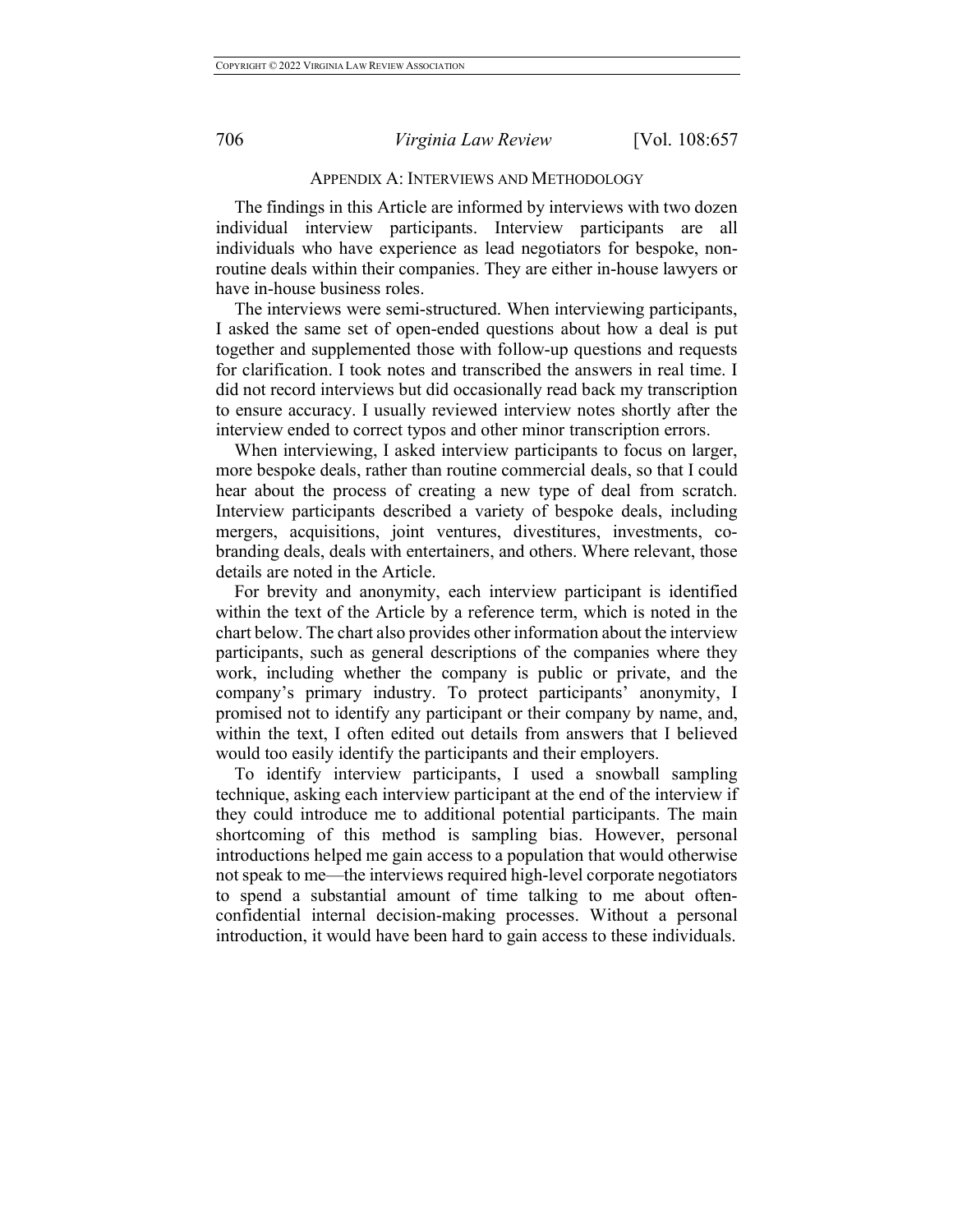## APPENDIX A: INTERVIEWS AND METHODOLOGY

The findings in this Article are informed by interviews with two dozen individual interview participants. Interview participants are all individuals who have experience as lead negotiators for bespoke, non-routine deals within their companies. They are either in-house lawyers or have in-house business roles.

The interviews were semi-structured. When interviewing participants, I asked the same set of open-ended questions about how a deal is put together and supplemented those with follow-up questions and requests for clarification. I took notes and transcribed the answers in real time. I did not record interviews but did occasionally read back my transcription to ensure accuracy. I usually reviewed interview notes shortly after the interview ended to correct typos and other minor transcription errors.

When interviewing, I asked interview participants to focus on larger, more bespoke deals, rather than routine commercial deals, so that I could hear about the process of creating a new type of deal from scratch. Interview participants described a variety of bespoke deals, including mergers, acquisitions, joint ventures, divestitures, investments, co-branding deals, deals with entertainers, and others. Where relevant, those details are noted in the Article.

For brevity and anonymity, each interview participant is identified within the text of the Article by a reference term, which is noted in the chart below. The chart also provides other information about the interview participants, such as general descriptions of the companies where they work, including whether the company is public or private, and the company's primary industry. To protect participants' anonymity, I promised not to identify any participant or their company by name, and, within the text, I often edited out details from answers that I believed would too easily identify the participants and their employers.

To identify interview participants, I used a snowball sampling technique, asking each interview participant at the end of the interview if they could introduce me to additional potential participants. The main shortcoming of this method is sampling bias. However, personal introductions helped me gain access to a population that would otherwise not speak to me—the interviews required high-level corporate negotiators to spend a substantial amount of time talking to me about often-confidential internal decision-making processes. Without a personal introduction, it would have been hard to gain access to these individuals.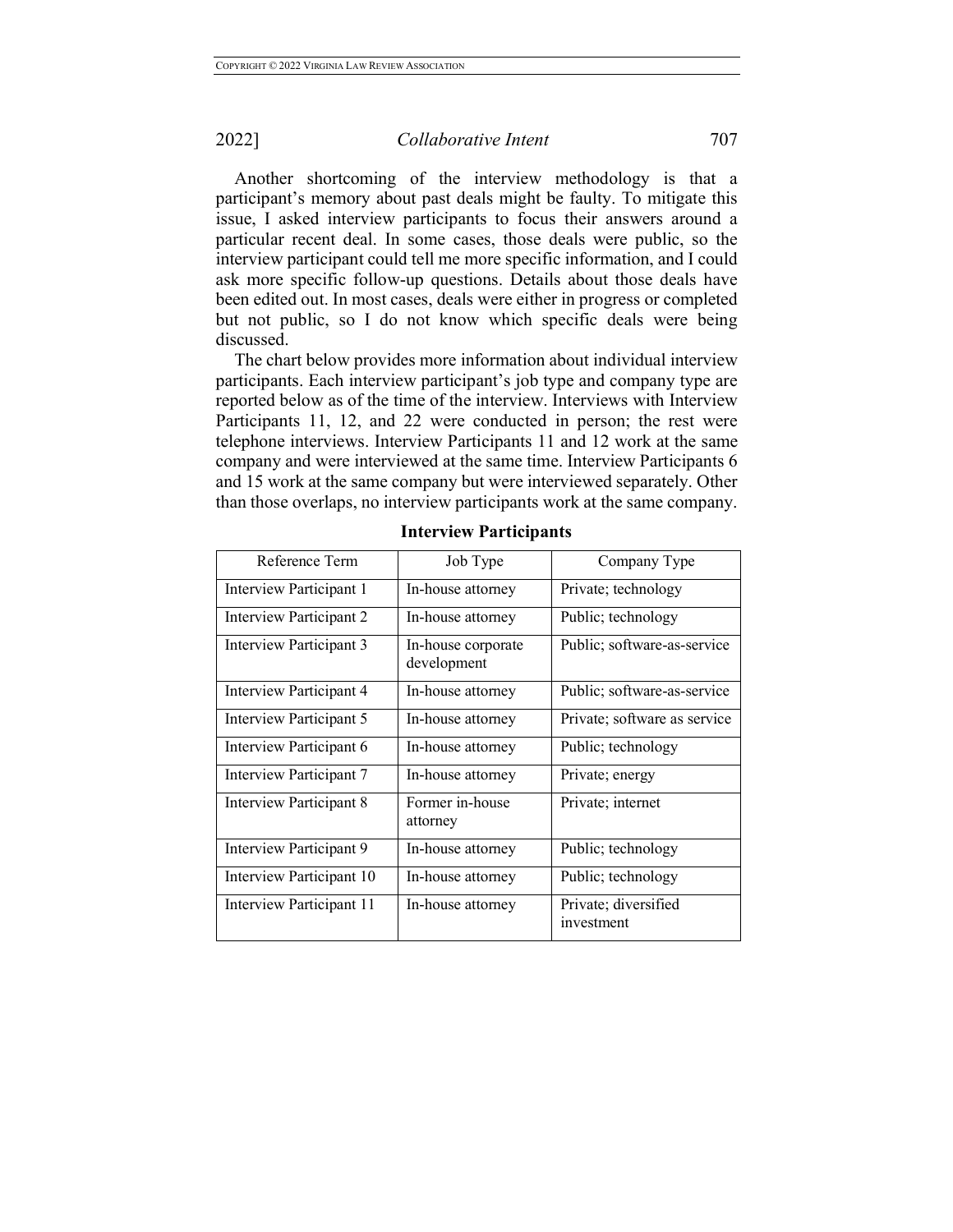Another shortcoming of the interview methodology is that a participant's memory about past deals might be faulty. To mitigate this issue, I asked interview participants to focus their answers around a particular recent deal. In some cases, those deals were public, so the interview participant could tell me more specific information, and I could ask more specific follow-up questions. Details about those deals have been edited out. In most cases, deals were either in progress or completed but not public, so I do not know which specific deals were being discussed.

The chart below provides more information about individual interview participants. Each interview participant's job type and company type are reported below as of the time of the interview. Interviews with Interview Participants 11, 12, and 22 were conducted in person; the rest were telephone interviews. Interview Participants 11 and 12 work at the same company and were interviewed at the same time. Interview Participants 6 and 15 work at the same company but were interviewed separately. Other than those overlaps, no interview participants work at the same company.

**Interview Participants**

| Reference Term | Job Type | Company Type |
|---|---|---|
| Interview Participant 1 | In-house attorney | Private; technology |
| Interview Participant 2 | In-house attorney | Public; technology |
| Interview Participant 3 | In-house corporate development | Public; software-as-service |
| Interview Participant 4 | In-house attorney | Public; software-as-service |
| Interview Participant 5 | In-house attorney | Private; software as service |
| Interview Participant 6 | In-house attorney | Public; technology |
| Interview Participant 7 | In-house attorney | Private; energy |
| Interview Participant 8 | Former in-house attorney | Private; internet |
| Interview Participant 9 | In-house attorney | Public; technology |
| Interview Participant 10 | In-house attorney | Public; technology |
| Interview Participant 11 | In-house attorney | Private; diversified investment |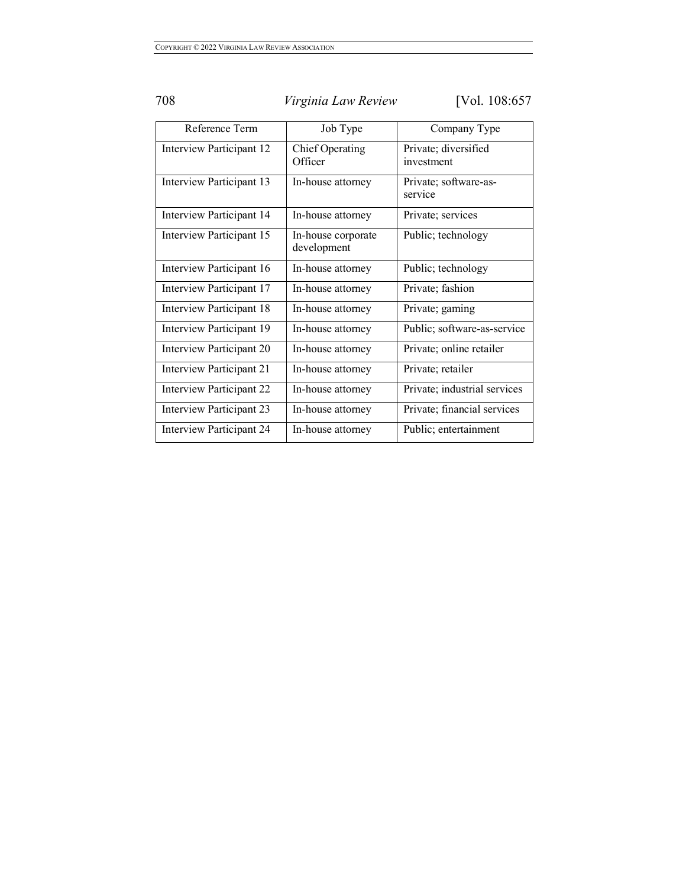| Reference Term | Job Type | Company Type |
|---|---|---|
| Interview Participant 12 | Chief Operating Officer | Private; diversified investment |
| Interview Participant 13 | In-house attorney | Private; software-as-service |
| Interview Participant 14 | In-house attorney | Private; services |
| Interview Participant 15 | In-house corporate development | Public; technology |
| Interview Participant 16 | In-house attorney | Public; technology |
| Interview Participant 17 | In-house attorney | Private; fashion |
| Interview Participant 18 | In-house attorney | Private; gaming |
| Interview Participant 19 | In-house attorney | Public; software-as-service |
| Interview Participant 20 | In-house attorney | Private; online retailer |
| Interview Participant 21 | In-house attorney | Private; retailer |
| Interview Participant 22 | In-house attorney | Private; industrial services |
| Interview Participant 23 | In-house attorney | Private; financial services |
| Interview Participant 24 | In-house attorney | Public; entertainment |